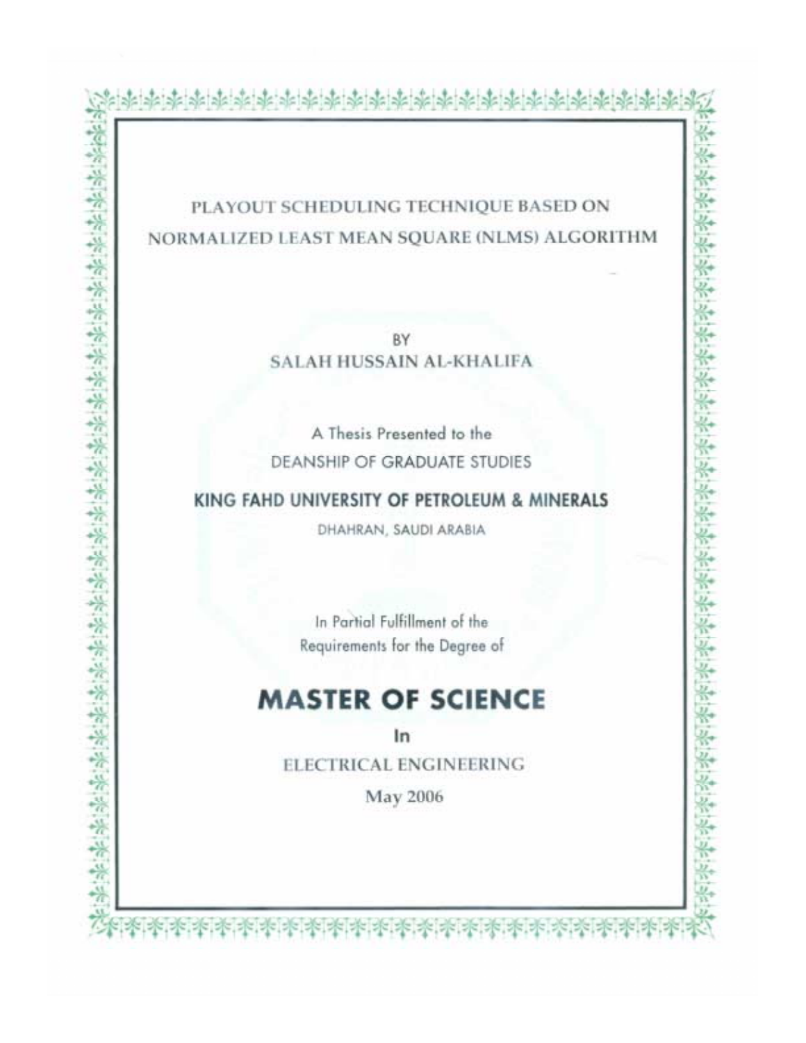# PLAYOUT SCHEDULING TECHNIQUE BASED ON NORMALIZED LEAST MEAN SQUARE (NLMS) ALGORITHM

BY

SALAH HUSSAIN AL-KHALIFA

A Thesis Presented to the

DEANSHIP OF GRADUATE STUDIES

**KING FAHD UNIVERSITY OF PETROLEUM & MINERALS**

DHAHRAN, SAUDI ARABIA

In Partial Fulfillment of the

Requirements for the Degree of

## MASTER OF SCIENCE

In

ELECTRICAL ENGINEERING

May 2006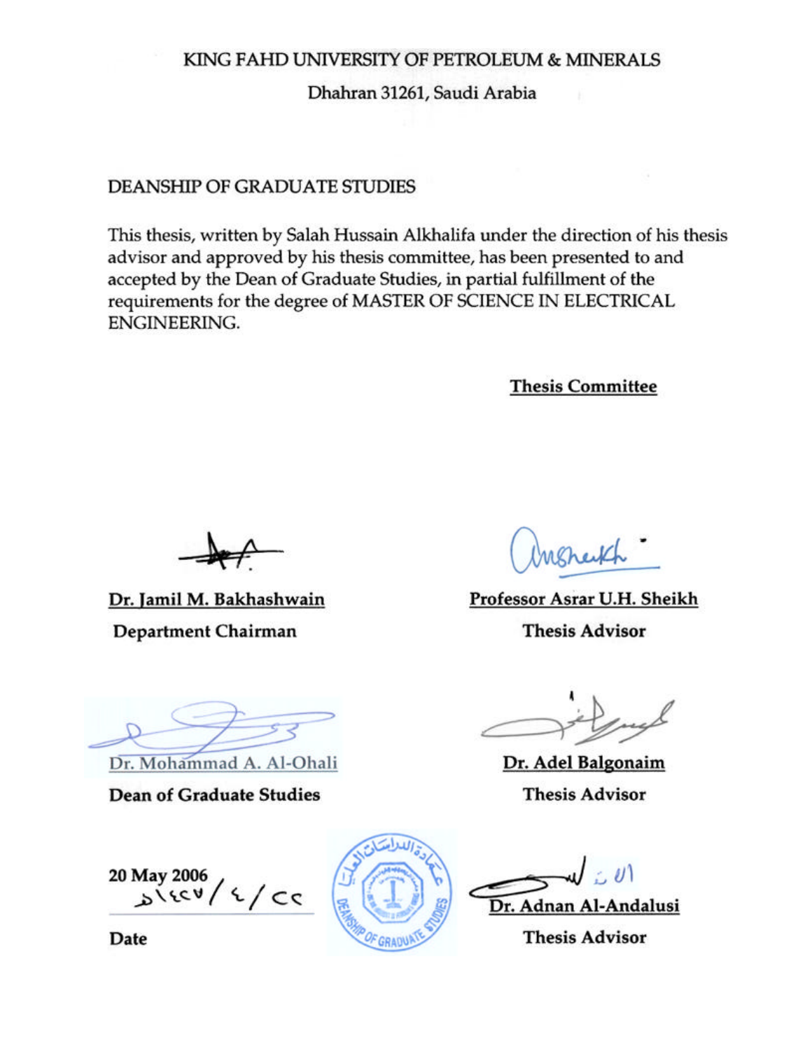KING FAHD UNIVERSITY OF PETROLEUM & MINERALS

Dhahran 31261, Saudi Arabia

DEANSHIP OF GRADUATE STUDIES

This thesis, written by Salah Hussain Alkhalifa under the direction of his thesis advisor and approved by his thesis committee, has been presented to and accepted by the Dean of Graduate Studies, in partial fulfillment of the requirements for the degree of MASTER OF SCIENCE IN ELECTRICAL ENGINEERING.

**Thesis Committee**

**Dr. Jamil M. Bakhashwain**
**Department Chairman**

**Professor Asrar U.H. Sheikh**
**Thesis Advisor**

Dr. Mohammad A. Al-Ohali
**Dean of Graduate Studies**

**Dr. Adel Balgonaim**
**Thesis Advisor**

**20 May 2006**
٢٢/٤/١٤٢٧هـ

**Date**

**Dr. Adnan Al-Andalusi**
**Thesis Advisor**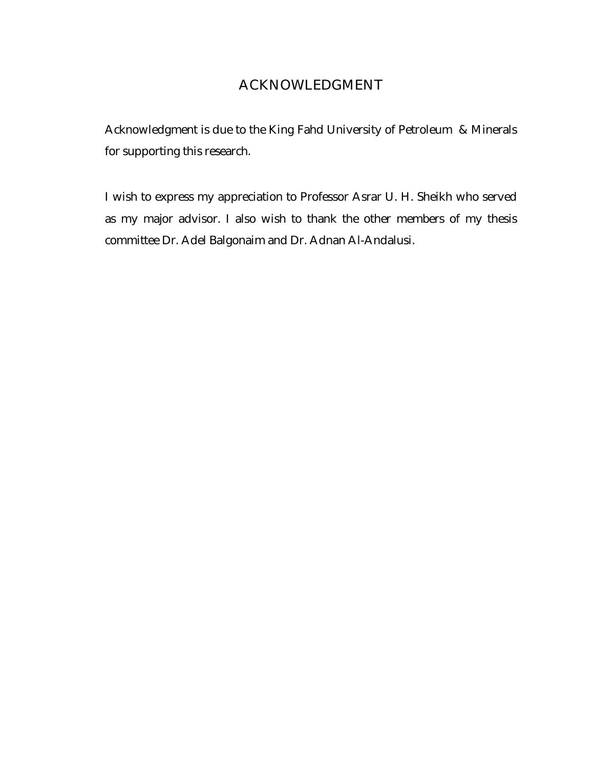# ACKNOWLEDGMENT

Acknowledgment is due to the King Fahd University of Petroleum & Minerals for supporting this research.

I wish to express my appreciation to Professor Asrar U. H. Sheikh who served as my major advisor. I also wish to thank the other members of my thesis committee Dr. Adel Balgonaim and Dr. Adnan Al-Andalusi.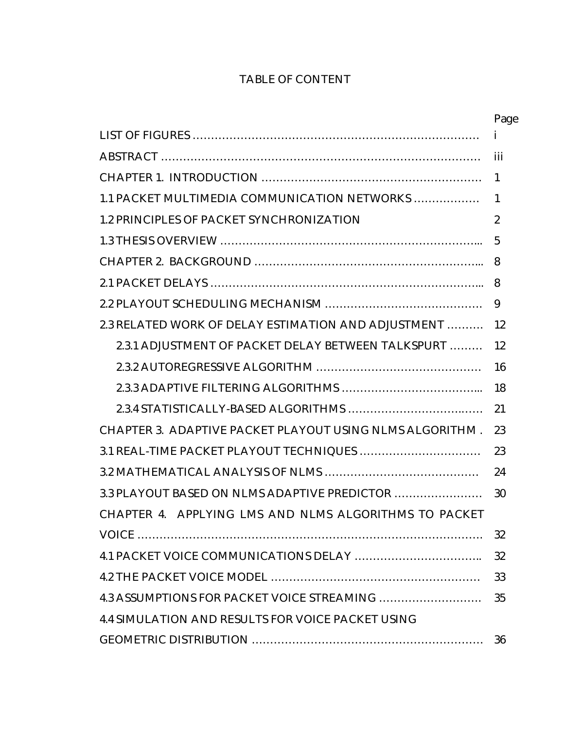# TABLE OF CONTENT

| | Page |
|---|---|
| LIST OF FIGURES ……………………………………………………………………… | i |
| ABSTRACT ……………………………………………………………………………… | iii |
| CHAPTER 1. INTRODUCTION …………………………………………………… | 1 |
| 1.1 PACKET MULTIMEDIA COMMUNICATION NETWORKS ……………… | 1 |
| 1.2 PRINCIPLES OF PACKET SYNCHRONIZATION | 2 |
| 1.3 THESIS OVERVIEW ……………………………………………………………... | 5 |
| CHAPTER 2. BACKGROUND ……………………………………………………... | 8 |
| 2.1 PACKET DELAYS ………………………………………………………………... | 8 |
| 2.2 PLAYOUT SCHEDULING MECHANISM …………………………………… | 9 |
| 2.3 RELATED WORK OF DELAY ESTIMATION AND ADJUSTMENT ………. | 12 |
| 2.3.1 ADJUSTMENT OF PACKET DELAY BETWEEN TALKSPURT ……… | 12 |
| 2.3.2 AUTOREGRESSIVE ALGORITHM …………………………………… | 16 |
| 2.3.3 ADAPTIVE FILTERING ALGORITHMS ……………………………... | 18 |
| 2.3.4 STATISTICALLY-BASED ALGORITHMS …………………………..…. | 21 |
| CHAPTER 3. ADAPTIVE PACKET PLAYOUT USING NLMS ALGORITHM . | 23 |
| 3.1 REAL-TIME PACKET PLAYOUT TECHNIQUES …………………………… | 23 |
| 3.2 MATHEMATICAL ANALYSIS OF NLMS …………………………………… | 24 |
| 3.3 PLAYOUT BASED ON NLMS ADAPTIVE PREDICTOR …………………… | 30 |
| CHAPTER 4. APPLYING LMS AND NLMS ALGORITHMS TO PACKET VOICE ……………………………………………………………………………… | 32 |
| 4.1 PACKET VOICE COMMUNICATIONS DELAY …………………………….. | 32 |
| 4.2 THE PACKET VOICE MODEL ………………………………………………… | 33 |
| 4.3 ASSUMPTIONS FOR PACKET VOICE STREAMING ……………………… | 35 |
| 4.4 SIMULATION AND RESULTS FOR VOICE PACKET USING GEOMETRIC DISTRIBUTION ……………………………………………………… | 36 |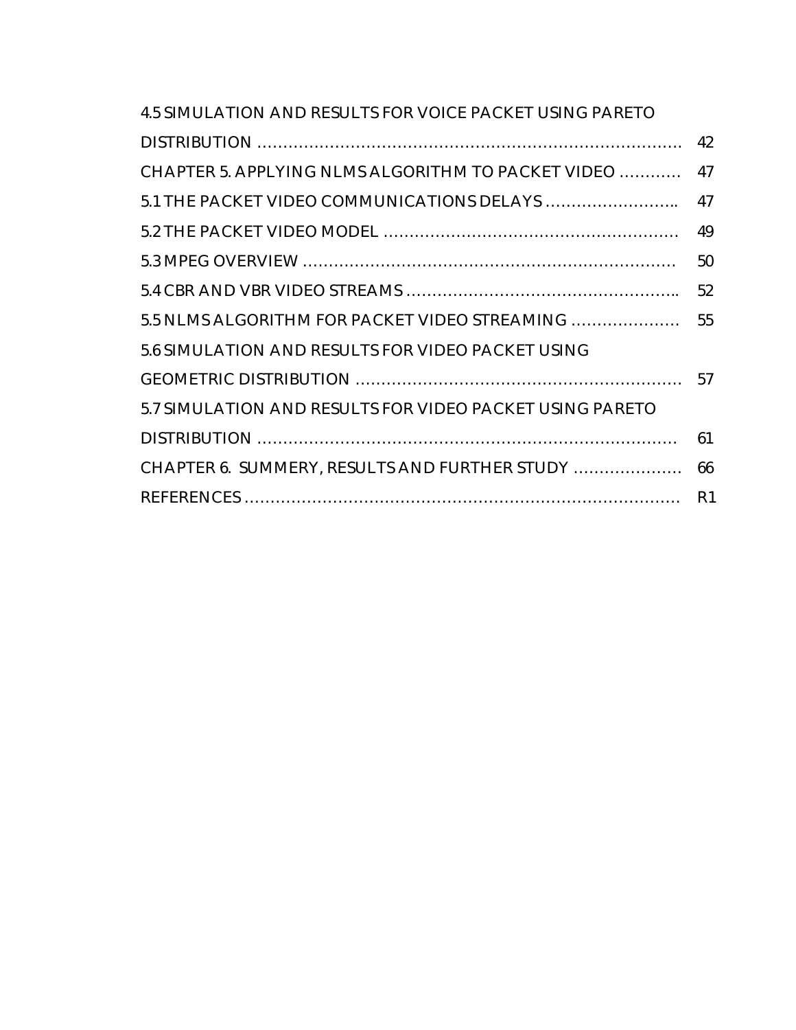4.5 SIMULATION AND RESULTS FOR VOICE PACKET USING PARETO DISTRIBUTION ……………………………………………………………………… 42

CHAPTER 5. APPLYING NLMS ALGORITHM TO PACKET VIDEO ………… 47

5.1 THE PACKET VIDEO COMMUNICATIONS DELAYS …………………….. 47

5.2 THE PACKET VIDEO MODEL ………………………………………………. 49

5.3 MPEG OVERVIEW ……………………………………………………………. 50

5.4 CBR AND VBR VIDEO STREAMS …………………………………………….. 52

5.5 NLMS ALGORITHM FOR PACKET VIDEO STREAMING ………………… 55

5.6 SIMULATION AND RESULTS FOR VIDEO PACKET USING GEOMETRIC DISTRIBUTION …………………………………………………… 57

5.7 SIMULATION AND RESULTS FOR VIDEO PACKET USING PARETO DISTRIBUTION ……………………………………………………………………… 61

CHAPTER 6. SUMMERY, RESULTS AND FURTHER STUDY ………………… 66

REFERENCES ……………………………………………………………………… R1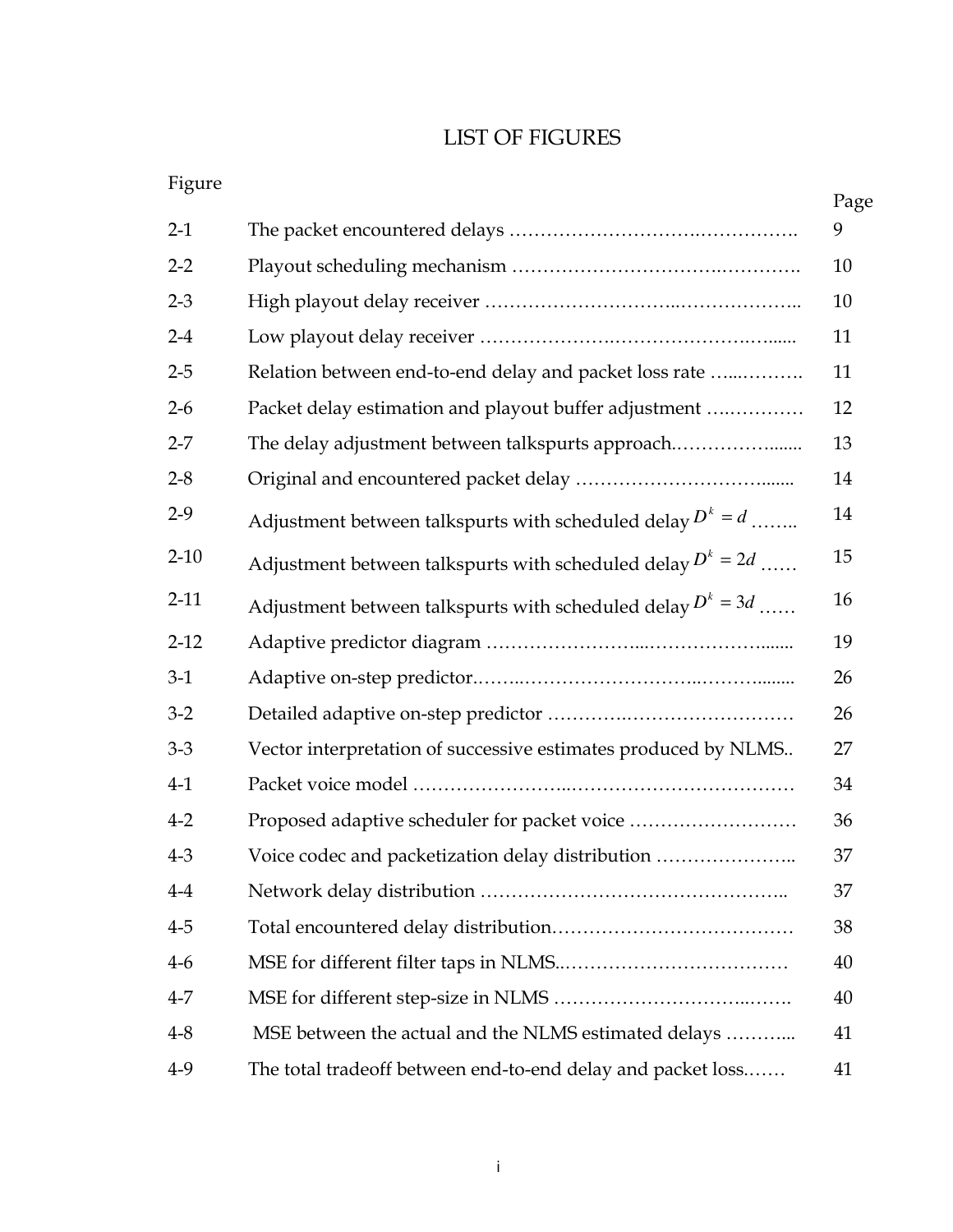# LIST OF FIGURES

| Figure | | Page |
|---|---|---|
| 2-1 | The packet encountered delays | 9 |
| 2-2 | Playout scheduling mechanism | 10 |
| 2-3 | High playout delay receiver | 10 |
| 2-4 | Low playout delay receiver | 11 |
| 2-5 | Relation between end-to-end delay and packet loss rate | 11 |
| 2-6 | Packet delay estimation and playout buffer adjustment | 12 |
| 2-7 | The delay adjustment between talkspurts approach | 13 |
| 2-8 | Original and encountered packet delay | 14 |
| 2-9 | Adjustment between talkspurts with scheduled delay $D^k = d$ | 14 |
| 2-10 | Adjustment between talkspurts with scheduled delay $D^k = 2d$ | 15 |
| 2-11 | Adjustment between talkspurts with scheduled delay $D^k = 3d$ | 16 |
| 2-12 | Adaptive predictor diagram | 19 |
| 3-1 | Adaptive on-step predictor | 26 |
| 3-2 | Detailed adaptive on-step predictor | 26 |
| 3-3 | Vector interpretation of successive estimates produced by NLMS | 27 |
| 4-1 | Packet voice model | 34 |
| 4-2 | Proposed adaptive scheduler for packet voice | 36 |
| 4-3 | Voice codec and packetization delay distribution | 37 |
| 4-4 | Network delay distribution | 37 |
| 4-5 | Total encountered delay distribution | 38 |
| 4-6 | MSE for different filter taps in NLMS | 40 |
| 4-7 | MSE for different step-size in NLMS | 40 |
| 4-8 | MSE between the actual and the NLMS estimated delays | 41 |
| 4-9 | The total tradeoff between end-to-end delay and packet loss | 41 |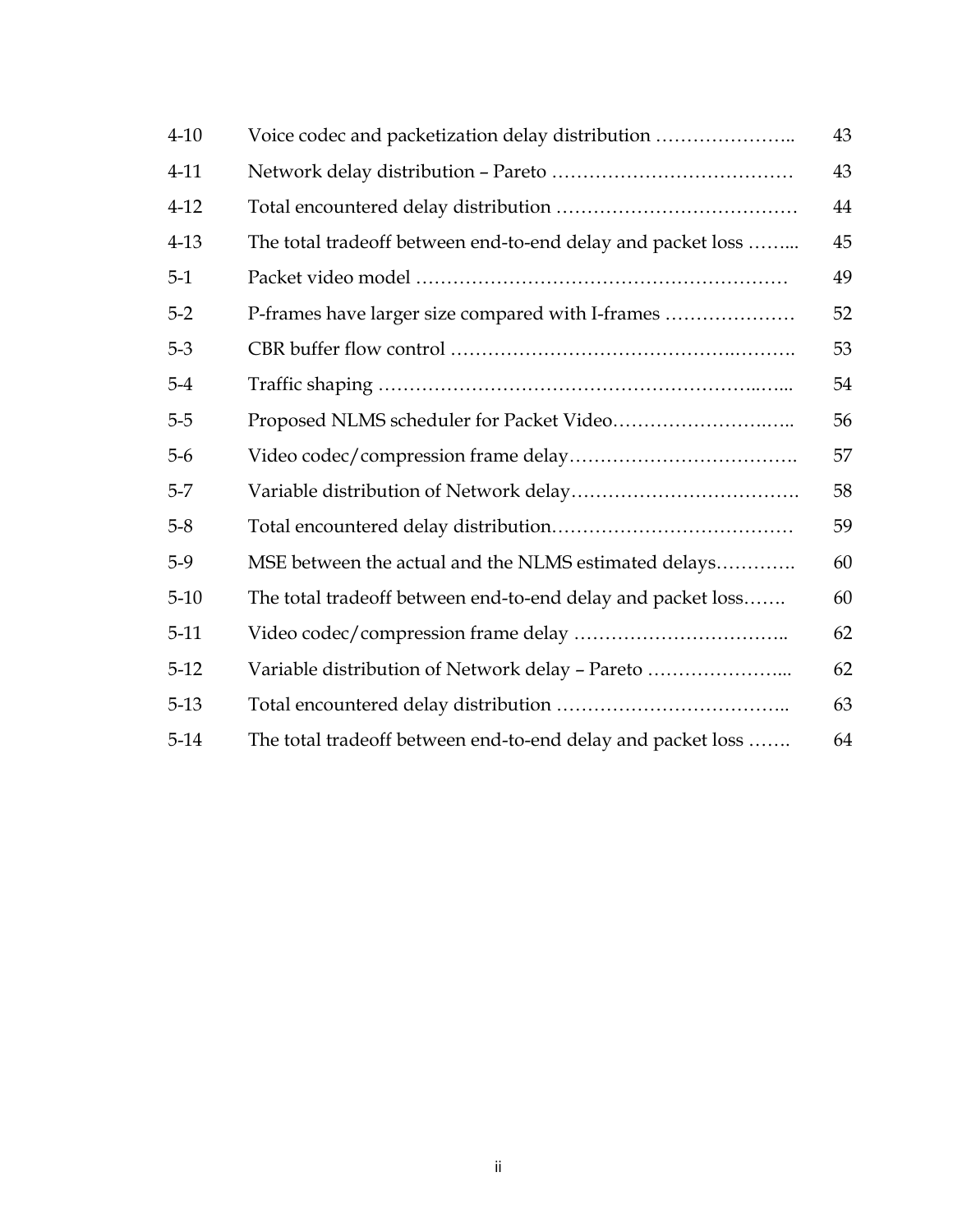| | | |
|---|---|---|
| 4-10 | Voice codec and packetization delay distribution ………………….. | 43 |
| 4-11 | Network delay distribution – Pareto ………………………………… | 43 |
| 4-12 | Total encountered delay distribution ………………………………… | 44 |
| 4-13 | The total tradeoff between end-to-end delay and packet loss ……... | 45 |
| 5-1 | Packet video model …………………………………………………… | 49 |
| 5-2 | P-frames have larger size compared with I-frames ………………… | 52 |
| 5-3 | CBR buffer flow control ………………………………….………. | 53 |
| 5-4 | Traffic shaping ………………………………………………..…... | 54 |
| 5-5 | Proposed NLMS scheduler for Packet Video…………………….….. | 56 |
| 5-6 | Video codec/compression frame delay………………………………. | 57 |
| 5-7 | Variable distribution of Network delay………………………………. | 58 |
| 5-8 | Total encountered delay distribution………………………………… | 59 |
| 5-9 | MSE between the actual and the NLMS estimated delays…………. | 60 |
| 5-10 | The total tradeoff between end-to-end delay and packet loss……. | 60 |
| 5-11 | Video codec/compression frame delay …………………………….. | 62 |
| 5-12 | Variable distribution of Network delay – Pareto …………………... | 62 |
| 5-13 | Total encountered delay distribution ……………………………….. | 63 |
| 5-14 | The total tradeoff between end-to-end delay and packet loss ……. | 64 |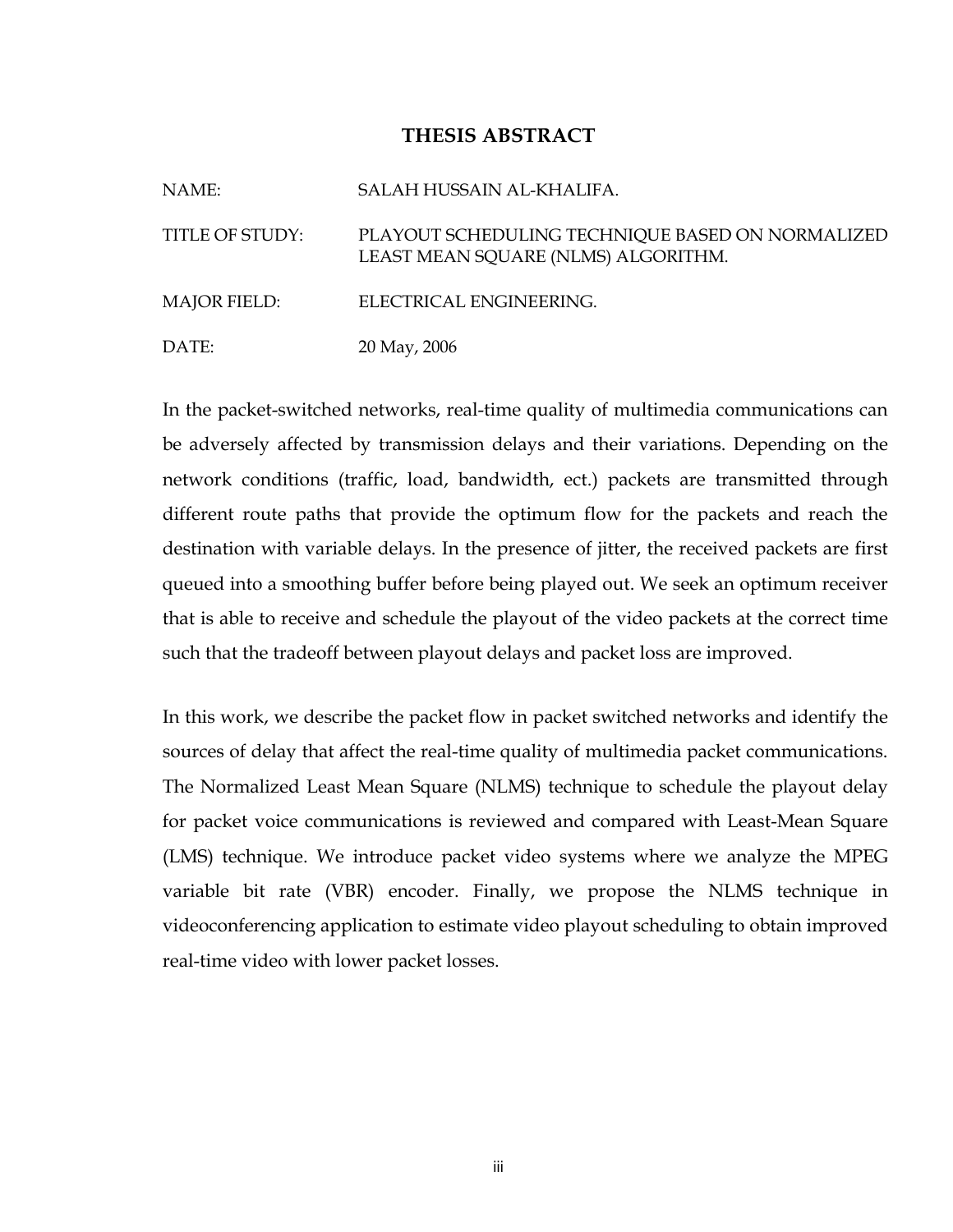# THESIS ABSTRACT

NAME: SALAH HUSSAIN AL-KHALIFA.

TITLE OF STUDY: PLAYOUT SCHEDULING TECHNIQUE BASED ON NORMALIZED LEAST MEAN SQUARE (NLMS) ALGORITHM.

MAJOR FIELD: ELECTRICAL ENGINEERING.

DATE: 20 May, 2006

In the packet-switched networks, real-time quality of multimedia communications can be adversely affected by transmission delays and their variations. Depending on the network conditions (traffic, load, bandwidth, ect.) packets are transmitted through different route paths that provide the optimum flow for the packets and reach the destination with variable delays. In the presence of jitter, the received packets are first queued into a smoothing buffer before being played out. We seek an optimum receiver that is able to receive and schedule the playout of the video packets at the correct time such that the tradeoff between playout delays and packet loss are improved.

In this work, we describe the packet flow in packet switched networks and identify the sources of delay that affect the real-time quality of multimedia packet communications. The Normalized Least Mean Square (NLMS) technique to schedule the playout delay for packet voice communications is reviewed and compared with Least-Mean Square (LMS) technique. We introduce packet video systems where we analyze the MPEG variable bit rate (VBR) encoder. Finally, we propose the NLMS technique in videoconferencing application to estimate video playout scheduling to obtain improved real-time video with lower packet losses.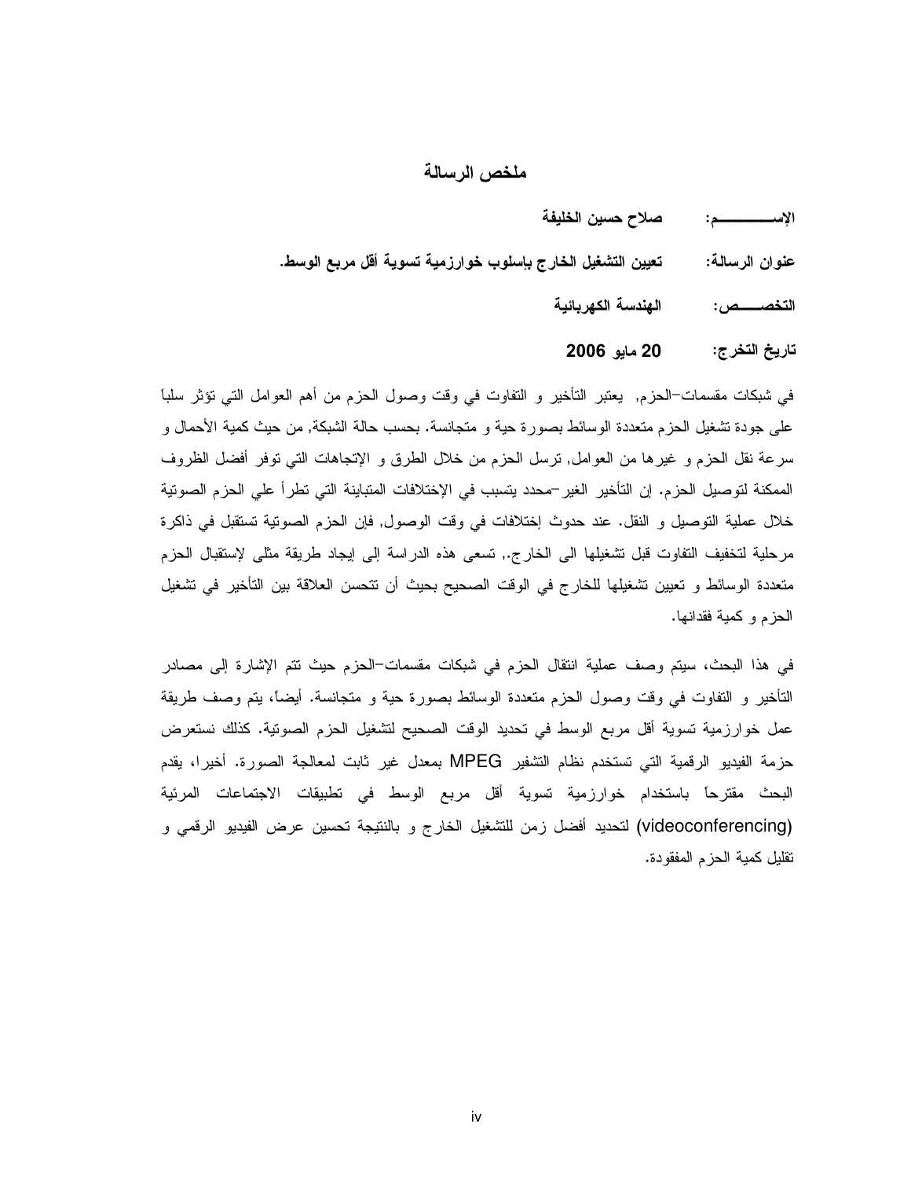# ملخص الرسالة

**الإســـــــــم:** صلاح حسين الخليفة

**عنوان الرسالة:** تعيين التشغيل الخارج بإسلوب خوارزمية تسوية أقل مربع الوسط.

**التخصـــــص:** الهندسة الكهربائية

**تاريخ التخرج:** 20 مايو 2006

في شبكات مقسمات–الحزم, يعتبر التأخير و التفاوت في وقت وصول الحزم من أهم العوامل التي تؤثر سلباً على جودة تشغيل الحزم متعددة الوسائط بصورة حية و متجانسة. بحسب حالة الشبكة, من حيث كمية الأحمال و سرعة نقل الحزم و غيرها من العوامل, ترسل الحزم من خلال الطرق و الإتجاهات التي توفر أفضل الظروف الممكنة لتوصيل الحزم. إن التأخير الغير–محدد يتسبب في الإختلافات المتباينة التي تطرأ علي الحزم الصوتية خلال عملية التوصيل و النقل. عند حدوث إختلافات في وقت الوصول, فإن الحزم الصوتية تستقبل في ذاكرة مرحلية لتخفيف التفاوت قبل تشغيلها الى الخارج., تسعى هذه الدراسة إلى إيجاد طريقة مثلى لإستقبال الحزم متعددة الوسائط و تعيين تشغيلها للخارج في الوقت الصحيح بحيث أن تتحسن العلاقة بين التأخير في تشغيل الحزم و كمية فقدانها.

في هذا البحث، سيتم وصف عملية انتقال الحزم في شبكات مقسمات–الحزم حيث تتم الإشارة إلى مصادر التأخير و التفاوت في وقت وصول الحزم متعددة الوسائط بصورة حية و متجانسة. أيضاً، يتم وصف طريقة عمل خوارزمية تسوية أقل مربع الوسط في تحديد الوقت الصحيح لتشغيل الحزم الصوتية. كذلك نستعرض حزمة الفيديو الرقمية التي تستخدم نظام التشفير MPEG بمعدل غير ثابت لمعالجة الصورة. أخيرا، يقدم البحث مقترحاً باستخدام خوارزمية تسوية أقل مربع الوسط في تطبيقات الاجتماعات المرئية (videoconferencing) لتحديد أفضل زمن للتشغيل الخارج و بالنتيجة تحسين عرض الفيديو الرقمي و تقليل كمية الحزم المفقودة.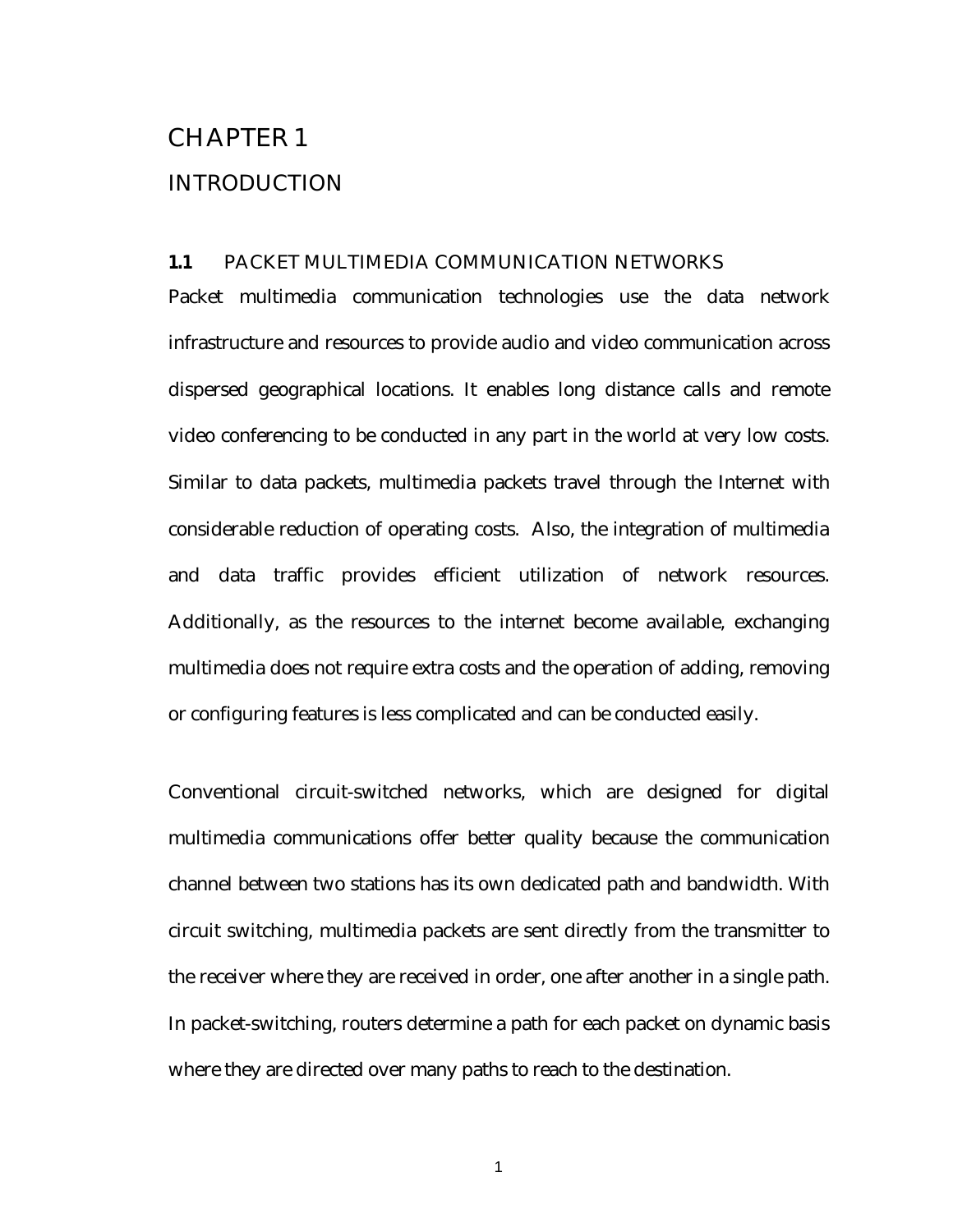# CHAPTER 1

# INTRODUCTION

## 1.1 PACKET MULTIMEDIA COMMUNICATION NETWORKS

Packet multimedia communication technologies use the data network infrastructure and resources to provide audio and video communication across dispersed geographical locations. It enables long distance calls and remote video conferencing to be conducted in any part in the world at very low costs. Similar to data packets, multimedia packets travel through the Internet with considerable reduction of operating costs. Also, the integration of multimedia and data traffic provides efficient utilization of network resources. Additionally, as the resources to the internet become available, exchanging multimedia does not require extra costs and the operation of adding, removing or configuring features is less complicated and can be conducted easily.

Conventional circuit-switched networks, which are designed for digital multimedia communications offer better quality because the communication channel between two stations has its own dedicated path and bandwidth. With circuit switching, multimedia packets are sent directly from the transmitter to the receiver where they are received in order, one after another in a single path. In packet-switching, routers determine a path for each packet on dynamic basis where they are directed over many paths to reach to the destination.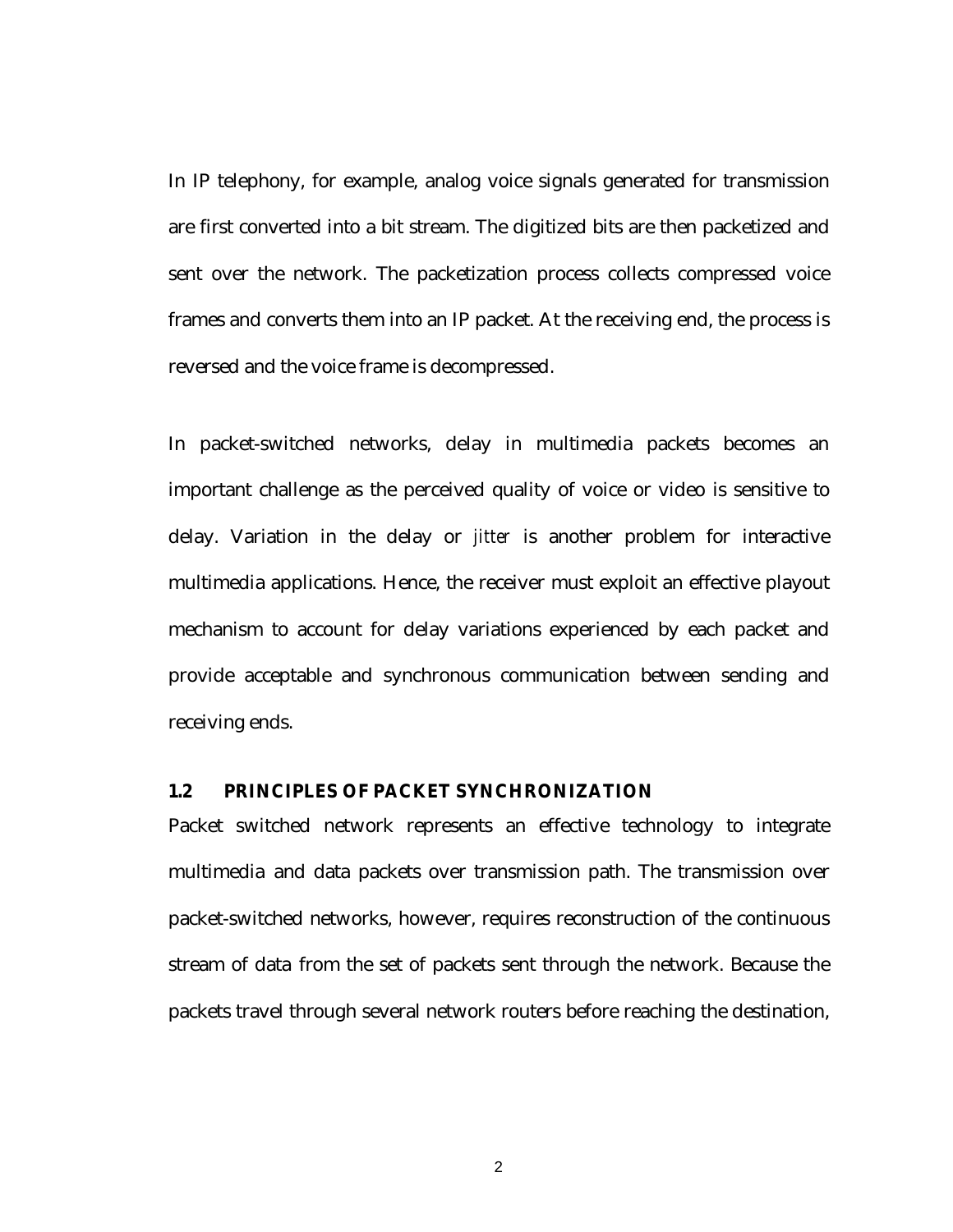In IP telephony, for example, analog voice signals generated for transmission are first converted into a bit stream. The digitized bits are then packetized and sent over the network. The packetization process collects compressed voice frames and converts them into an IP packet. At the receiving end, the process is reversed and the voice frame is decompressed.

In packet-switched networks, delay in multimedia packets becomes an important challenge as the perceived quality of voice or video is sensitive to delay. Variation in the delay or *jitter* is another problem for interactive multimedia applications. Hence, the receiver must exploit an effective playout mechanism to account for delay variations experienced by each packet and provide acceptable and synchronous communication between sending and receiving ends.

## 1.2 PRINCIPLES OF PACKET SYNCHRONIZATION

Packet switched network represents an effective technology to integrate multimedia and data packets over transmission path. The transmission over packet-switched networks, however, requires reconstruction of the continuous stream of data from the set of packets sent through the network. Because the packets travel through several network routers before reaching the destination,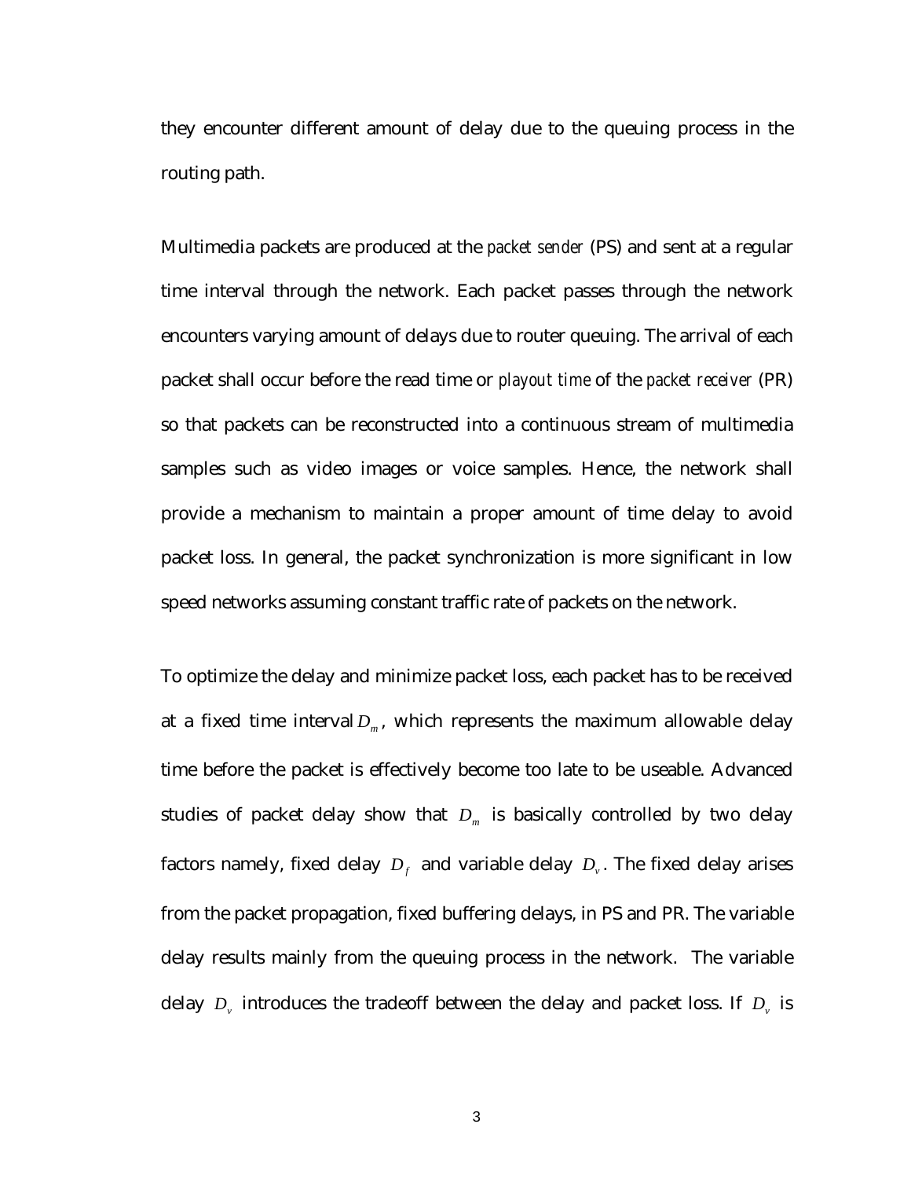they encounter different amount of delay due to the queuing process in the routing path.

Multimedia packets are produced at the *packet sender* (PS) and sent at a regular time interval through the network. Each packet passes through the network encounters varying amount of delays due to router queuing. The arrival of each packet shall occur before the read time or *playout time* of the *packet receiver* (PR) so that packets can be reconstructed into a continuous stream of multimedia samples such as video images or voice samples. Hence, the network shall provide a mechanism to maintain a proper amount of time delay to avoid packet loss. In general, the packet synchronization is more significant in low speed networks assuming constant traffic rate of packets on the network.

To optimize the delay and minimize packet loss, each packet has to be received at a fixed time interval $D_m$, which represents the maximum allowable delay time before the packet is effectively become too late to be useable. Advanced studies of packet delay show that $D_m$ is basically controlled by two delay factors namely, fixed delay $D_f$ and variable delay $D_v$. The fixed delay arises from the packet propagation, fixed buffering delays, in PS and PR. The variable delay results mainly from the queuing process in the network. The variable delay $D_v$ introduces the tradeoff between the delay and packet loss. If $D_v$ is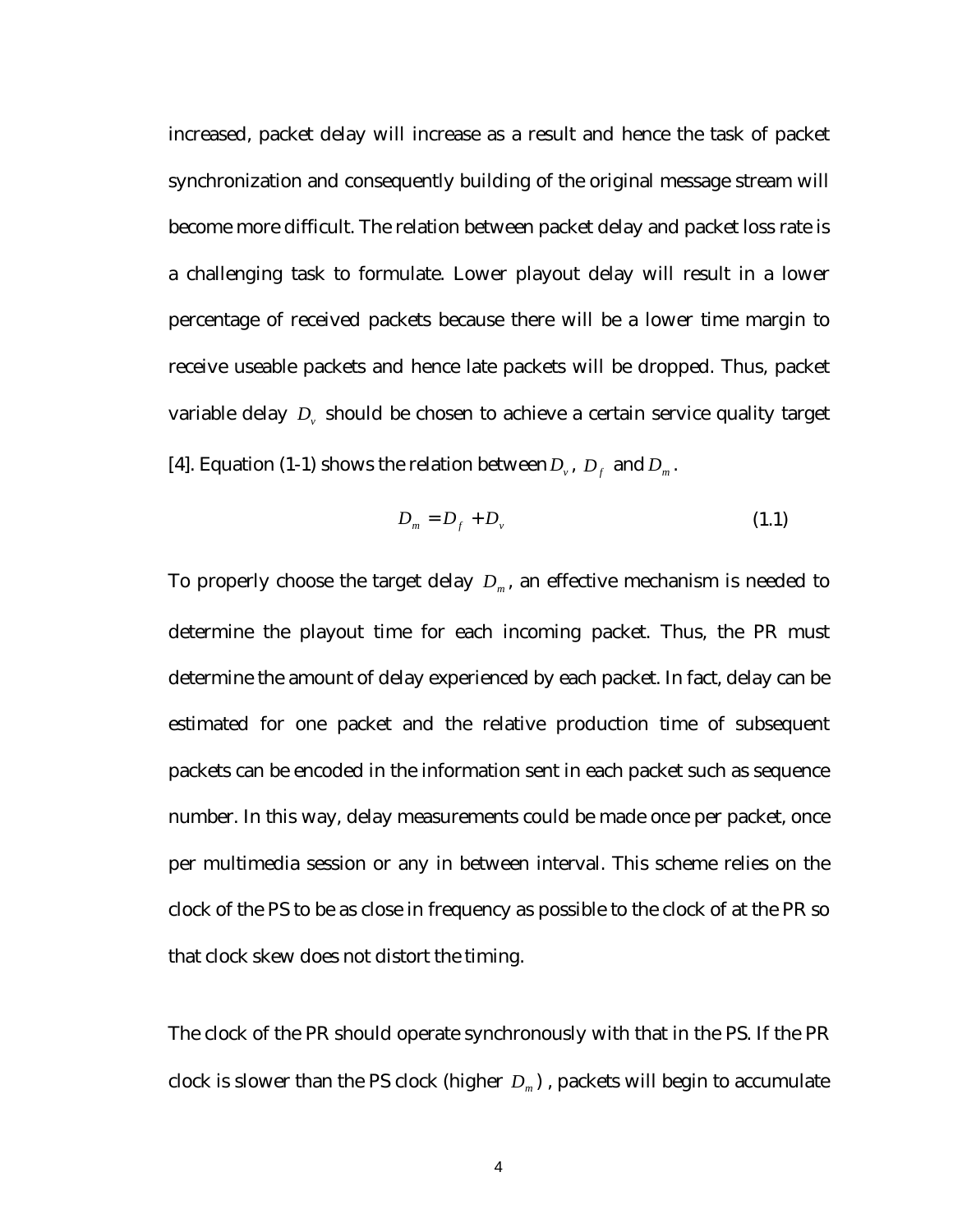increased, packet delay will increase as a result and hence the task of packet synchronization and consequently building of the original message stream will become more difficult. The relation between packet delay and packet loss rate is a challenging task to formulate. Lower playout delay will result in a lower percentage of received packets because there will be a lower time margin to receive useable packets and hence late packets will be dropped. Thus, packet variable delay $D_v$ should be chosen to achieve a certain service quality target [4]. Equation (1-1) shows the relation between $D_v$, $D_f$ and $D_m$.

$$D_m = D_f + D_v \tag{1.1}$$

To properly choose the target delay $D_m$, an effective mechanism is needed to determine the playout time for each incoming packet. Thus, the PR must determine the amount of delay experienced by each packet. In fact, delay can be estimated for one packet and the relative production time of subsequent packets can be encoded in the information sent in each packet such as sequence number. In this way, delay measurements could be made once per packet, once per multimedia session or any in between interval. This scheme relies on the clock of the PS to be as close in frequency as possible to the clock of at the PR so that clock skew does not distort the timing.

The clock of the PR should operate synchronously with that in the PS. If the PR clock is slower than the PS clock (higher $D_m$) , packets will begin to accumulate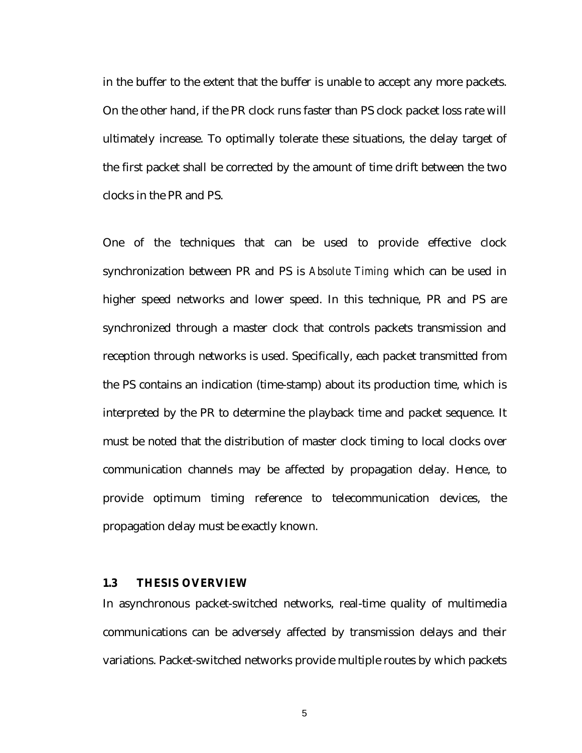in the buffer to the extent that the buffer is unable to accept any more packets. On the other hand, if the PR clock runs faster than PS clock packet loss rate will ultimately increase. To optimally tolerate these situations, the delay target of the first packet shall be corrected by the amount of time drift between the two clocks in the PR and PS.

One of the techniques that can be used to provide effective clock synchronization between PR and PS is *Absolute Timing* which can be used in higher speed networks and lower speed. In this technique, PR and PS are synchronized through a master clock that controls packets transmission and reception through networks is used. Specifically, each packet transmitted from the PS contains an indication (time-stamp) about its production time, which is interpreted by the PR to determine the playback time and packet sequence. It must be noted that the distribution of master clock timing to local clocks over communication channels may be affected by propagation delay. Hence, to provide optimum timing reference to telecommunication devices, the propagation delay must be exactly known.

## 1.3 THESIS OVERVIEW

In asynchronous packet-switched networks, real-time quality of multimedia communications can be adversely affected by transmission delays and their variations. Packet-switched networks provide multiple routes by which packets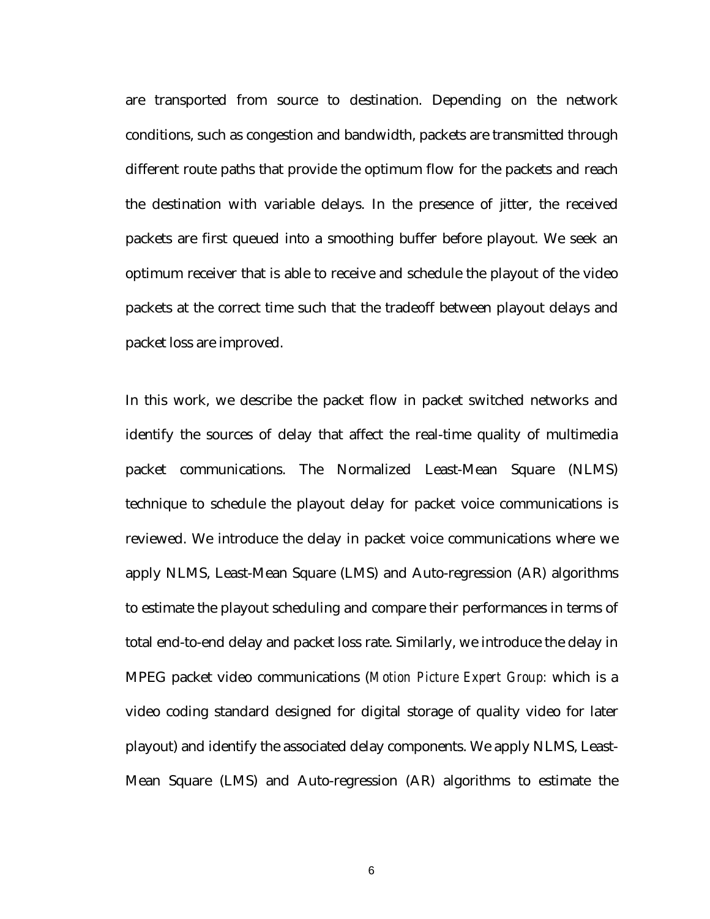are transported from source to destination. Depending on the network conditions, such as congestion and bandwidth, packets are transmitted through different route paths that provide the optimum flow for the packets and reach the destination with variable delays. In the presence of jitter, the received packets are first queued into a smoothing buffer before playout. We seek an optimum receiver that is able to receive and schedule the playout of the video packets at the correct time such that the tradeoff between playout delays and packet loss are improved.

In this work, we describe the packet flow in packet switched networks and identify the sources of delay that affect the real-time quality of multimedia packet communications. The Normalized Least-Mean Square (NLMS) technique to schedule the playout delay for packet voice communications is reviewed. We introduce the delay in packet voice communications where we apply NLMS, Least-Mean Square (LMS) and Auto-regression (AR) algorithms to estimate the playout scheduling and compare their performances in terms of total end-to-end delay and packet loss rate. Similarly, we introduce the delay in MPEG packet video communications (*Motion Picture Expert Group:* which is a video coding standard designed for digital storage of quality video for later playout) and identify the associated delay components. We apply NLMS, Least-Mean Square (LMS) and Auto-regression (AR) algorithms to estimate the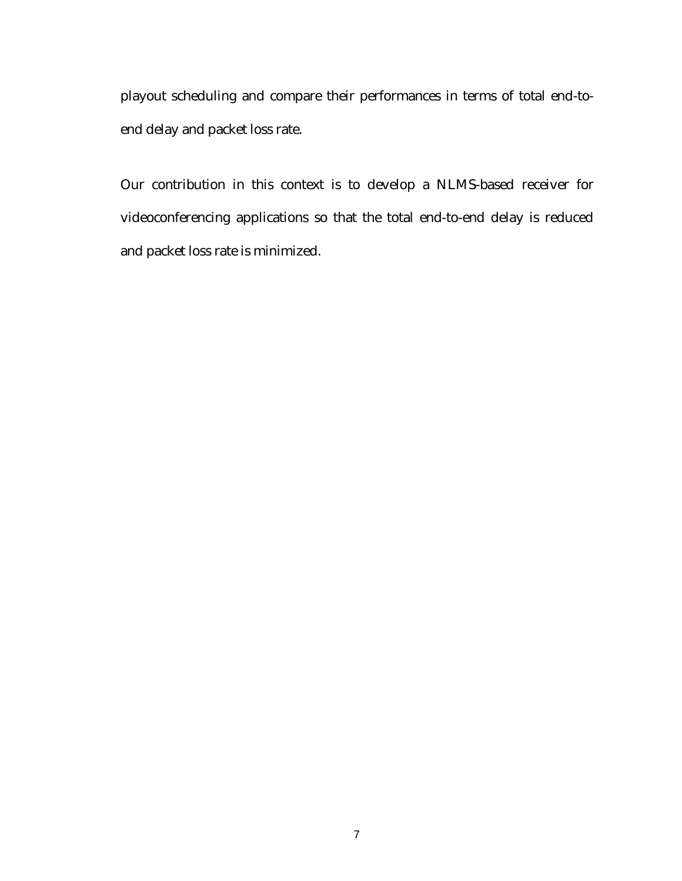playout scheduling and compare their performances in terms of total end-to-end delay and packet loss rate.

Our contribution in this context is to develop a NLMS-based receiver for videoconferencing applications so that the total end-to-end delay is reduced and packet loss rate is minimized.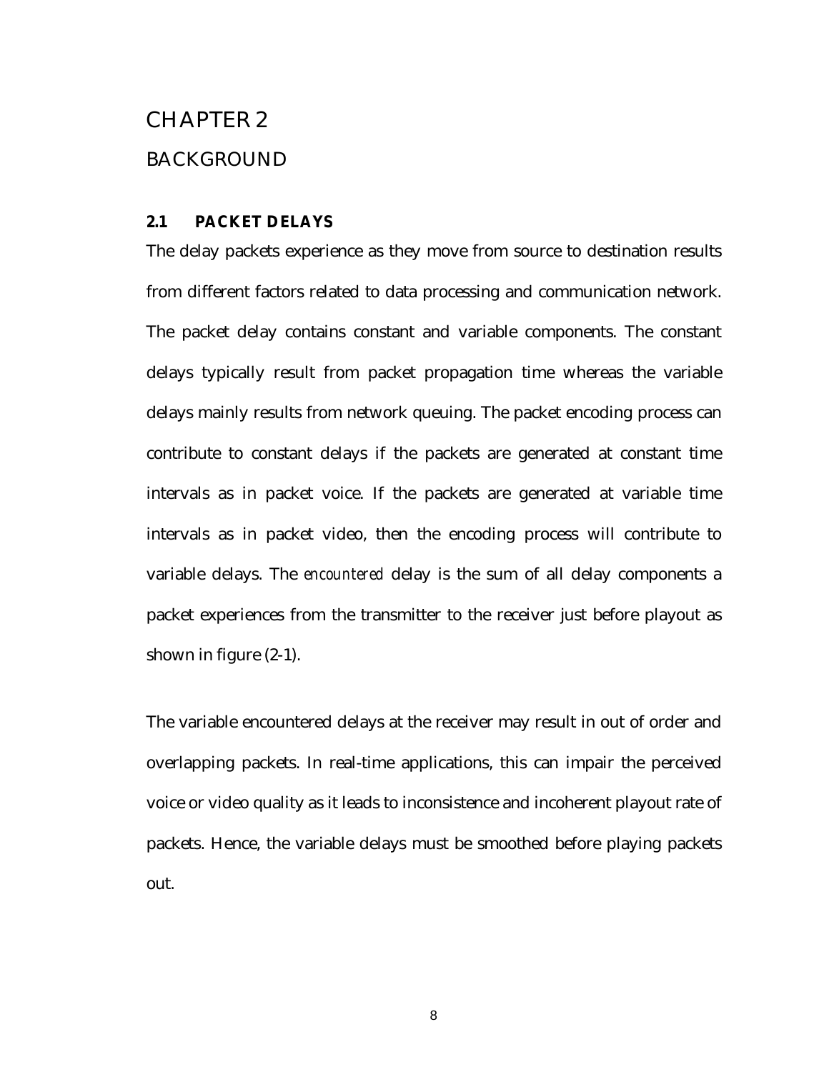# CHAPTER 2

# BACKGROUND

## 2.1 PACKET DELAYS

The delay packets experience as they move from source to destination results from different factors related to data processing and communication network. The packet delay contains constant and variable components. The constant delays typically result from packet propagation time whereas the variable delays mainly results from network queuing. The packet encoding process can contribute to constant delays if the packets are generated at constant time intervals as in packet voice. If the packets are generated at variable time intervals as in packet video, then the encoding process will contribute to variable delays. The *encountered* delay is the sum of all delay components a packet experiences from the transmitter to the receiver just before playout as shown in figure (2-1).

The variable encountered delays at the receiver may result in out of order and overlapping packets. In real-time applications, this can impair the perceived voice or video quality as it leads to inconsistence and incoherent playout rate of packets. Hence, the variable delays must be smoothed before playing packets out.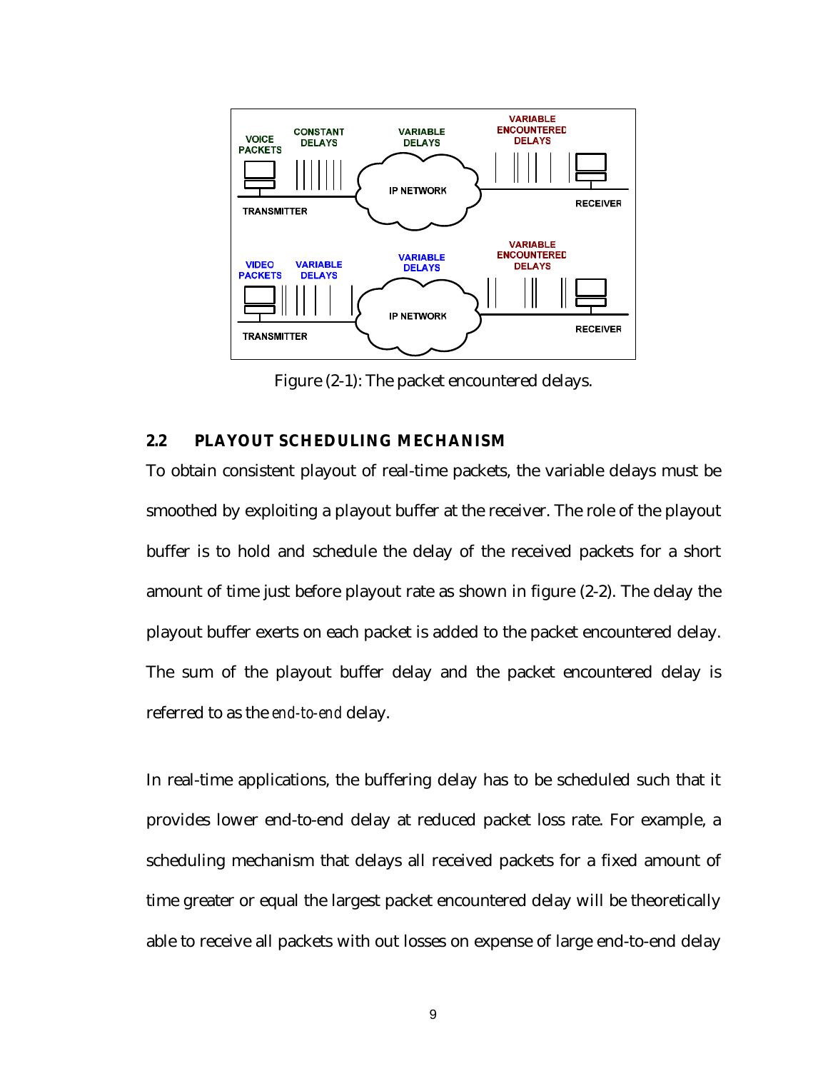Figure (2-1): The packet encountered delays.

## 2.2 PLAYOUT SCHEDULING MECHANISM

To obtain consistent playout of real-time packets, the variable delays must be smoothed by exploiting a playout buffer at the receiver. The role of the playout buffer is to hold and schedule the delay of the received packets for a short amount of time just before playout rate as shown in figure (2-2). The delay the playout buffer exerts on each packet is added to the packet encountered delay. The sum of the playout buffer delay and the packet encountered delay is referred to as the *end-to-end* delay.

In real-time applications, the buffering delay has to be scheduled such that it provides lower end-to-end delay at reduced packet loss rate. For example, a scheduling mechanism that delays all received packets for a fixed amount of time greater or equal the largest packet encountered delay will be theoretically able to receive all packets with out losses on expense of large end-to-end delay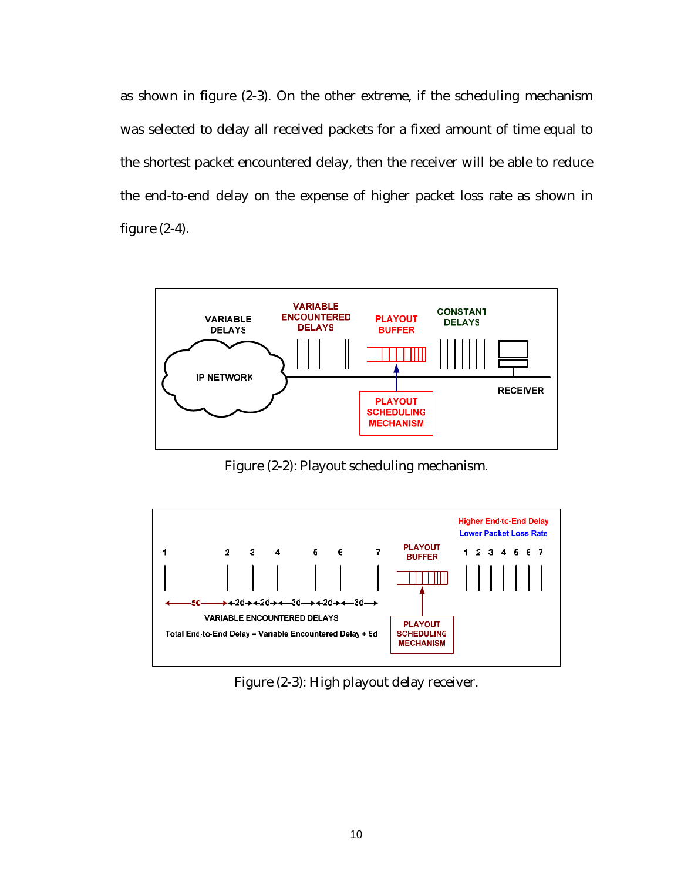as shown in figure (2-3). On the other extreme, if the scheduling mechanism was selected to delay all received packets for a fixed amount of time equal to the shortest packet encountered delay, then the receiver will be able to reduce the end-to-end delay on the expense of higher packet loss rate as shown in figure (2-4).

Figure (2-2): Playout scheduling mechanism.

Figure (2-3): High playout delay receiver.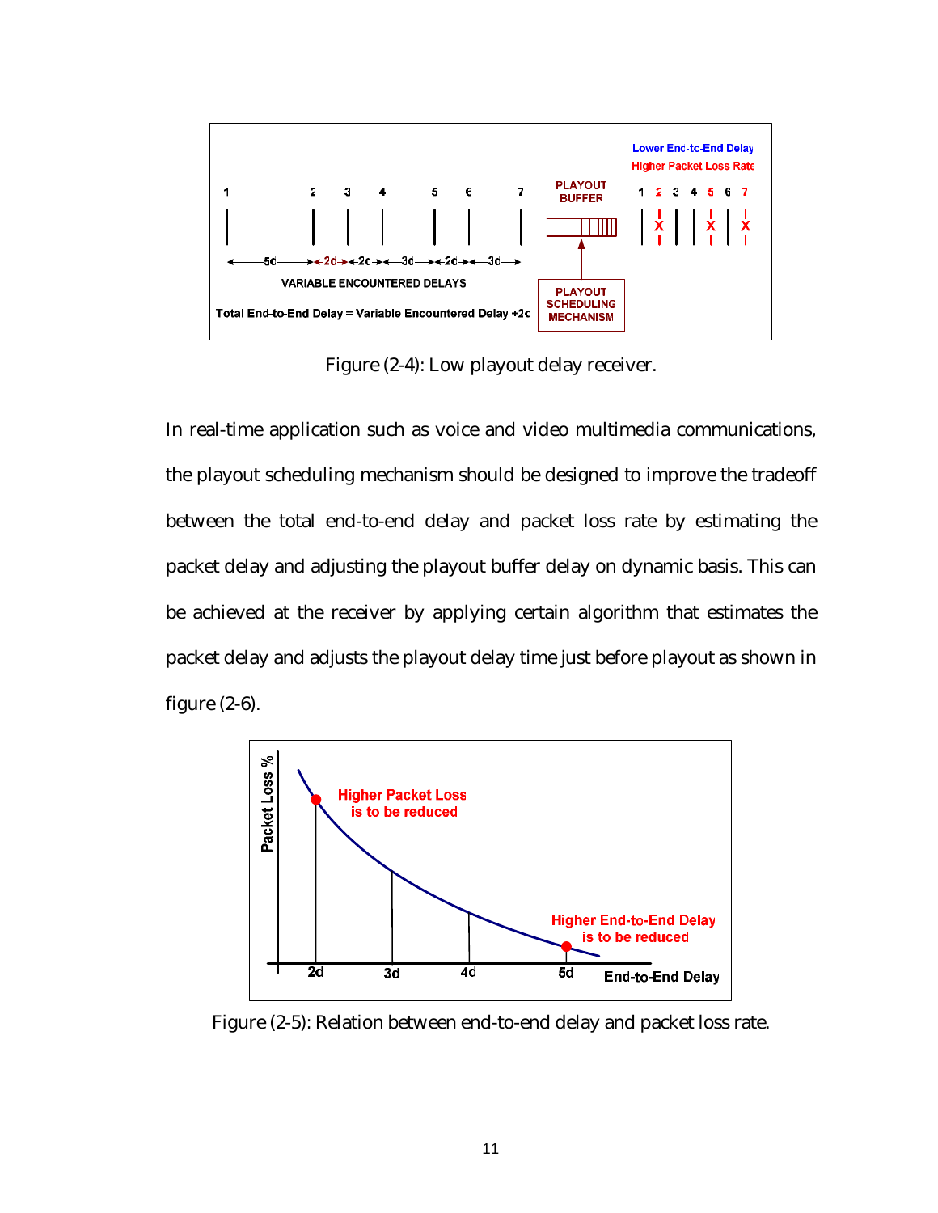Figure (2-4): Low playout delay receiver.

In real-time application such as voice and video multimedia communications, the playout scheduling mechanism should be designed to improve the tradeoff between the total end-to-end delay and packet loss rate by estimating the packet delay and adjusting the playout buffer delay on dynamic basis. This can be achieved at the receiver by applying certain algorithm that estimates the packet delay and adjusts the playout delay time just before playout as shown in figure (2-6).

Figure (2-5): Relation between end-to-end delay and packet loss rate.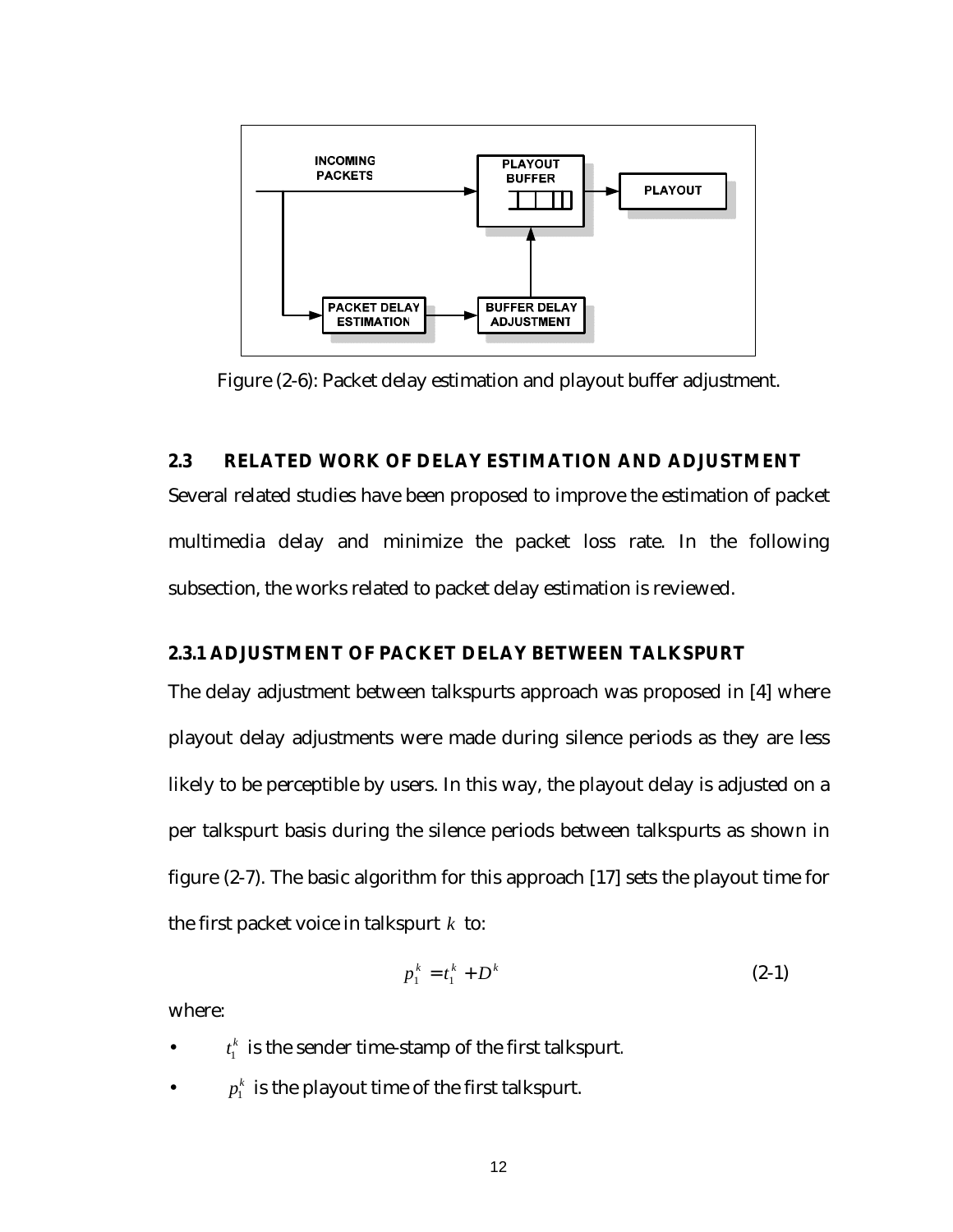Figure (2-6): Packet delay estimation and playout buffer adjustment.

## 2.3 RELATED WORK OF DELAY ESTIMATION AND ADJUSTMENT

Several related studies have been proposed to improve the estimation of packet multimedia delay and minimize the packet loss rate. In the following subsection, the works related to packet delay estimation is reviewed.

### 2.3.1 ADJUSTMENT OF PACKET DELAY BETWEEN TALKSPURT

The delay adjustment between talkspurts approach was proposed in [4] where playout delay adjustments were made during silence periods as they are less likely to be perceptible by users. In this way, the playout delay is adjusted on a per talkspurt basis during the silence periods between talkspurts as shown in figure (2-7). The basic algorithm for this approach [17] sets the playout time for the first packet voice in talkspurt $k$ to:

$$p_1^k = t_1^k + D^k \qquad (2\text{-}1)$$

where:

- $t_1^k$ is the sender time-stamp of the first talkspurt.
- $p_1^k$ is the playout time of the first talkspurt.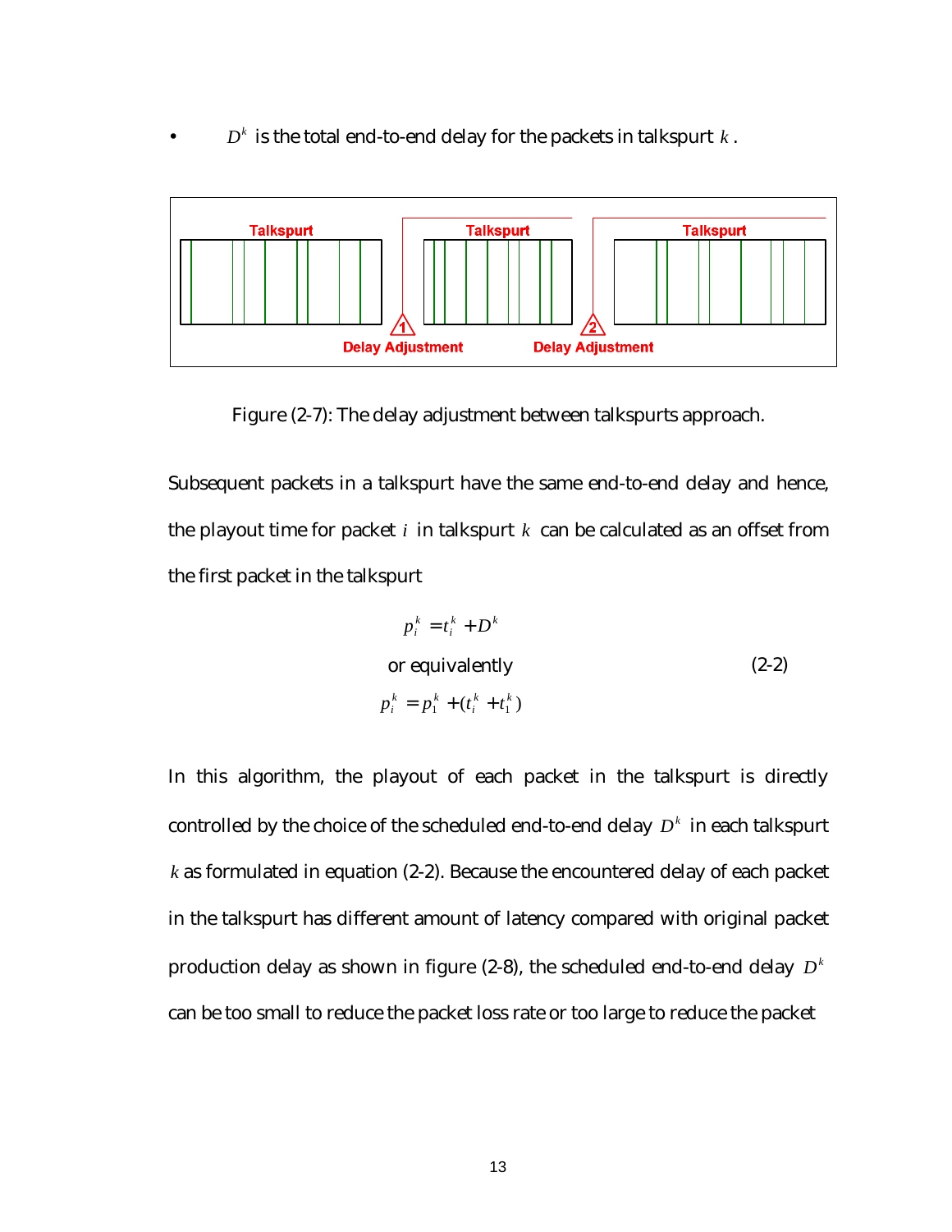- $D^k$ is the total end-to-end delay for the packets in talkspurt $k$.

Figure (2-7): The delay adjustment between talkspurts approach.

Subsequent packets in a talkspurt have the same end-to-end delay and hence, the playout time for packet $i$ in talkspurt $k$ can be calculated as an offset from the first packet in the talkspurt

$$p_i^k = t_i^k + D^k$$

or equivalently (2-2)

$$p_i^k = p_1^k + (t_i^k + t_1^k)$$

In this algorithm, the playout of each packet in the talkspurt is directly controlled by the choice of the scheduled end-to-end delay $D^k$ in each talkspurt $k$ as formulated in equation (2-2). Because the encountered delay of each packet in the talkspurt has different amount of latency compared with original packet production delay as shown in figure (2-8), the scheduled end-to-end delay $D^k$ can be too small to reduce the packet loss rate or too large to reduce the packet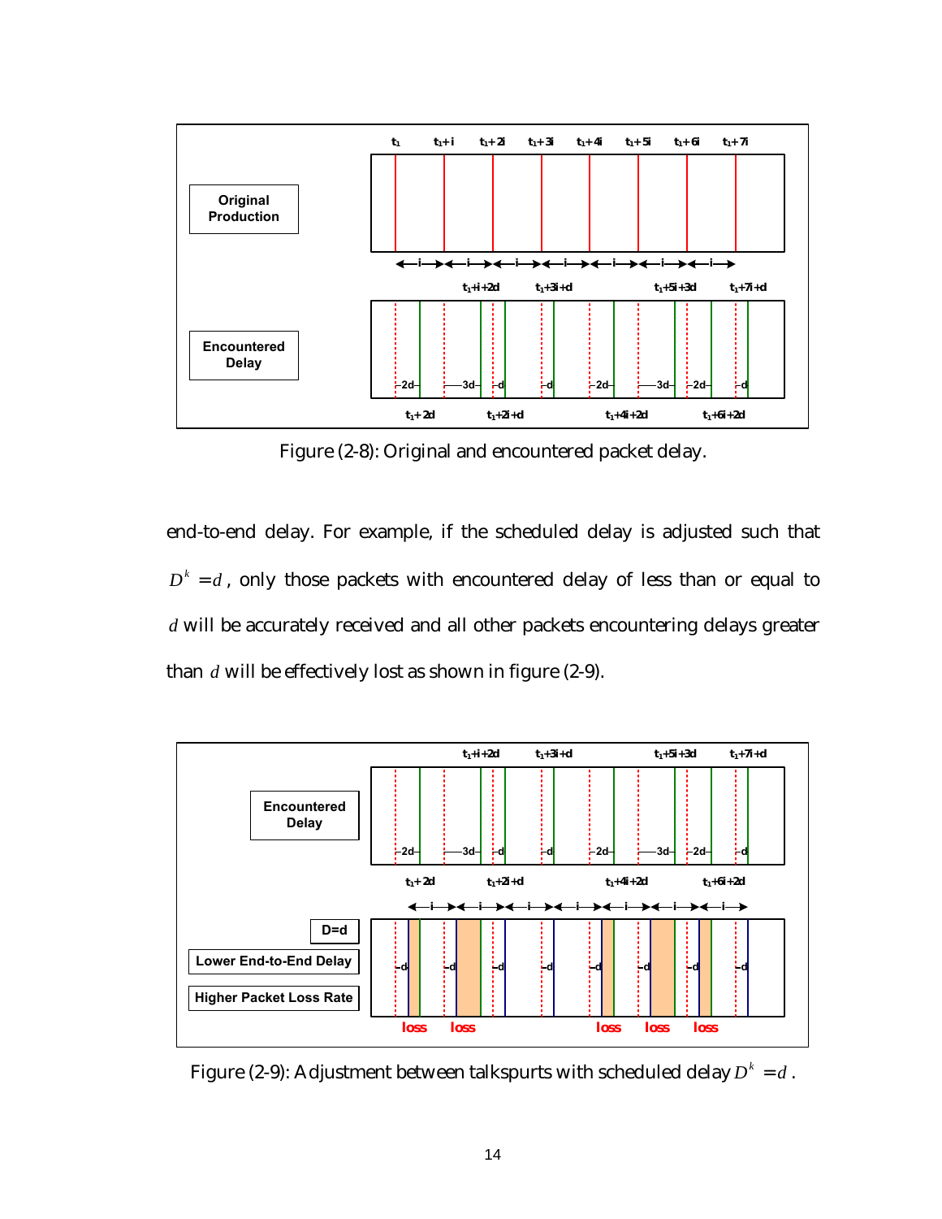Figure (2-8): Original and encountered packet delay.

end-to-end delay. For example, if the scheduled delay is adjusted such that $D^k = d$, only those packets with encountered delay of less than or equal to $d$ will be accurately received and all other packets encountering delays greater than $d$ will be effectively lost as shown in figure (2-9).

Figure (2-9): Adjustment between talkspurts with scheduled delay $D^k = d$.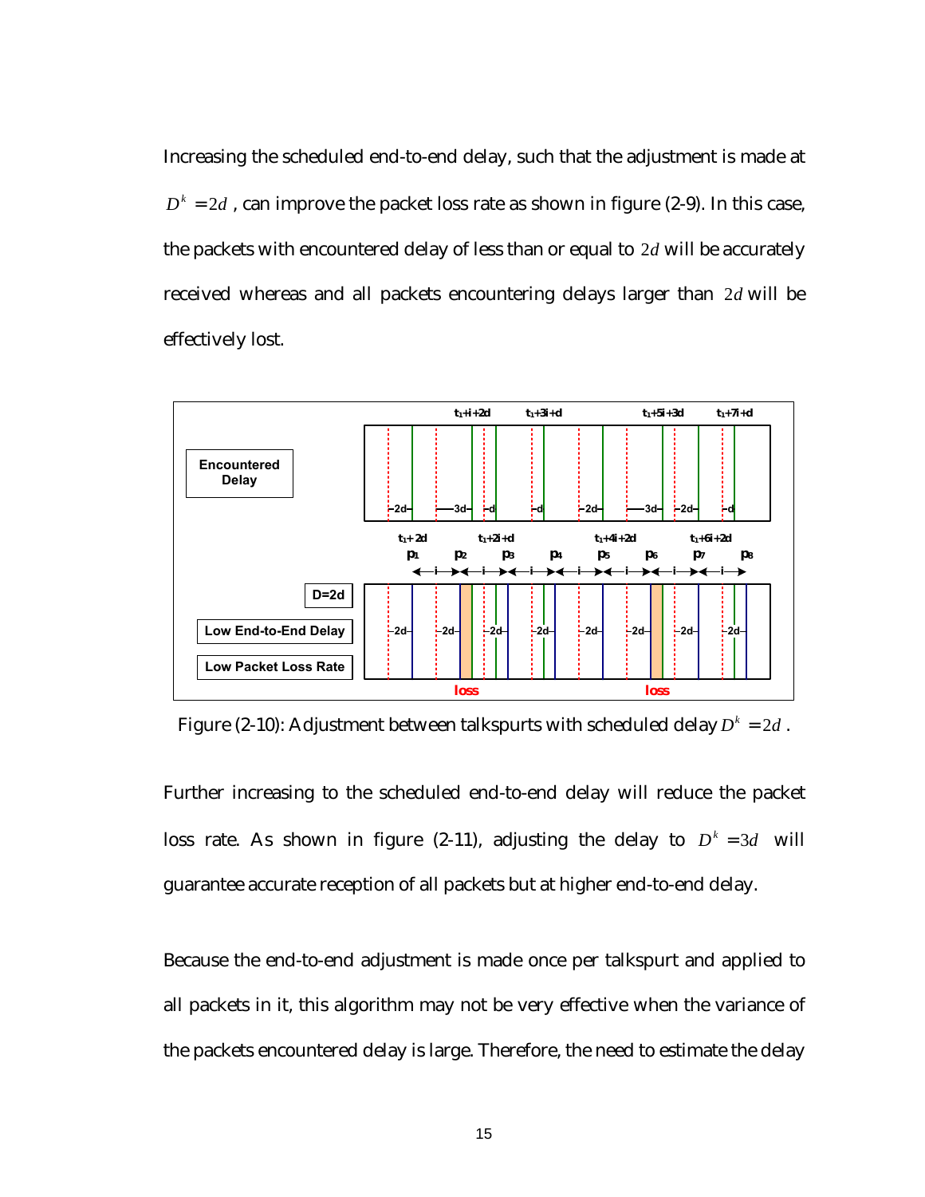Increasing the scheduled end-to-end delay, such that the adjustment is made at $D^k = 2d$ , can improve the packet loss rate as shown in figure (2-9). In this case, the packets with encountered delay of less than or equal to $2d$ will be accurately received whereas and all packets encountering delays larger than $2d$ will be effectively lost.

Figure (2-10): Adjustment between talkspurts with scheduled delay $D^k = 2d$ .

Further increasing to the scheduled end-to-end delay will reduce the packet loss rate. As shown in figure (2-11), adjusting the delay to $D^k = 3d$ will guarantee accurate reception of all packets but at higher end-to-end delay.

Because the end-to-end adjustment is made once per talkspurt and applied to all packets in it, this algorithm may not be very effective when the variance of the packets encountered delay is large. Therefore, the need to estimate the delay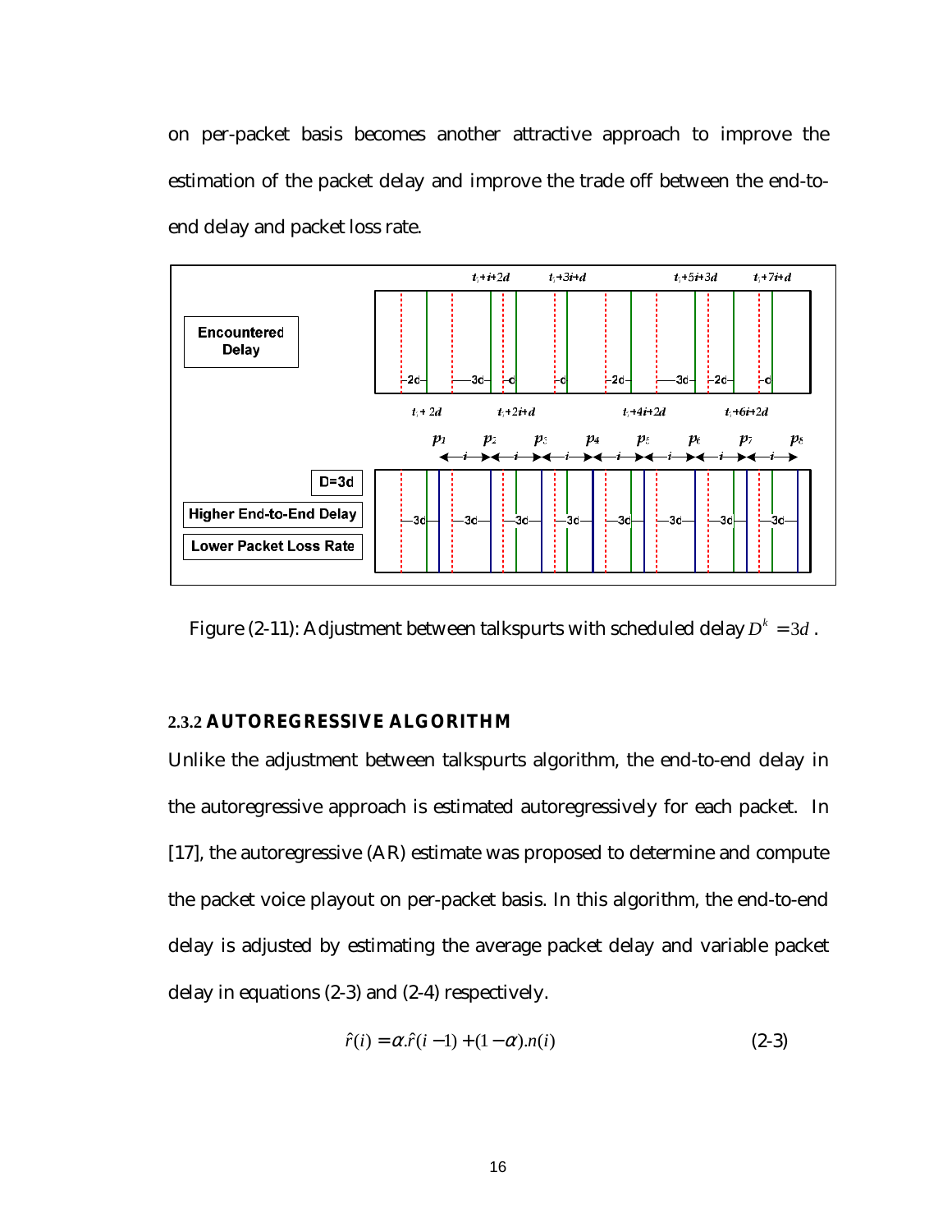on per-packet basis becomes another attractive approach to improve the estimation of the packet delay and improve the trade off between the end-to-end delay and packet loss rate.

Figure (2-11): Adjustment between talkspurts with scheduled delay $D^k = 3d$.

### 2.3.2 AUTOREGRESSIVE ALGORITHM

Unlike the adjustment between talkspurts algorithm, the end-to-end delay in the autoregressive approach is estimated autoregressively for each packet. In [17], the autoregressive (AR) estimate was proposed to determine and compute the packet voice playout on per-packet basis. In this algorithm, the end-to-end delay is adjusted by estimating the average packet delay and variable packet delay in equations (2-3) and (2-4) respectively.

$$\hat{r}(i) = \alpha.\hat{r}(i-1) + (1-\alpha).n(i) \qquad (2\text{-}3)$$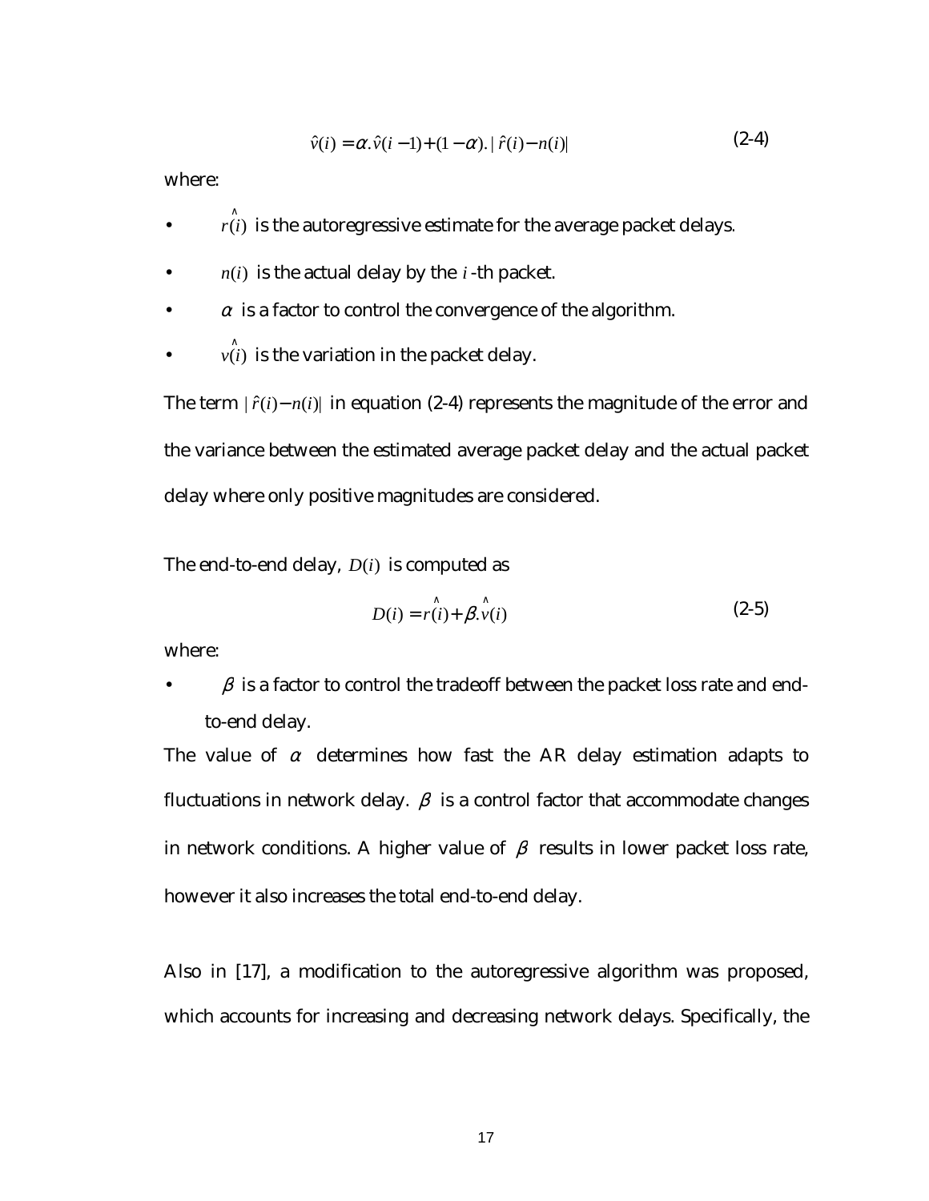$$\hat{v}(i) = \alpha.\hat{v}(i-1) + (1-\alpha).|\hat{r}(i) - n(i)| \tag{2-4}$$

where:

- $\hat{r}(i)$ is the autoregressive estimate for the average packet delays.
- $n(i)$ is the actual delay by the $i$-th packet.
- $\alpha$ is a factor to control the convergence of the algorithm.
- $\hat{v}(i)$ is the variation in the packet delay.

The term $|\hat{r}(i) - n(i)|$ in equation (2-4) represents the magnitude of the error and the variance between the estimated average packet delay and the actual packet delay where only positive magnitudes are considered.

The end-to-end delay, $D(i)$ is computed as

$$D(i) = \hat{r}(i) + \beta.\hat{v}(i) \tag{2-5}$$

where:

- $\beta$ is a factor to control the tradeoff between the packet loss rate and end-to-end delay.

The value of $\alpha$ determines how fast the AR delay estimation adapts to fluctuations in network delay. $\beta$ is a control factor that accommodate changes in network conditions. A higher value of $\beta$ results in lower packet loss rate, however it also increases the total end-to-end delay.

Also in [17], a modification to the autoregressive algorithm was proposed, which accounts for increasing and decreasing network delays. Specifically, the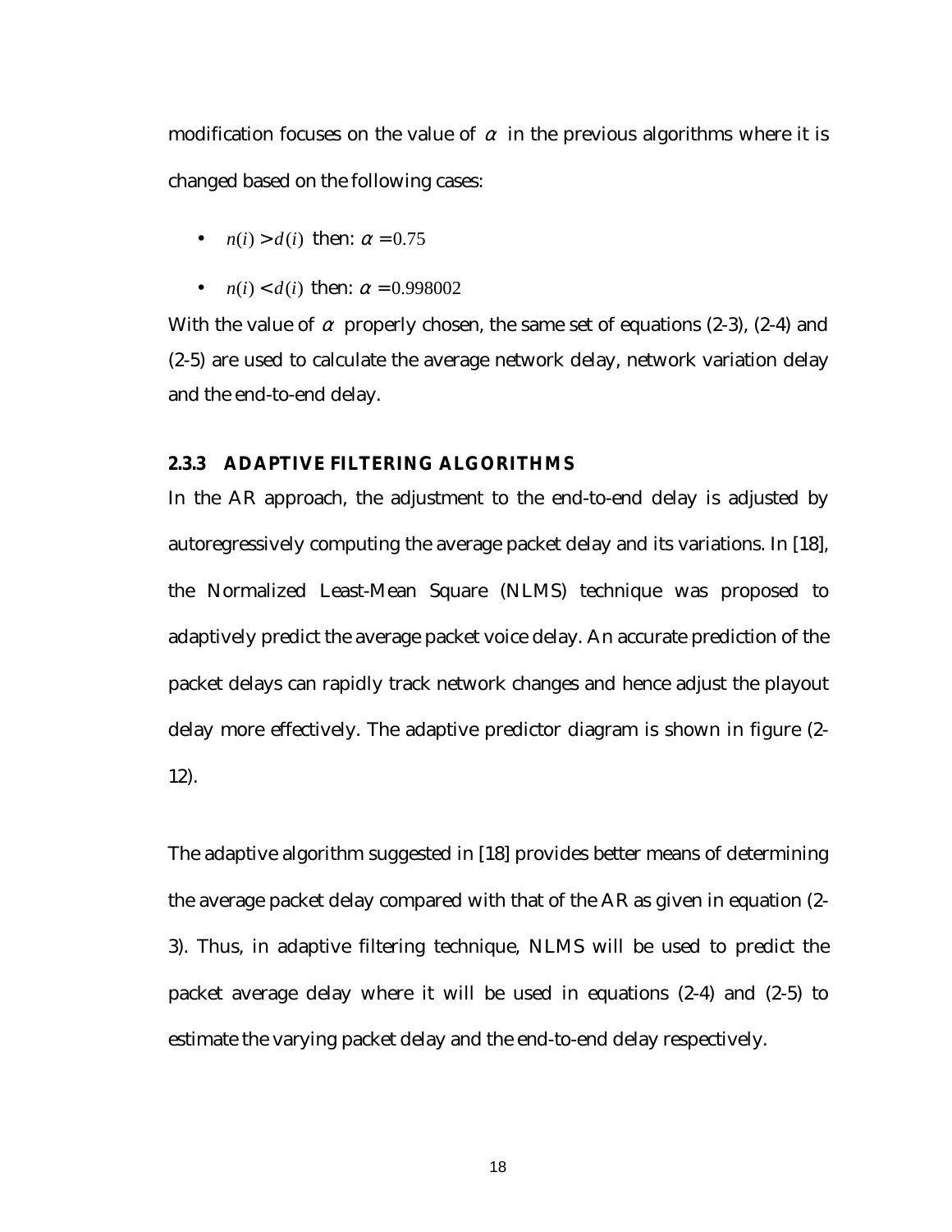modification focuses on the value of $\alpha$ in the previous algorithms where it is changed based on the following cases:

- $n(i) > d(i)$ then: $\alpha = 0.75$
- $n(i) < d(i)$ then: $\alpha = 0.998002$

With the value of $\alpha$ properly chosen, the same set of equations (2-3), (2-4) and (2-5) are used to calculate the average network delay, network variation delay and the end-to-end delay.

### 2.3.3 ADAPTIVE FILTERING ALGORITHMS

In the AR approach, the adjustment to the end-to-end delay is adjusted by autoregressively computing the average packet delay and its variations. In [18], the Normalized Least-Mean Square (NLMS) technique was proposed to adaptively predict the average packet voice delay. An accurate prediction of the packet delays can rapidly track network changes and hence adjust the playout delay more effectively. The adaptive predictor diagram is shown in figure (2-12).

The adaptive algorithm suggested in [18] provides better means of determining the average packet delay compared with that of the AR as given in equation (2-3). Thus, in adaptive filtering technique, NLMS will be used to predict the packet average delay where it will be used in equations (2-4) and (2-5) to estimate the varying packet delay and the end-to-end delay respectively.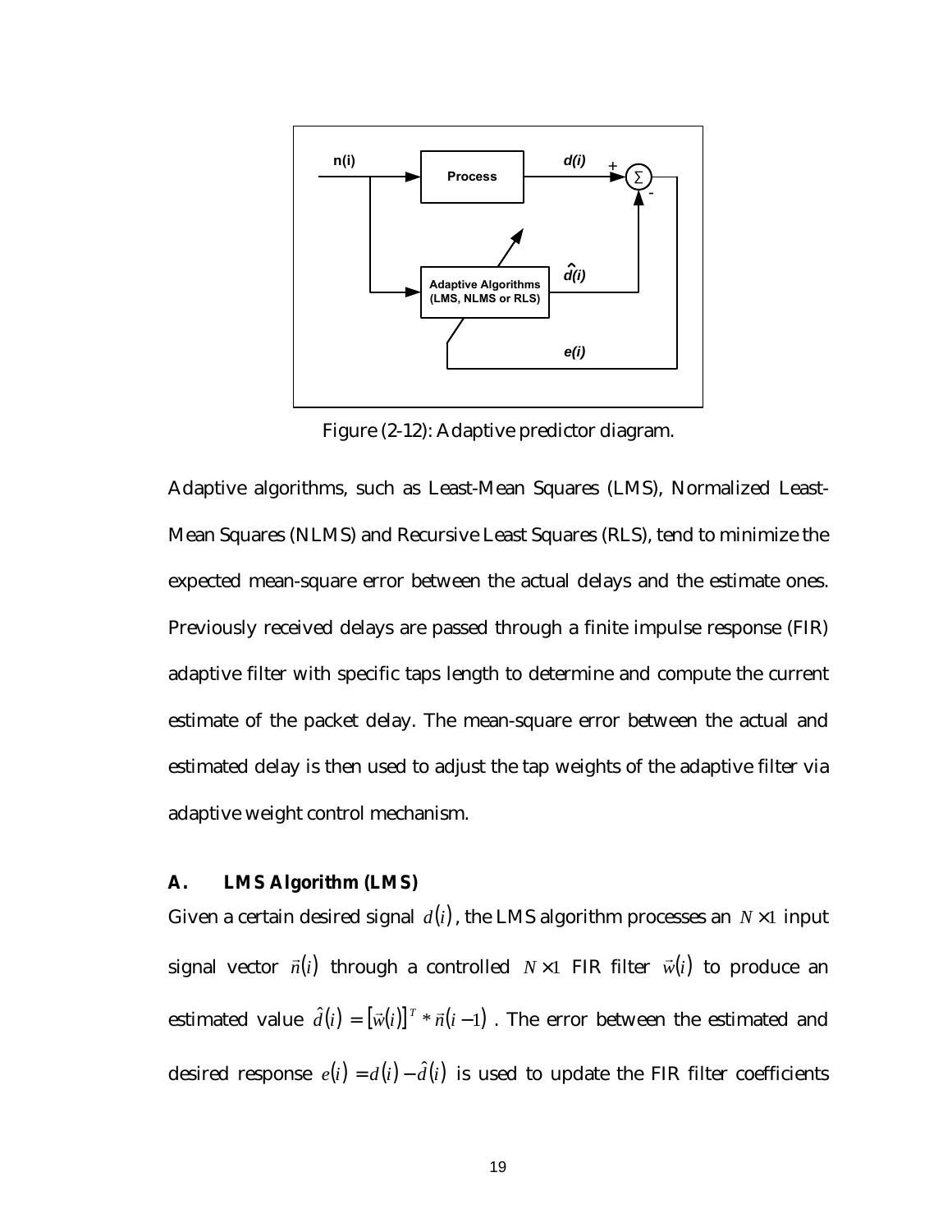Figure (2-12): Adaptive predictor diagram.

Adaptive algorithms, such as Least-Mean Squares (LMS), Normalized Least-Mean Squares (NLMS) and Recursive Least Squares (RLS), tend to minimize the expected mean-square error between the actual delays and the estimate ones. Previously received delays are passed through a finite impulse response (FIR) adaptive filter with specific taps length to determine and compute the current estimate of the packet delay. The mean-square error between the actual and estimated delay is then used to adjust the tap weights of the adaptive filter via adaptive weight control mechanism.

### A. LMS Algorithm (LMS)

Given a certain desired signal $d(i)$, the LMS algorithm processes an $N \times 1$ input signal vector $\vec{n}(i)$ through a controlled $N \times 1$ FIR filter $\vec{w}(i)$ to produce an estimated value $\hat{d}(i) = [\vec{w}(i)]^T * \vec{n}(i-1)$. The error between the estimated and desired response $e(i) = d(i) - \hat{d}(i)$ is used to update the FIR filter coefficients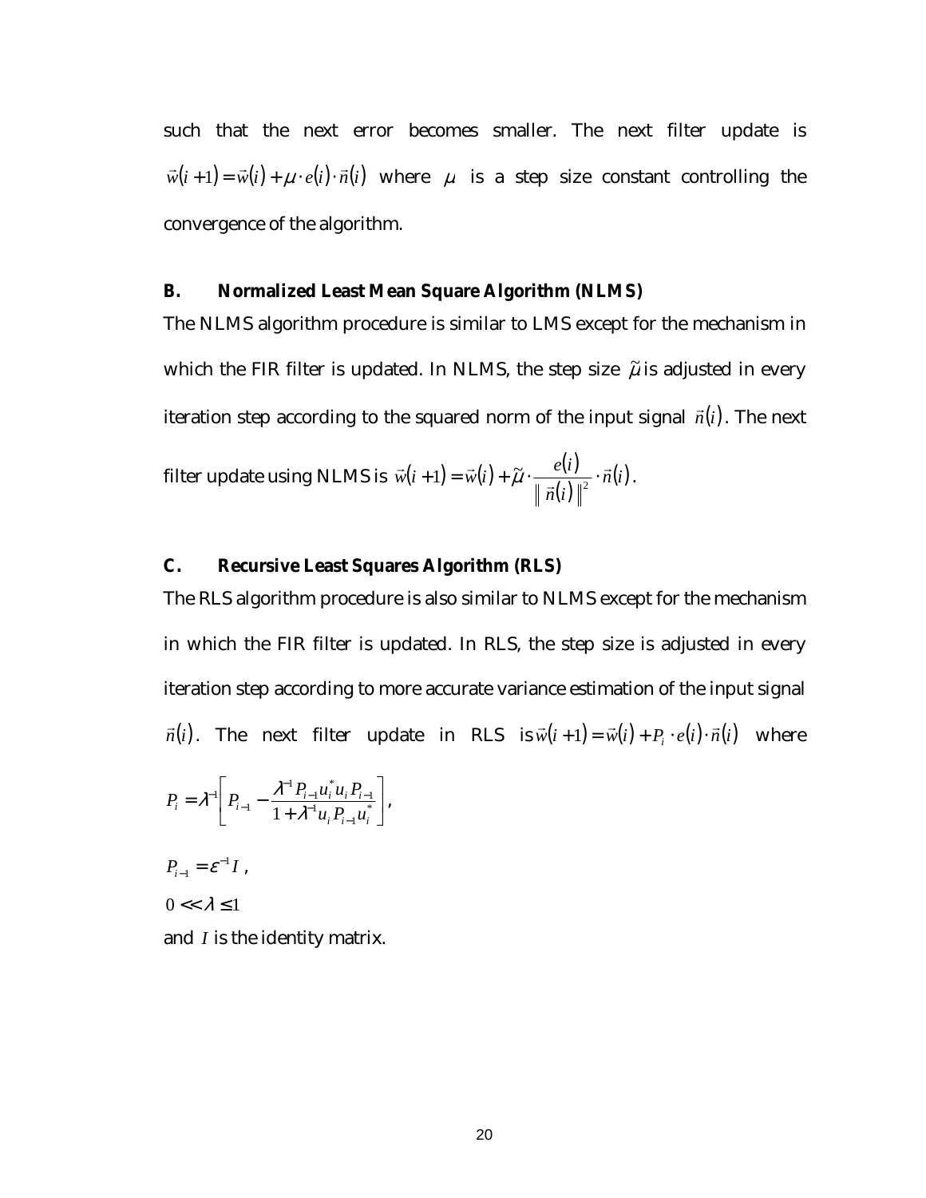such that the next error becomes smaller. The next filter update is $\vec{w}(i+1) = \vec{w}(i) + \mu \cdot e(i) \cdot \vec{n}(i)$ where $\mu$ is a step size constant controlling the convergence of the algorithm.

### B. Normalized Least Mean Square Algorithm (NLMS)

The NLMS algorithm procedure is similar to LMS except for the mechanism in which the FIR filter is updated. In NLMS, the step size $\tilde{\mu}$ is adjusted in every iteration step according to the squared norm of the input signal $\vec{n}(i)$. The next filter update using NLMS is $\vec{w}(i+1) = \vec{w}(i) + \tilde{\mu} \cdot \frac{e(i)}{\| \vec{n}(i) \|^2} \cdot \vec{n}(i)$.

### C. Recursive Least Squares Algorithm (RLS)

The RLS algorithm procedure is also similar to NLMS except for the mechanism in which the FIR filter is updated. In RLS, the step size is adjusted in every iteration step according to more accurate variance estimation of the input signal $\vec{n}(i)$. The next filter update in RLS is $\vec{w}(i+1) = \vec{w}(i) + P_i \cdot e(i) \cdot \vec{n}(i)$ where

$$P_i = \lambda^{-1} \left[ P_{i-1} - \frac{\lambda^{-1} P_{i-1} u_i^* u_i P_{i-1}}{1 + \lambda^{-1} u_i P_{i-1} u_i^*} \right],$$

$P_{i-1} = \varepsilon^{-1} I$ ,

$0 << \lambda \leq 1$

and $I$ is the identity matrix.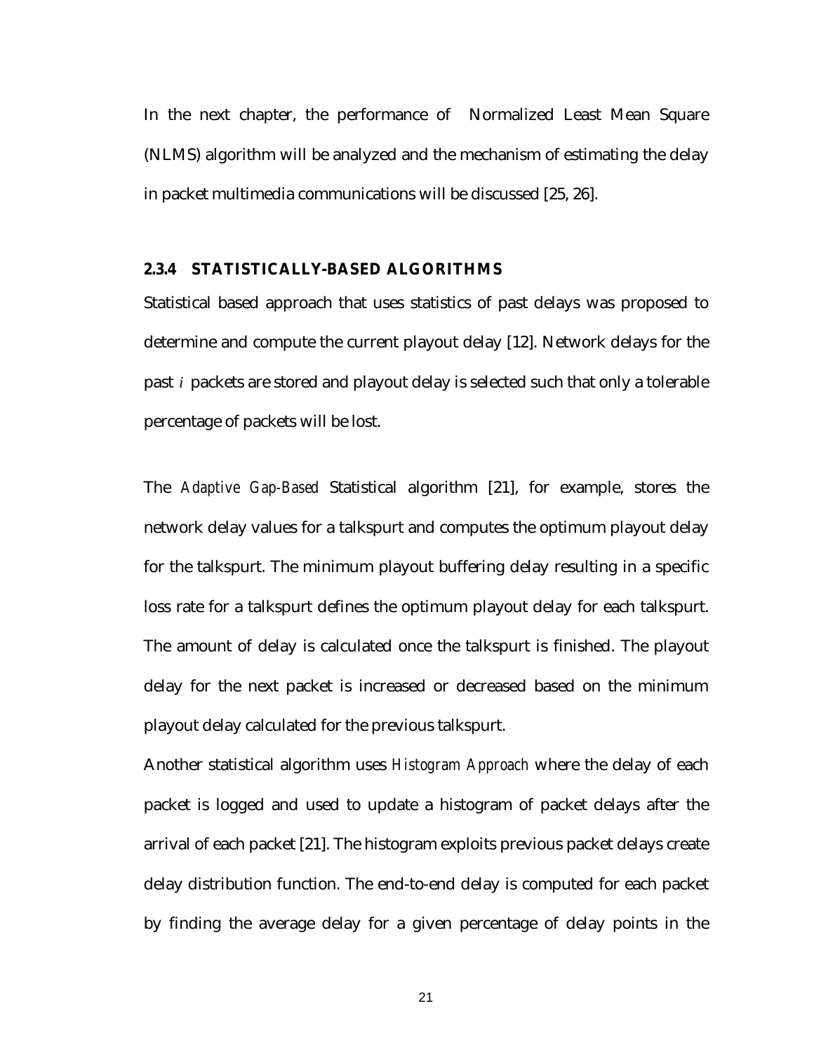In the next chapter, the performance of Normalized Least Mean Square (NLMS) algorithm will be analyzed and the mechanism of estimating the delay in packet multimedia communications will be discussed [25, 26].

### 2.3.4 STATISTICALLY-BASED ALGORITHMS

Statistical based approach that uses statistics of past delays was proposed to determine and compute the current playout delay [12]. Network delays for the past $i$ packets are stored and playout delay is selected such that only a tolerable percentage of packets will be lost.

The *Adaptive Gap-Based* Statistical algorithm [21], for example, stores the network delay values for a talkspurt and computes the optimum playout delay for the talkspurt. The minimum playout buffering delay resulting in a specific loss rate for a talkspurt defines the optimum playout delay for each talkspurt. The amount of delay is calculated once the talkspurt is finished. The playout delay for the next packet is increased or decreased based on the minimum playout delay calculated for the previous talkspurt.

Another statistical algorithm uses *Histogram Approach* where the delay of each packet is logged and used to update a histogram of packet delays after the arrival of each packet [21]. The histogram exploits previous packet delays create delay distribution function. The end-to-end delay is computed for each packet by finding the average delay for a given percentage of delay points in the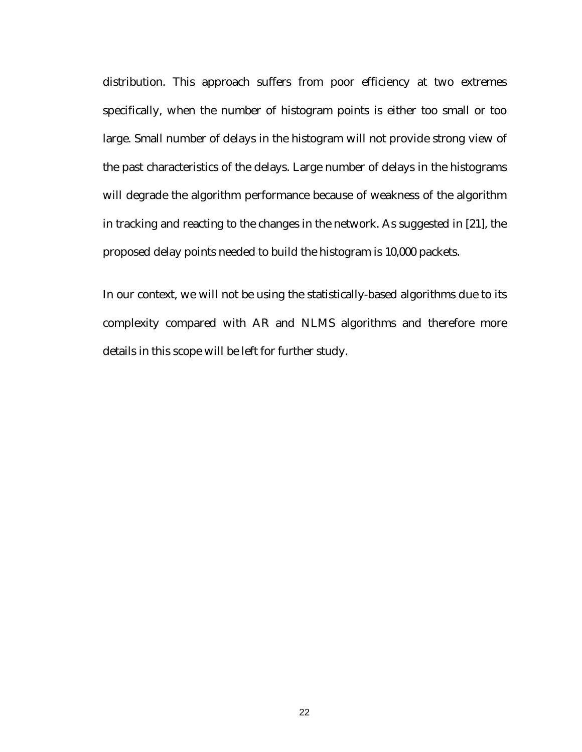distribution. This approach suffers from poor efficiency at two extremes specifically, when the number of histogram points is either too small or too large. Small number of delays in the histogram will not provide strong view of the past characteristics of the delays. Large number of delays in the histograms will degrade the algorithm performance because of weakness of the algorithm in tracking and reacting to the changes in the network. As suggested in [21], the proposed delay points needed to build the histogram is 10,000 packets.

In our context, we will not be using the statistically-based algorithms due to its complexity compared with AR and NLMS algorithms and therefore more details in this scope will be left for further study.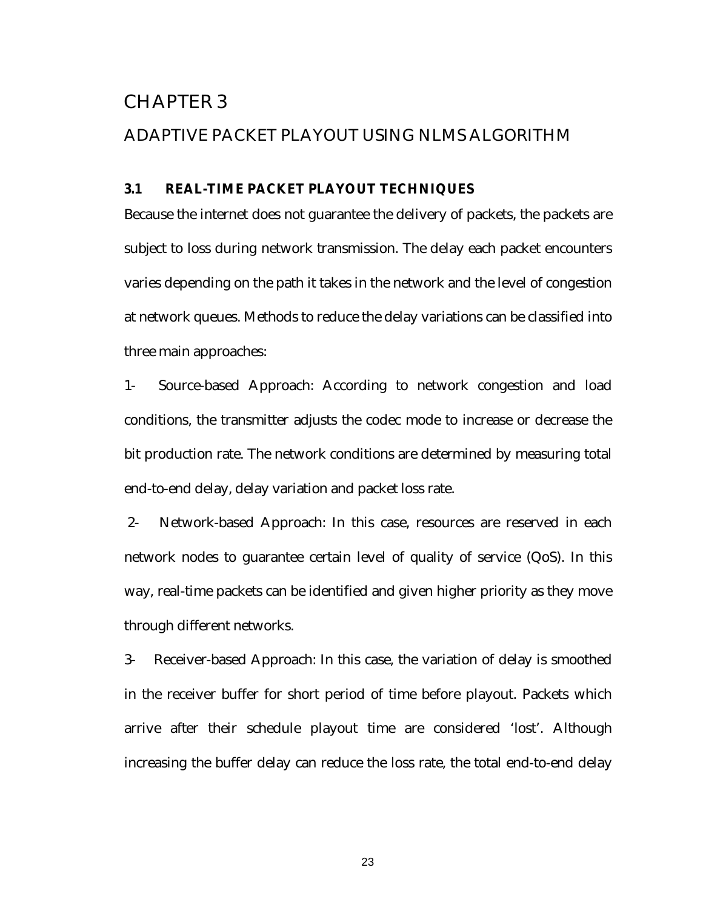# CHAPTER 3

# ADAPTIVE PACKET PLAYOUT USING NLMS ALGORITHM

## 3.1 REAL-TIME PACKET PLAYOUT TECHNIQUES

Because the internet does not guarantee the delivery of packets, the packets are subject to loss during network transmission. The delay each packet encounters varies depending on the path it takes in the network and the level of congestion at network queues. Methods to reduce the delay variations can be classified into three main approaches:

1- Source-based Approach: According to network congestion and load conditions, the transmitter adjusts the codec mode to increase or decrease the bit production rate. The network conditions are determined by measuring total end-to-end delay, delay variation and packet loss rate.

2- Network-based Approach: In this case, resources are reserved in each network nodes to guarantee certain level of quality of service (QoS). In this way, real-time packets can be identified and given higher priority as they move through different networks.

3- Receiver-based Approach: In this case, the variation of delay is smoothed in the receiver buffer for short period of time before playout. Packets which arrive after their schedule playout time are considered 'lost'. Although increasing the buffer delay can reduce the loss rate, the total end-to-end delay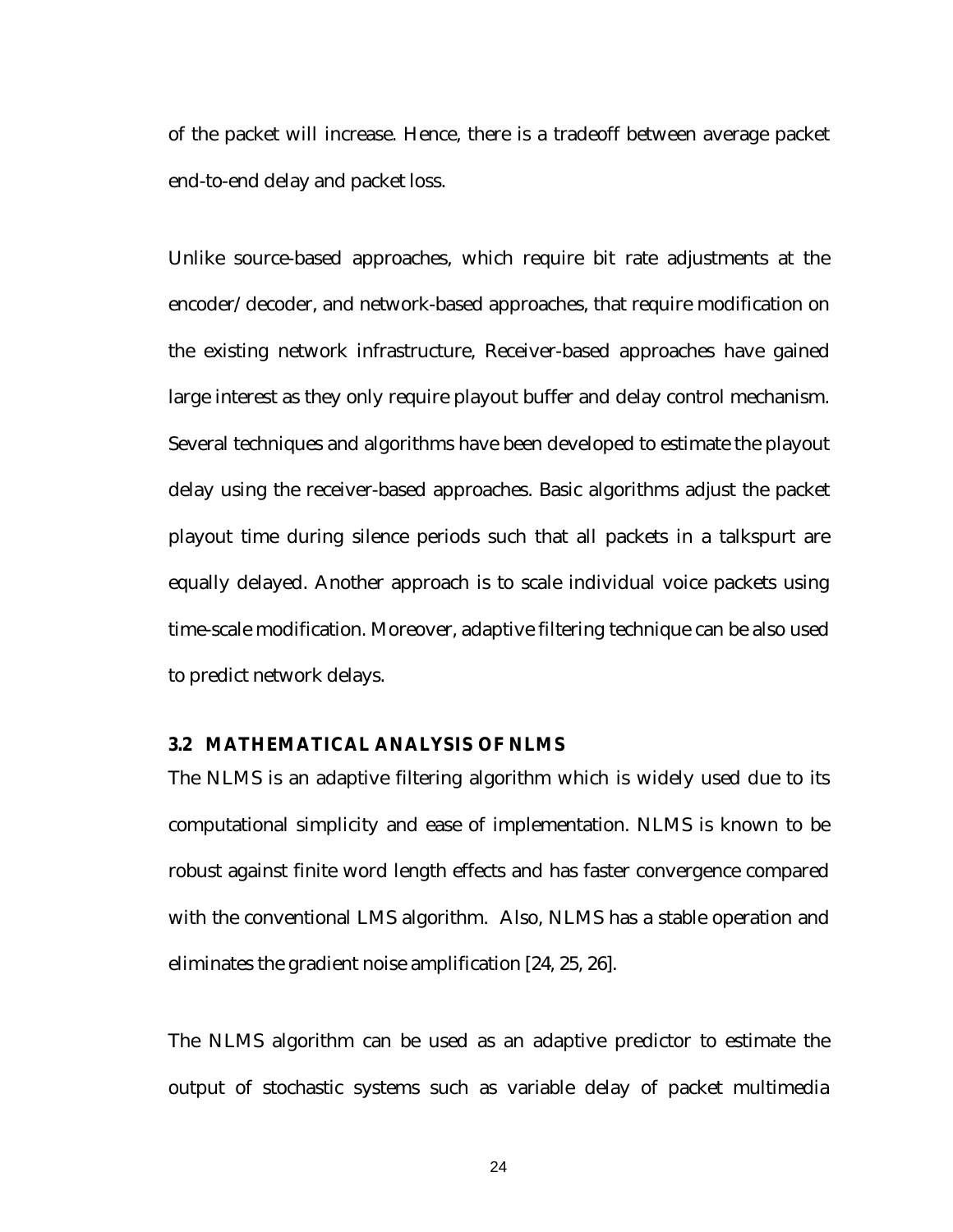of the packet will increase. Hence, there is a tradeoff between average packet end-to-end delay and packet loss.

Unlike source-based approaches, which require bit rate adjustments at the encoder/decoder, and network-based approaches, that require modification on the existing network infrastructure, Receiver-based approaches have gained large interest as they only require playout buffer and delay control mechanism. Several techniques and algorithms have been developed to estimate the playout delay using the receiver-based approaches. Basic algorithms adjust the packet playout time during silence periods such that all packets in a talkspurt are equally delayed. Another approach is to scale individual voice packets using time-scale modification. Moreover, adaptive filtering technique can be also used to predict network delays.

### 3.2 MATHEMATICAL ANALYSIS OF NLMS

The NLMS is an adaptive filtering algorithm which is widely used due to its computational simplicity and ease of implementation. NLMS is known to be robust against finite word length effects and has faster convergence compared with the conventional LMS algorithm. Also, NLMS has a stable operation and eliminates the gradient noise amplification [24, 25, 26].

The NLMS algorithm can be used as an adaptive predictor to estimate the output of stochastic systems such as variable delay of packet multimedia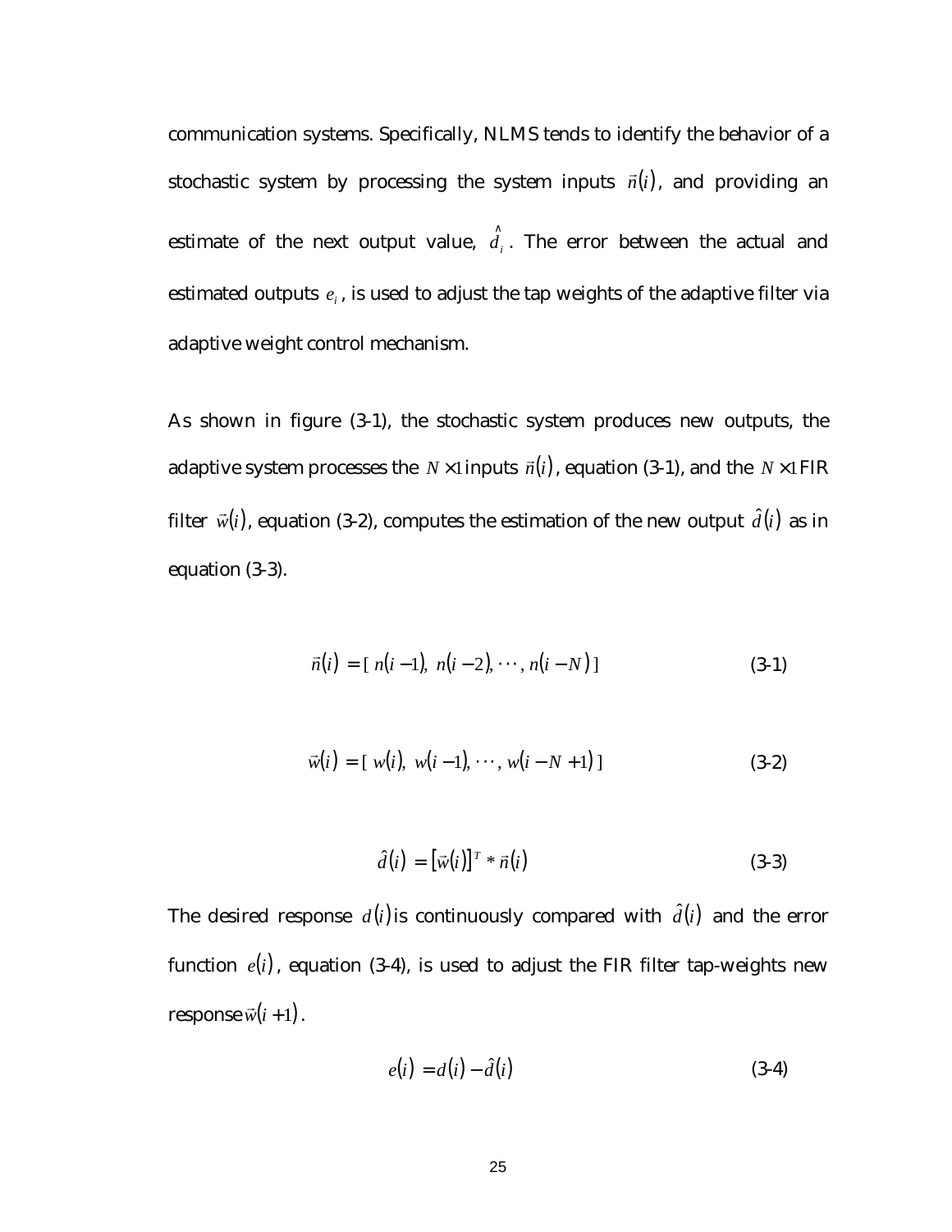communication systems. Specifically, NLMS tends to identify the behavior of a stochastic system by processing the system inputs $\vec{n}(i)$, and providing an estimate of the next output value, $\hat{d}_i$. The error between the actual and estimated outputs $e_i$, is used to adjust the tap weights of the adaptive filter via adaptive weight control mechanism.

As shown in figure (3-1), the stochastic system produces new outputs, the adaptive system processes the $N \times 1$ inputs $\vec{n}(i)$, equation (3-1), and the $N \times 1$ FIR filter $\vec{w}(i)$, equation (3-2), computes the estimation of the new output $\hat{d}(i)$ as in equation (3-3).

$$\vec{n}(i) = [\ n(i-1),\ n(i-2), \cdots, n(i-N)\ ] \tag{3-1}$$

$$\vec{w}(i) = [\ w(i),\ w(i-1), \cdots, w(i-N+1)\ ] \tag{3-2}$$

$$\hat{d}(i) = [\vec{w}(i)]^T * \vec{n}(i) \tag{3-3}$$

The desired response $d(i)$ is continuously compared with $\hat{d}(i)$ and the error function $e(i)$, equation (3-4), is used to adjust the FIR filter tap-weights new response $\vec{w}(i+1)$.

$$e(i) = d(i) - \hat{d}(i) \tag{3-4}$$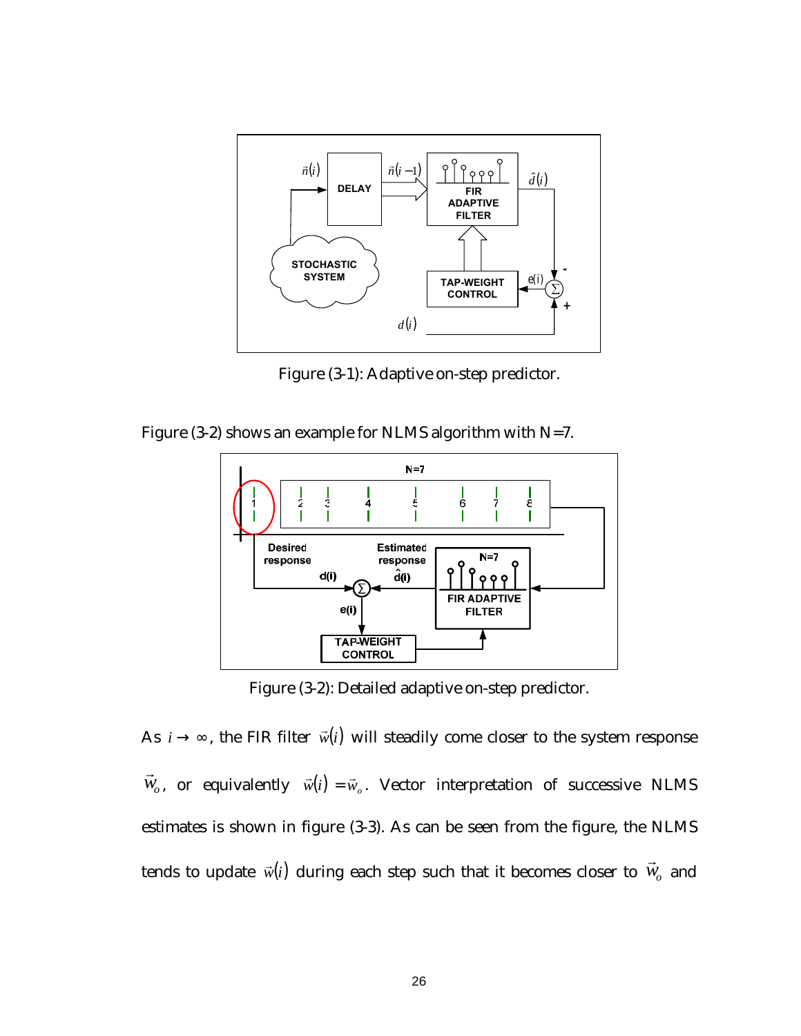Figure (3-1): Adaptive on-step predictor.

Figure (3-2) shows an example for NLMS algorithm with N=7.

Figure (3-2): Detailed adaptive on-step predictor.

As $i \to \infty$, the FIR filter $\vec{w}(i)$ will steadily come closer to the system response $\vec{w}_o$, or equivalently $\vec{w}(i) = \vec{w}_o$. Vector interpretation of successive NLMS estimates is shown in figure (3-3). As can be seen from the figure, the NLMS tends to update $\vec{w}(i)$ during each step such that it becomes closer to $\vec{w}_o$ and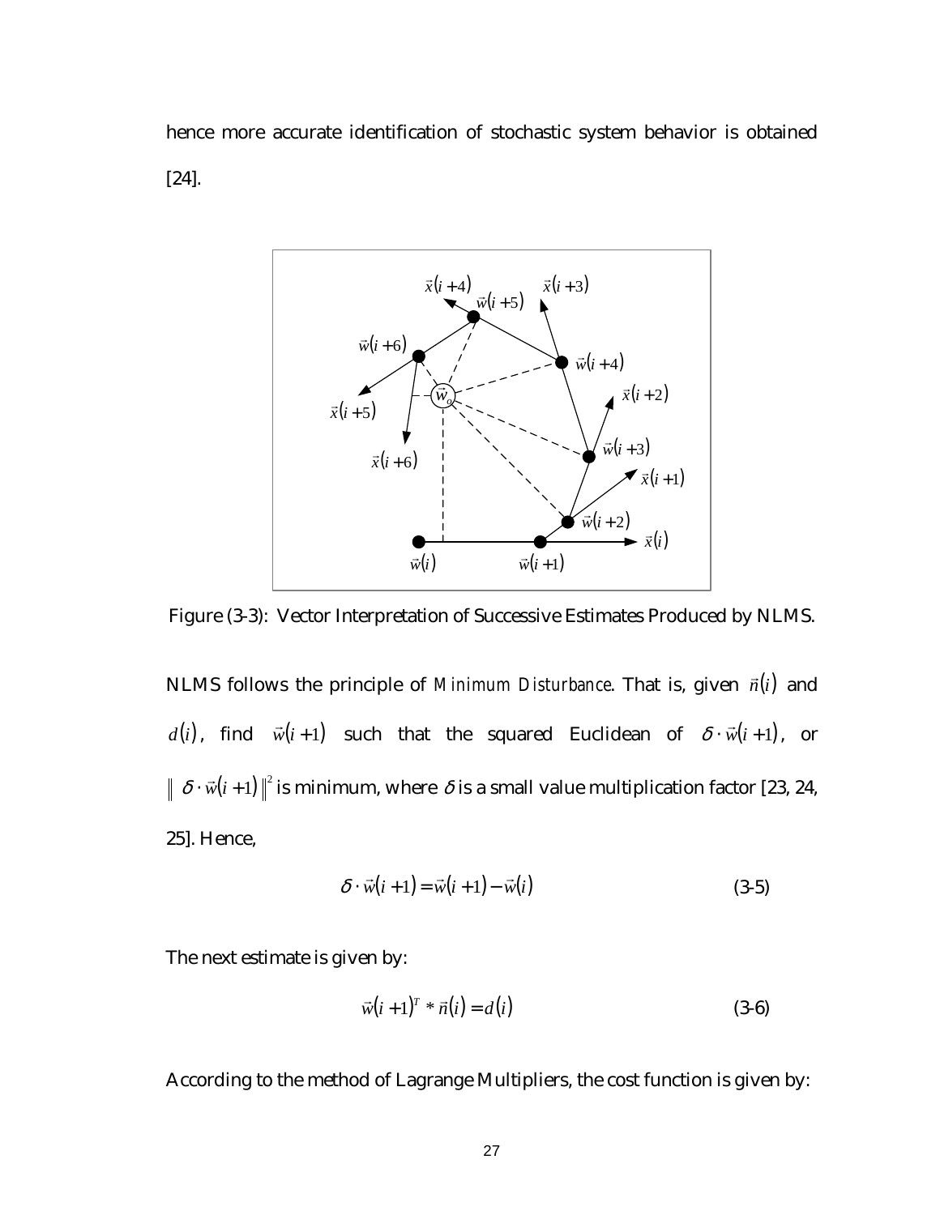hence more accurate identification of stochastic system behavior is obtained [24].

Figure (3-3): Vector Interpretation of Successive Estimates Produced by NLMS.

NLMS follows the principle of *Minimum Disturbance*. That is, given $\vec{n}(i)$ and $d(i)$, find $\vec{w}(i+1)$ such that the squared Euclidean of $\delta \cdot \vec{w}(i+1)$, or $\| \delta \cdot \vec{w}(i+1) \|^2$ is minimum, where $\delta$ is a small value multiplication factor [23, 24, 25]. Hence,

$$\delta \cdot \vec{w}(i+1) = \vec{w}(i+1) - \vec{w}(i) \tag{3-5}$$

The next estimate is given by:

$$\vec{w}(i+1)^T * \vec{n}(i) = d(i) \tag{3-6}$$

According to the method of Lagrange Multipliers, the cost function is given by: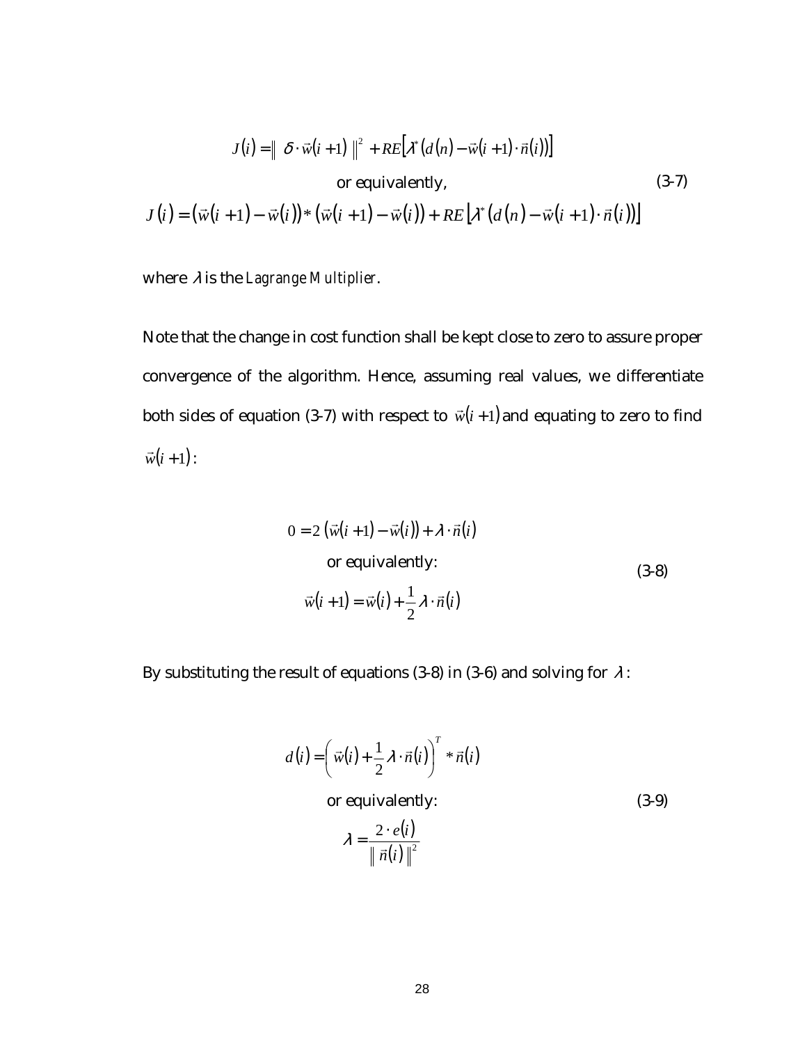$$J(i) = \| \ \delta \cdot \vec{w}(i+1) \ \|^2 + RE\left[\lambda^* \left(d(n) - \vec{w}(i+1) \cdot \vec{n}(i)\right)\right]$$

or equivalently, (3-7)

$$J(i) = \left(\vec{w}(i+1) - \vec{w}(i)\right) * \left(\vec{w}(i+1) - \vec{w}(i)\right) + RE\left[\lambda^* \left(d(n) - \vec{w}(i+1) \cdot \vec{n}(i)\right)\right]$$

where $\lambda$ is the *Lagrange Multiplier*.

Note that the change in cost function shall be kept close to zero to assure proper convergence of the algorithm. Hence, assuming real values, we differentiate both sides of equation (3-7) with respect to $\vec{w}(i+1)$ and equating to zero to find $\vec{w}(i+1)$:

$$0 = 2\left(\vec{w}(i+1) - \vec{w}(i)\right) + \lambda \cdot \vec{n}(i)$$

or equivalently: (3-8)

$$\vec{w}(i+1) = \vec{w}(i) + \frac{1}{2}\lambda \cdot \vec{n}(i)$$

By substituting the result of equations (3-8) in (3-6) and solving for $\lambda$:

$$d(i) = \left(\vec{w}(i) + \frac{1}{2}\lambda \cdot \vec{n}(i)\right)^T * \vec{n}(i)$$

or equivalently: (3-9)

$$\lambda = \frac{2 \cdot e(i)}{\| \ \vec{n}(i) \ \|^2}$$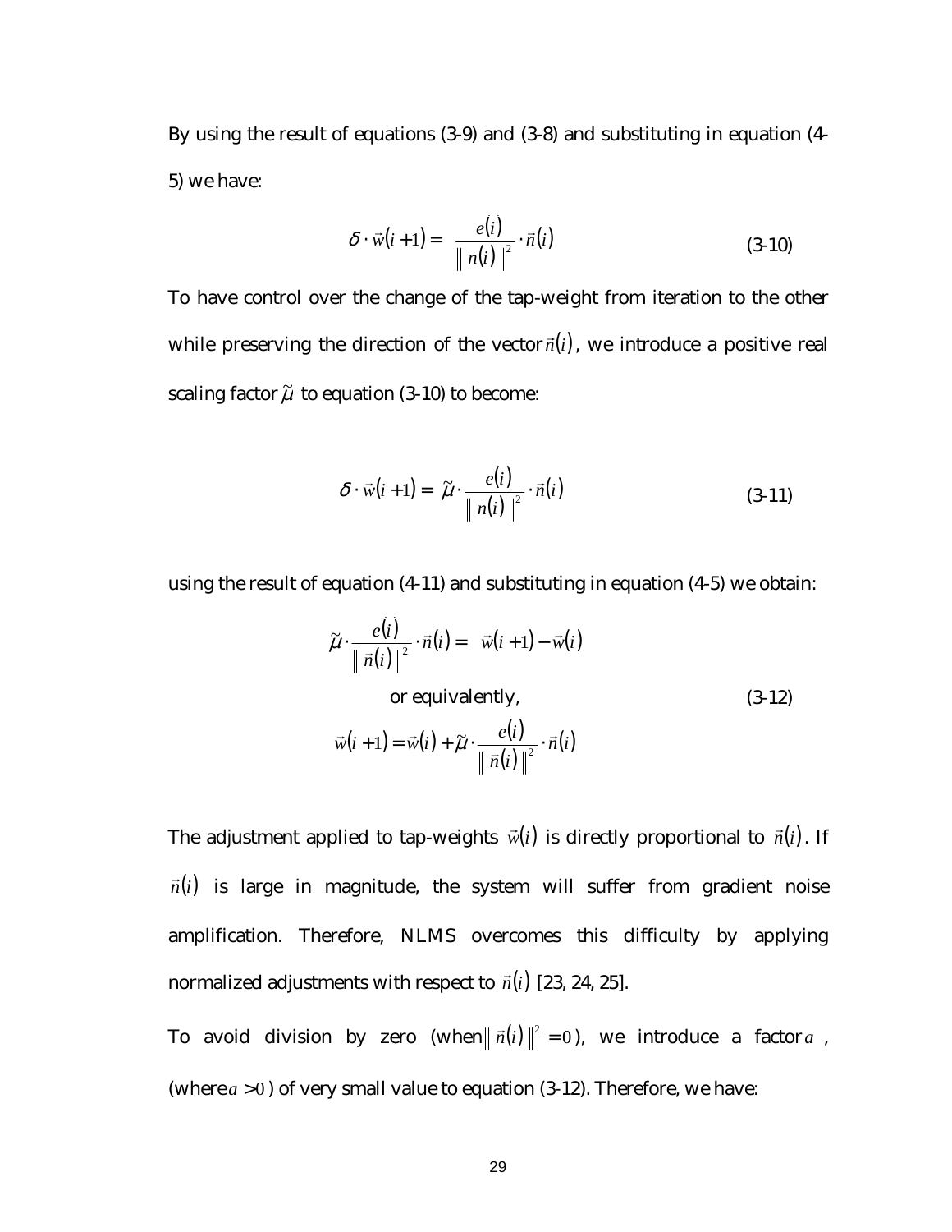By using the result of equations (3-9) and (3-8) and substituting in equation (4-5) we have:

$$\delta \cdot \vec{w}(i+1) = \frac{e(i)}{\| n(i) \|^2} \cdot \vec{n}(i) \tag{3-10}$$

To have control over the change of the tap-weight from iteration to the other while preserving the direction of the vector $\vec{n}(i)$, we introduce a positive real scaling factor $\tilde{\mu}$ to equation (3-10) to become:

$$\delta \cdot \vec{w}(i+1) = \tilde{\mu} \cdot \frac{e(i)}{\| n(i) \|^2} \cdot \vec{n}(i) \tag{3-11}$$

using the result of equation (4-11) and substituting in equation (4-5) we obtain:

$$\tilde{\mu} \cdot \frac{e(i)}{\| \vec{n}(i) \|^2} \cdot \vec{n}(i) = \vec{w}(i+1) - \vec{w}(i)$$

or equivalently, (3-12)

$$\vec{w}(i+1) = \vec{w}(i) + \tilde{\mu} \cdot \frac{e(i)}{\| \vec{n}(i) \|^2} \cdot \vec{n}(i)$$

The adjustment applied to tap-weights $\vec{w}(i)$ is directly proportional to $\vec{n}(i)$. If $\vec{n}(i)$ is large in magnitude, the system will suffer from gradient noise amplification. Therefore, NLMS overcomes this difficulty by applying normalized adjustments with respect to $\vec{n}(i)$ [23, 24, 25].

To avoid division by zero (when $\| \vec{n}(i) \|^2 = 0$), we introduce a factor $a$, (where $a > 0$) of very small value to equation (3-12). Therefore, we have: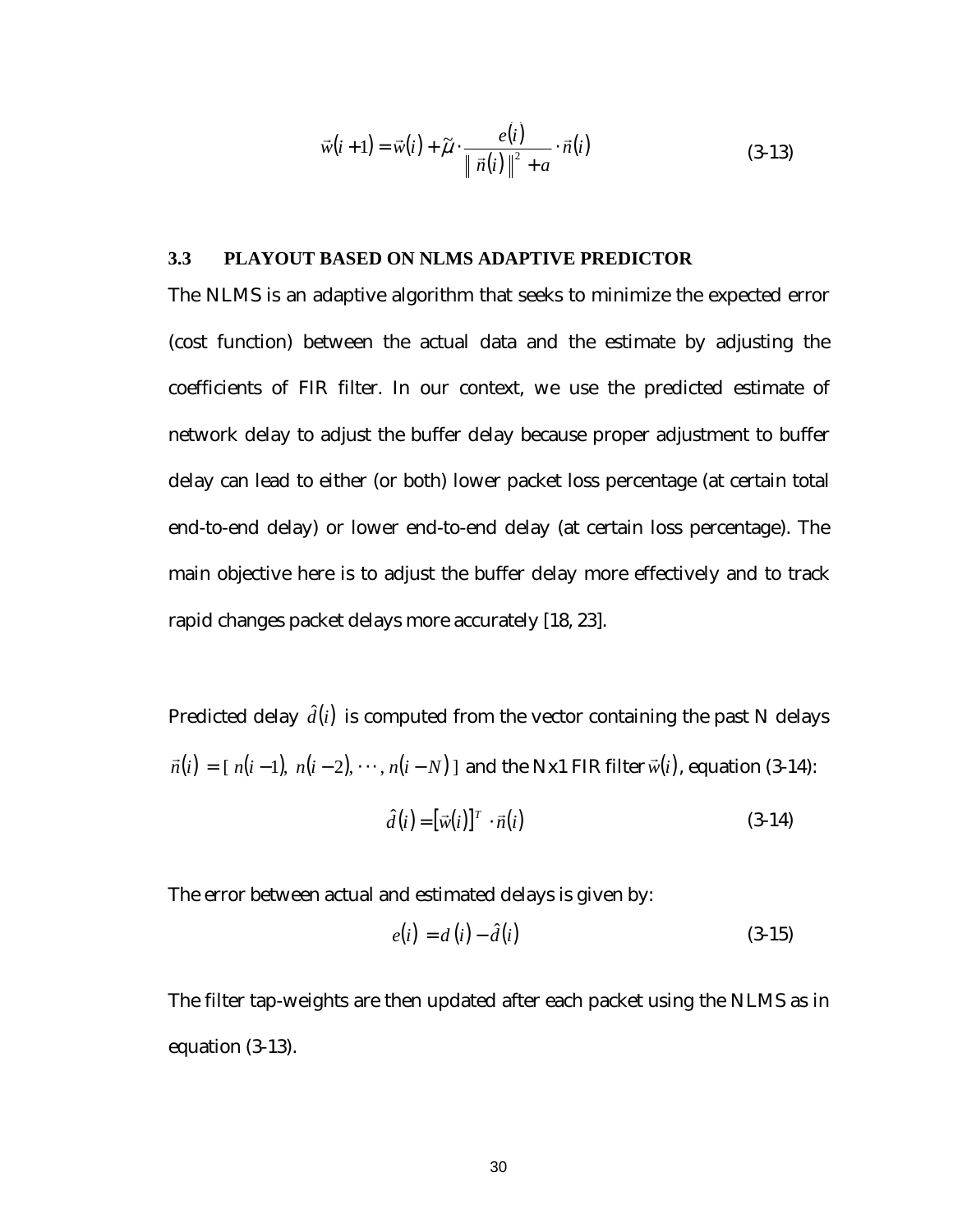$$\vec{w}(i+1) = \vec{w}(i) + \tilde{\mu} \cdot \frac{e(i)}{\| \vec{n}(i) \|^2 + a} \cdot \vec{n}(i) \tag{3-13}$$

### 3.3 PLAYOUT BASED ON NLMS ADAPTIVE PREDICTOR

The NLMS is an adaptive algorithm that seeks to minimize the expected error (cost function) between the actual data and the estimate by adjusting the coefficients of FIR filter. In our context, we use the predicted estimate of network delay to adjust the buffer delay because proper adjustment to buffer delay can lead to either (or both) lower packet loss percentage (at certain total end-to-end delay) or lower end-to-end delay (at certain loss percentage). The main objective here is to adjust the buffer delay more effectively and to track rapid changes packet delays more accurately [18, 23].

Predicted delay $\hat{d}(i)$ is computed from the vector containing the past N delays $\vec{n}(i) = [\, n(i-1),\ n(i-2), \cdots, n(i-N) \,]$ and the Nx1 FIR filter $\vec{w}(i)$, equation (3-14):

$$\hat{d}(i) = [\vec{w}(i)]^T \cdot \vec{n}(i) \tag{3-14}$$

The error between actual and estimated delays is given by:

$$e(i) = d(i) - \hat{d}(i) \tag{3-15}$$

The filter tap-weights are then updated after each packet using the NLMS as in equation (3-13).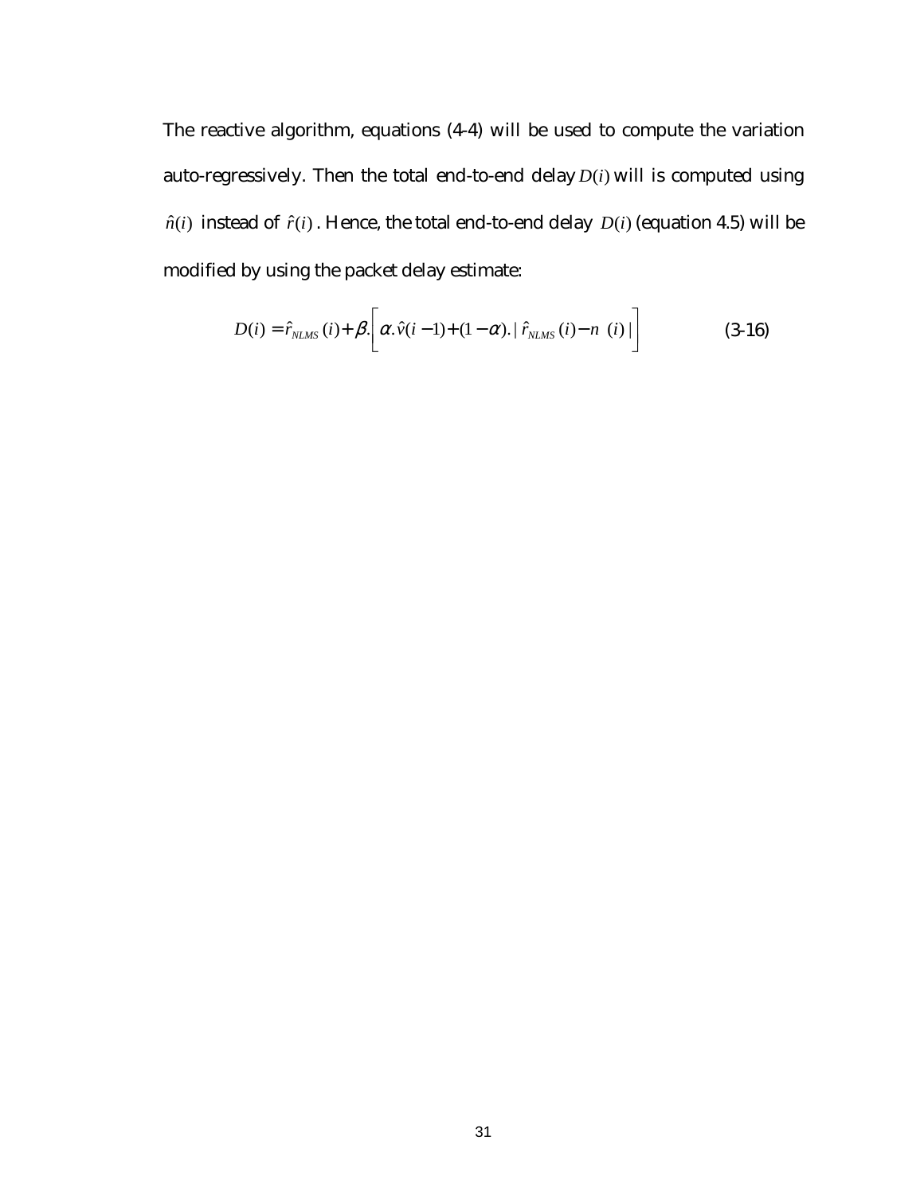The reactive algorithm, equations (4-4) will be used to compute the variation auto-regressively. Then the total end-to-end delay $D(i)$ will is computed using $\hat{n}(i)$ instead of $\hat{r}(i)$. Hence, the total end-to-end delay $D(i)$ (equation 4.5) will be modified by using the packet delay estimate:

$$D(i) = \hat{r}_{NLMS}(i) + \beta . \left[ \alpha . \hat{v}(i-1) + (1-\alpha) . | \hat{r}_{NLMS}(i) - n \ (i) | \right] \qquad (3\text{-}16)$$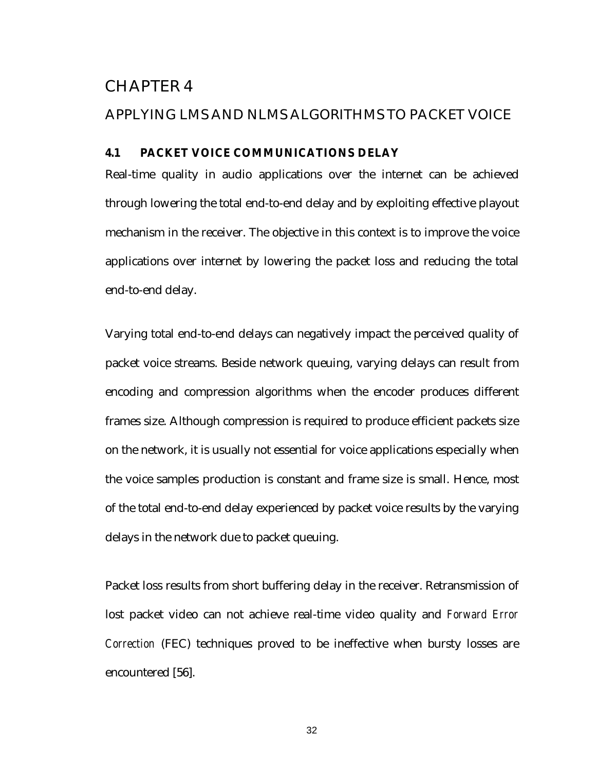# CHAPTER 4

## APPLYING LMS AND NLMS ALGORITHMS TO PACKET VOICE

### 4.1 PACKET VOICE COMMUNICATIONS DELAY

Real-time quality in audio applications over the internet can be achieved through lowering the total end-to-end delay and by exploiting effective playout mechanism in the receiver. The objective in this context is to improve the voice applications over internet by lowering the packet loss and reducing the total end-to-end delay.

Varying total end-to-end delays can negatively impact the perceived quality of packet voice streams. Beside network queuing, varying delays can result from encoding and compression algorithms when the encoder produces different frames size. Although compression is required to produce efficient packets size on the network, it is usually not essential for voice applications especially when the voice samples production is constant and frame size is small. Hence, most of the total end-to-end delay experienced by packet voice results by the varying delays in the network due to packet queuing.

Packet loss results from short buffering delay in the receiver. Retransmission of lost packet video can not achieve real-time video quality and *Forward Error Correction* (FEC) techniques proved to be ineffective when bursty losses are encountered [56].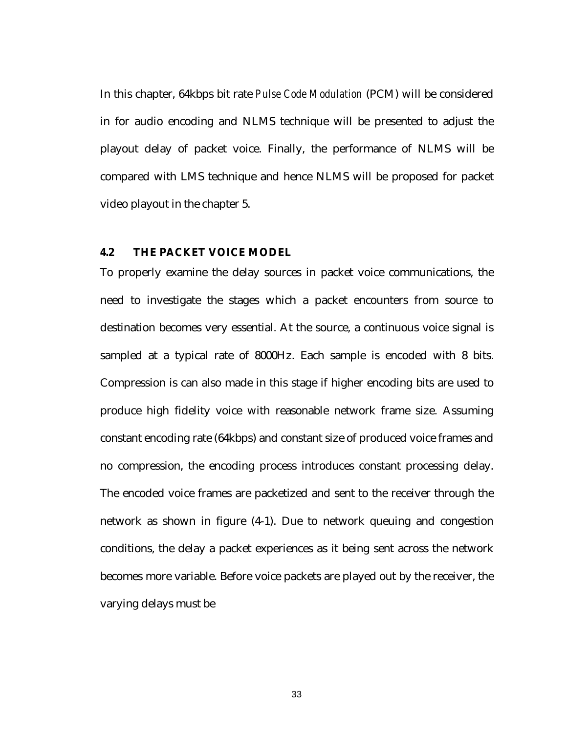In this chapter, 64kbps bit rate *Pulse Code Modulation* (PCM) will be considered in for audio encoding and NLMS technique will be presented to adjust the playout delay of packet voice. Finally, the performance of NLMS will be compared with LMS technique and hence NLMS will be proposed for packet video playout in the chapter 5.

## 4.2 THE PACKET VOICE MODEL

To properly examine the delay sources in packet voice communications, the need to investigate the stages which a packet encounters from source to destination becomes very essential. At the source, a continuous voice signal is sampled at a typical rate of 8000Hz. Each sample is encoded with 8 bits. Compression is can also made in this stage if higher encoding bits are used to produce high fidelity voice with reasonable network frame size. Assuming constant encoding rate (64kbps) and constant size of produced voice frames and no compression, the encoding process introduces constant processing delay. The encoded voice frames are packetized and sent to the receiver through the network as shown in figure (4-1). Due to network queuing and congestion conditions, the delay a packet experiences as it being sent across the network becomes more variable. Before voice packets are played out by the receiver, the varying delays must be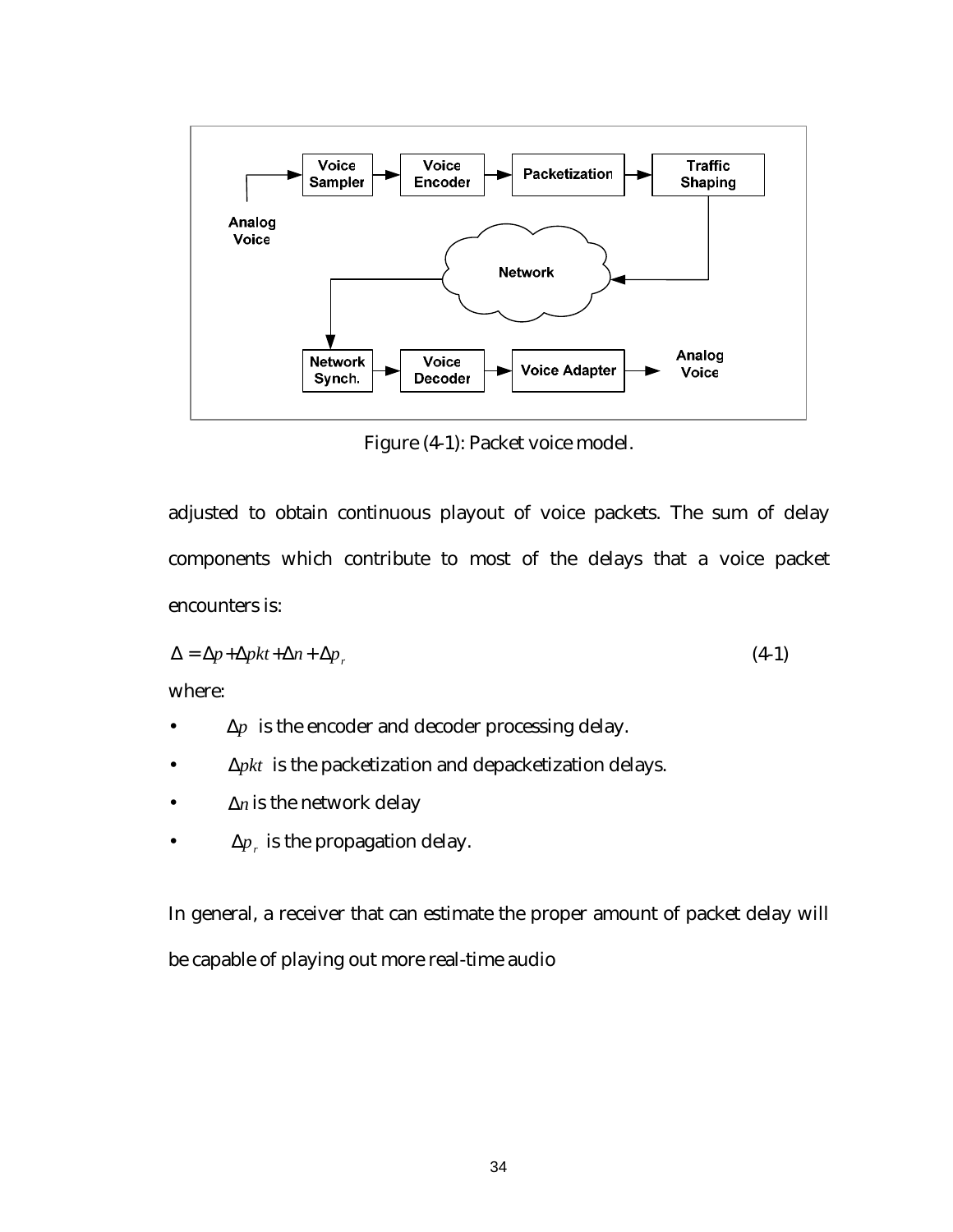Figure (4-1): Packet voice model.

adjusted to obtain continuous playout of voice packets. The sum of delay components which contribute to most of the delays that a voice packet encounters is:

$$\Delta = \Delta p + \Delta pkt + \Delta n + \Delta p_r \qquad (4\text{-}1)$$

where:

- $\Delta p$ is the encoder and decoder processing delay.
- $\Delta pkt$ is the packetization and depacketization delays.
- $\Delta n$ is the network delay
- $\Delta p_r$ is the propagation delay.

In general, a receiver that can estimate the proper amount of packet delay will be capable of playing out more real-time audio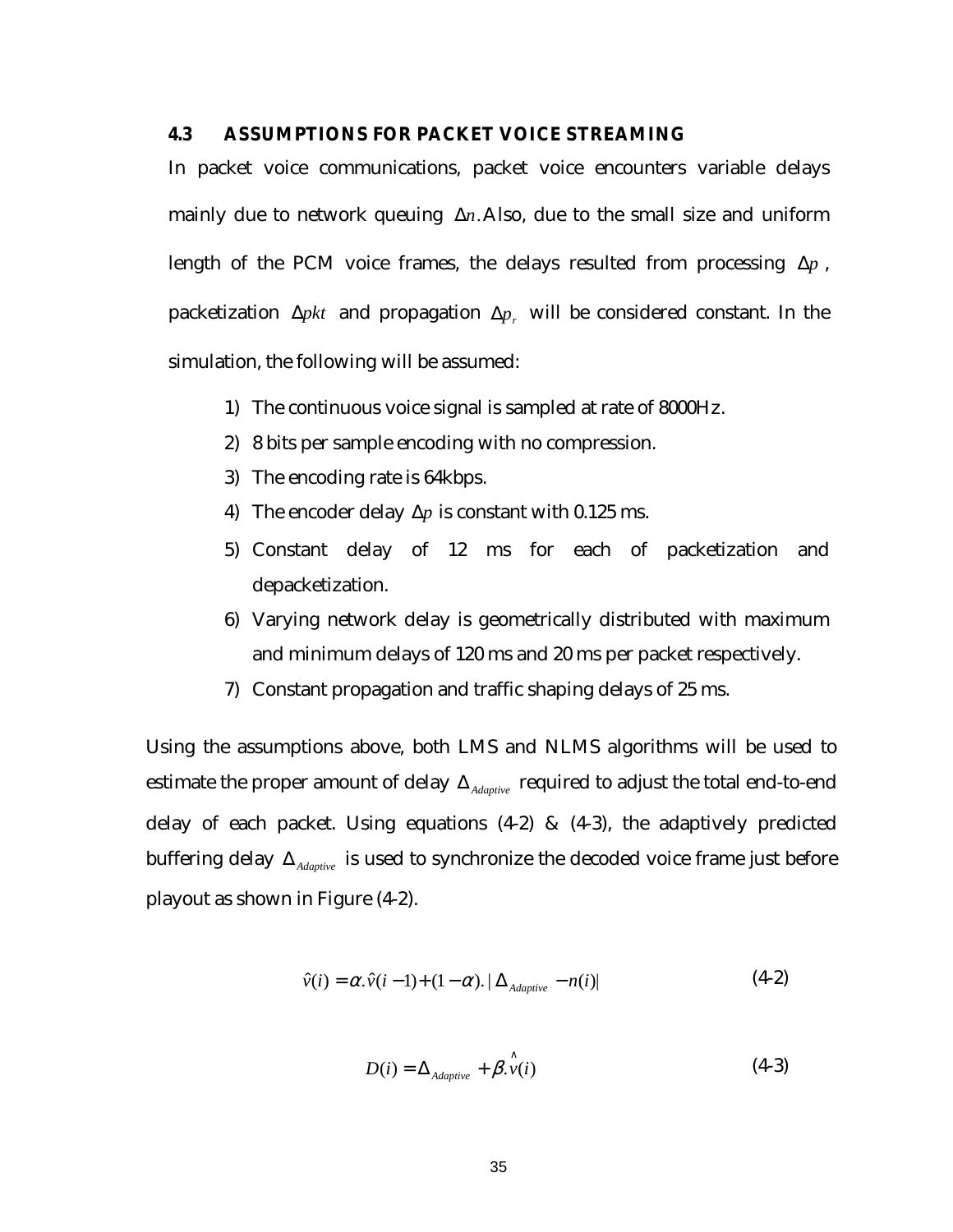### 4.3 ASSUMPTIONS FOR PACKET VOICE STREAMING

In packet voice communications, packet voice encounters variable delays mainly due to network queuing $\Delta n$. Also, due to the small size and uniform length of the PCM voice frames, the delays resulted from processing $\Delta p$, packetization $\Delta pkt$ and propagation $\Delta p_r$ will be considered constant. In the simulation, the following will be assumed:

1) The continuous voice signal is sampled at rate of 8000Hz.
2) 8 bits per sample encoding with no compression.
3) The encoding rate is 64kbps.
4) The encoder delay $\Delta p$ is constant with 0.125 ms.
5) Constant delay of 12 ms for each of packetization and depacketization.
6) Varying network delay is geometrically distributed with maximum and minimum delays of 120 ms and 20 ms per packet respectively.
7) Constant propagation and traffic shaping delays of 25 ms.

Using the assumptions above, both LMS and NLMS algorithms will be used to estimate the proper amount of delay $\Delta_{Adaptive}$ required to adjust the total end-to-end delay of each packet. Using equations (4-2) & (4-3), the adaptively predicted buffering delay $\Delta_{Adaptive}$ is used to synchronize the decoded voice frame just before playout as shown in Figure (4-2).

$$\hat{v}(i) = \alpha.\hat{v}(i-1) + (1-\alpha).|\Delta_{Adaptive} - n(i)| \tag{4-2}$$

$$D(i) = \Delta_{Adaptive} + \beta.\hat{v}(i) \tag{4-3}$$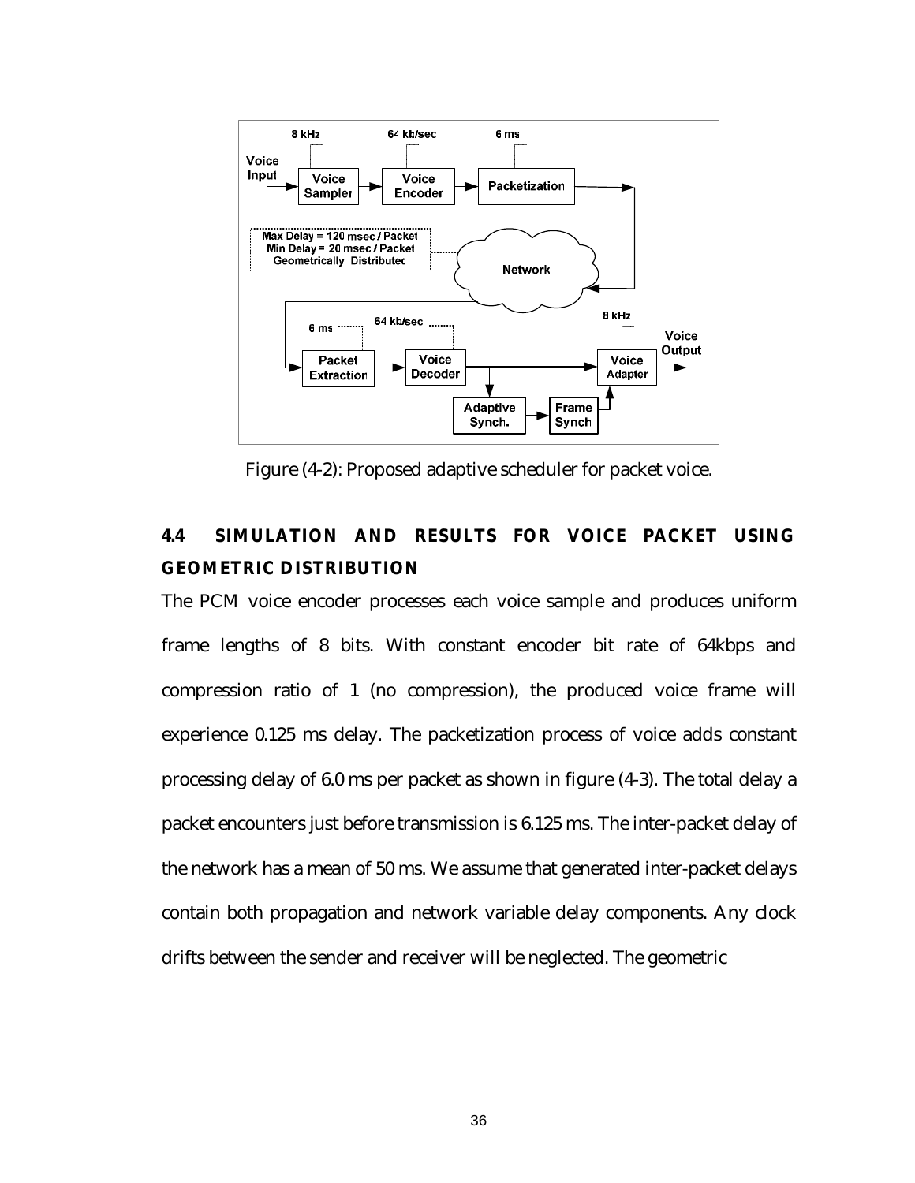Figure (4-2): Proposed adaptive scheduler for packet voice.

## 4.4 SIMULATION AND RESULTS FOR VOICE PACKET USING GEOMETRIC DISTRIBUTION

The PCM voice encoder processes each voice sample and produces uniform frame lengths of 8 bits. With constant encoder bit rate of 64kbps and compression ratio of 1 (no compression), the produced voice frame will experience 0.125 ms delay. The packetization process of voice adds constant processing delay of 6.0 ms per packet as shown in figure (4-3). The total delay a packet encounters just before transmission is 6.125 ms. The inter-packet delay of the network has a mean of 50 ms. We assume that generated inter-packet delays contain both propagation and network variable delay components. Any clock drifts between the sender and receiver will be neglected. The geometric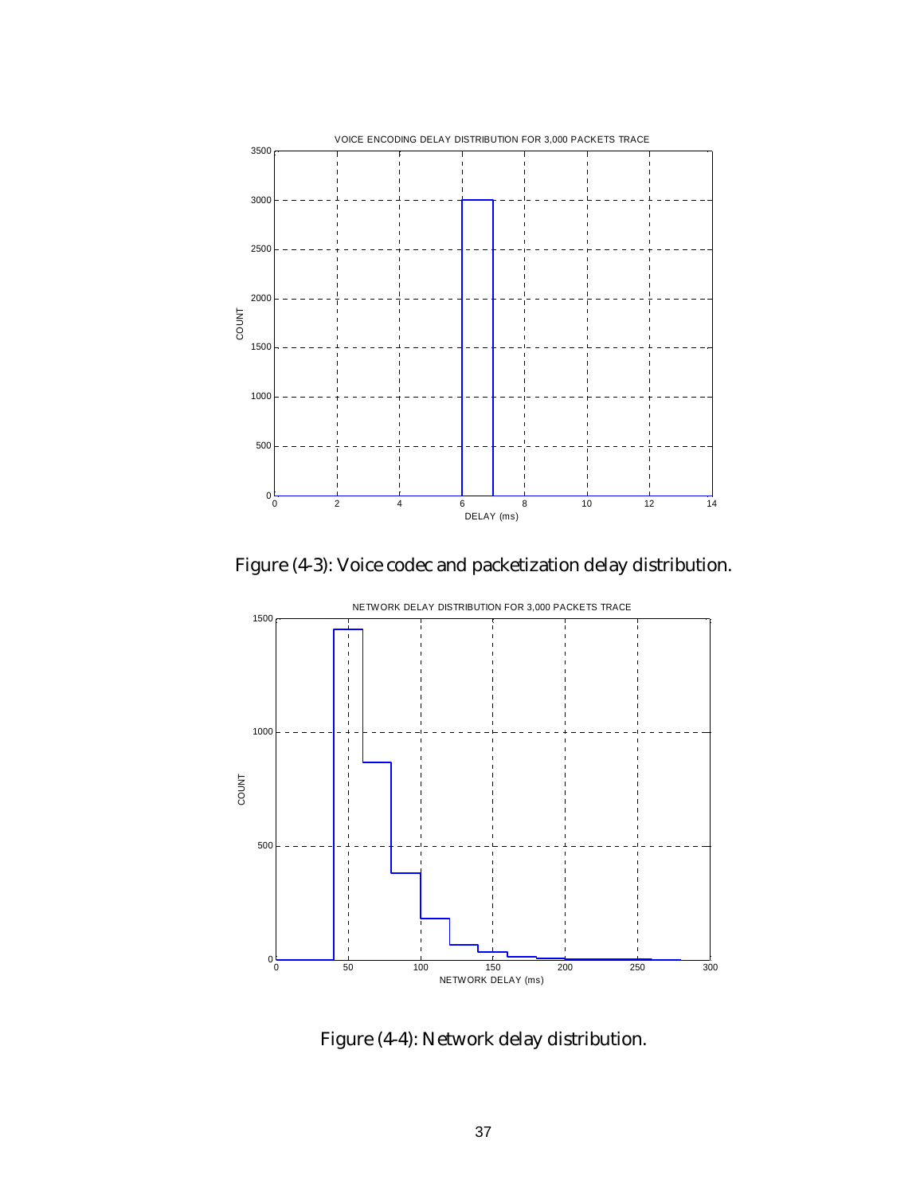Figure (4-3): Voice codec and packetization delay distribution.

Figure (4-4): Network delay distribution.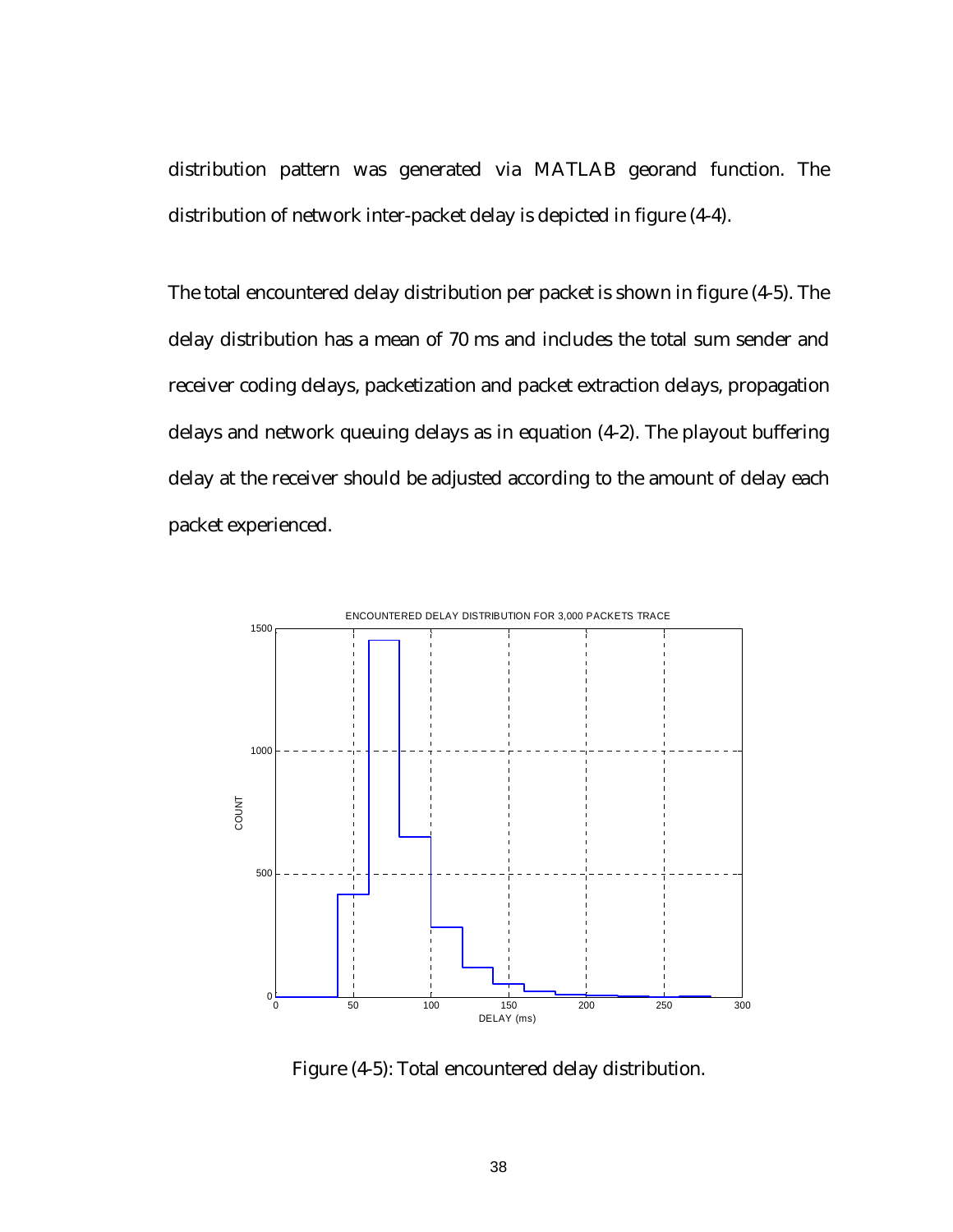distribution pattern was generated via MATLAB georand function. The distribution of network inter-packet delay is depicted in figure (4-4).

The total encountered delay distribution per packet is shown in figure (4-5). The delay distribution has a mean of 70 ms and includes the total sum sender and receiver coding delays, packetization and packet extraction delays, propagation delays and network queuing delays as in equation (4-2). The playout buffering delay at the receiver should be adjusted according to the amount of delay each packet experienced.

Figure (4-5): Total encountered delay distribution.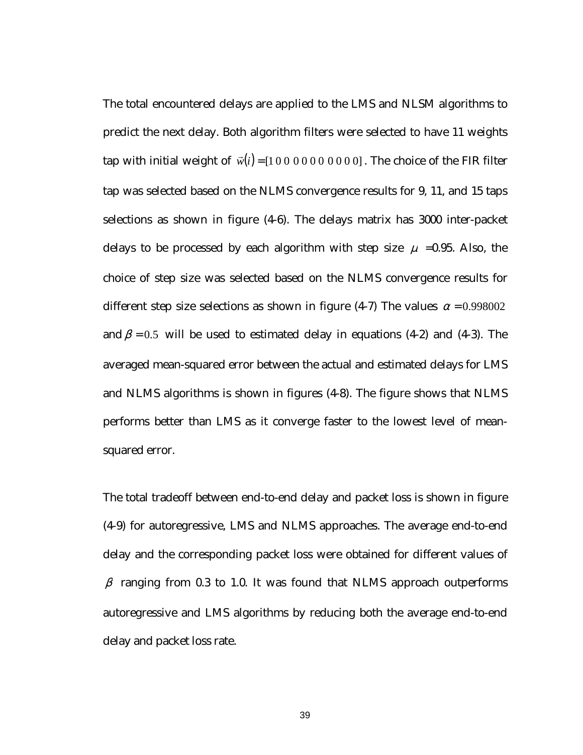The total encountered delays are applied to the LMS and NLSM algorithms to predict the next delay. Both algorithm filters were selected to have 11 weights tap with initial weight of $\vec{w}(i) = [1\ 0\ 0\ 0\ 0\ 0\ 0\ 0\ 0\ 0\ 0]$. The choice of the FIR filter tap was selected based on the NLMS convergence results for 9, 11, and 15 taps selections as shown in figure (4-6). The delays matrix has 3000 inter-packet delays to be processed by each algorithm with step size $\mu$ =0.95. Also, the choice of step size was selected based on the NLMS convergence results for different step size selections as shown in figure (4-7) The values $\alpha = 0.998002$ and $\beta = 0.5$ will be used to estimated delay in equations (4-2) and (4-3). The averaged mean-squared error between the actual and estimated delays for LMS and NLMS algorithms is shown in figures (4-8). The figure shows that NLMS performs better than LMS as it converge faster to the lowest level of mean-squared error.

The total tradeoff between end-to-end delay and packet loss is shown in figure (4-9) for autoregressive, LMS and NLMS approaches. The average end-to-end delay and the corresponding packet loss were obtained for different values of $\beta$ ranging from 0.3 to 1.0. It was found that NLMS approach outperforms autoregressive and LMS algorithms by reducing both the average end-to-end delay and packet loss rate.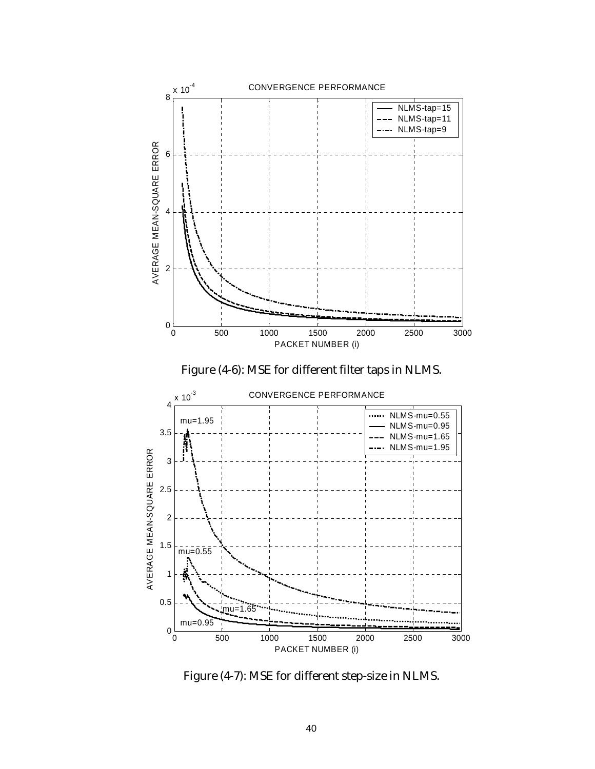Figure (4-6): MSE for different filter taps in NLMS.

Figure (4-7): MSE for different step-size in NLMS.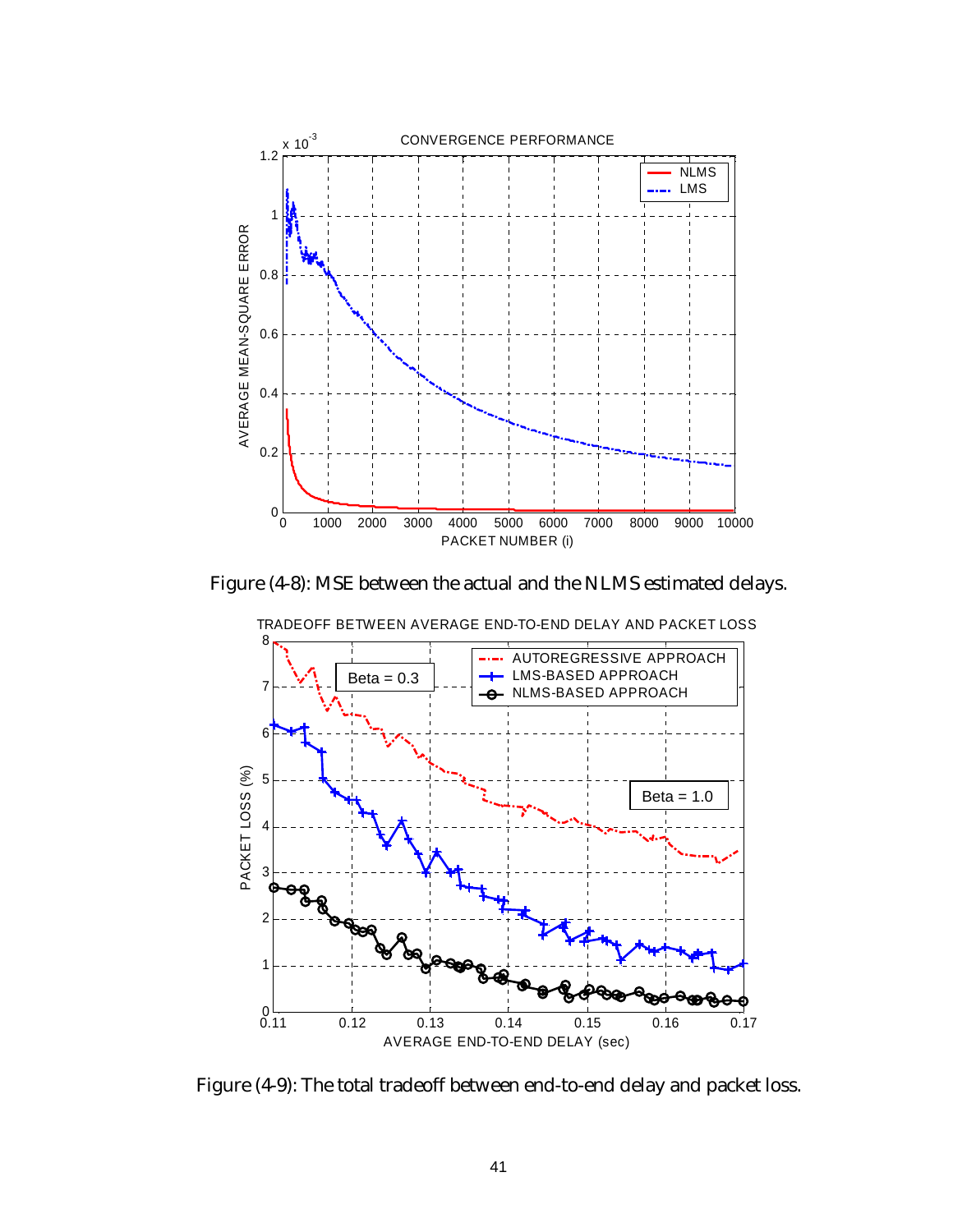Figure (4-8): MSE between the actual and the NLMS estimated delays.

Figure (4-9): The total tradeoff between end-to-end delay and packet loss.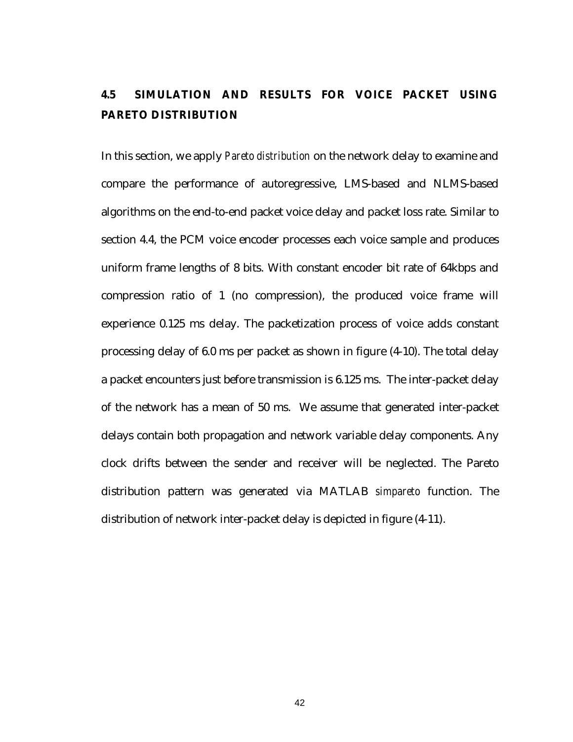## 4.5 SIMULATION AND RESULTS FOR VOICE PACKET USING PARETO DISTRIBUTION

In this section, we apply *Pareto distribution* on the network delay to examine and compare the performance of autoregressive, LMS-based and NLMS-based algorithms on the end-to-end packet voice delay and packet loss rate. Similar to section 4.4, the PCM voice encoder processes each voice sample and produces uniform frame lengths of 8 bits. With constant encoder bit rate of 64kbps and compression ratio of 1 (no compression), the produced voice frame will experience 0.125 ms delay. The packetization process of voice adds constant processing delay of 6.0 ms per packet as shown in figure (4-10). The total delay a packet encounters just before transmission is 6.125 ms. The inter-packet delay of the network has a mean of 50 ms. We assume that generated inter-packet delays contain both propagation and network variable delay components. Any clock drifts between the sender and receiver will be neglected. The Pareto distribution pattern was generated via MATLAB *simpareto* function. The distribution of network inter-packet delay is depicted in figure (4-11).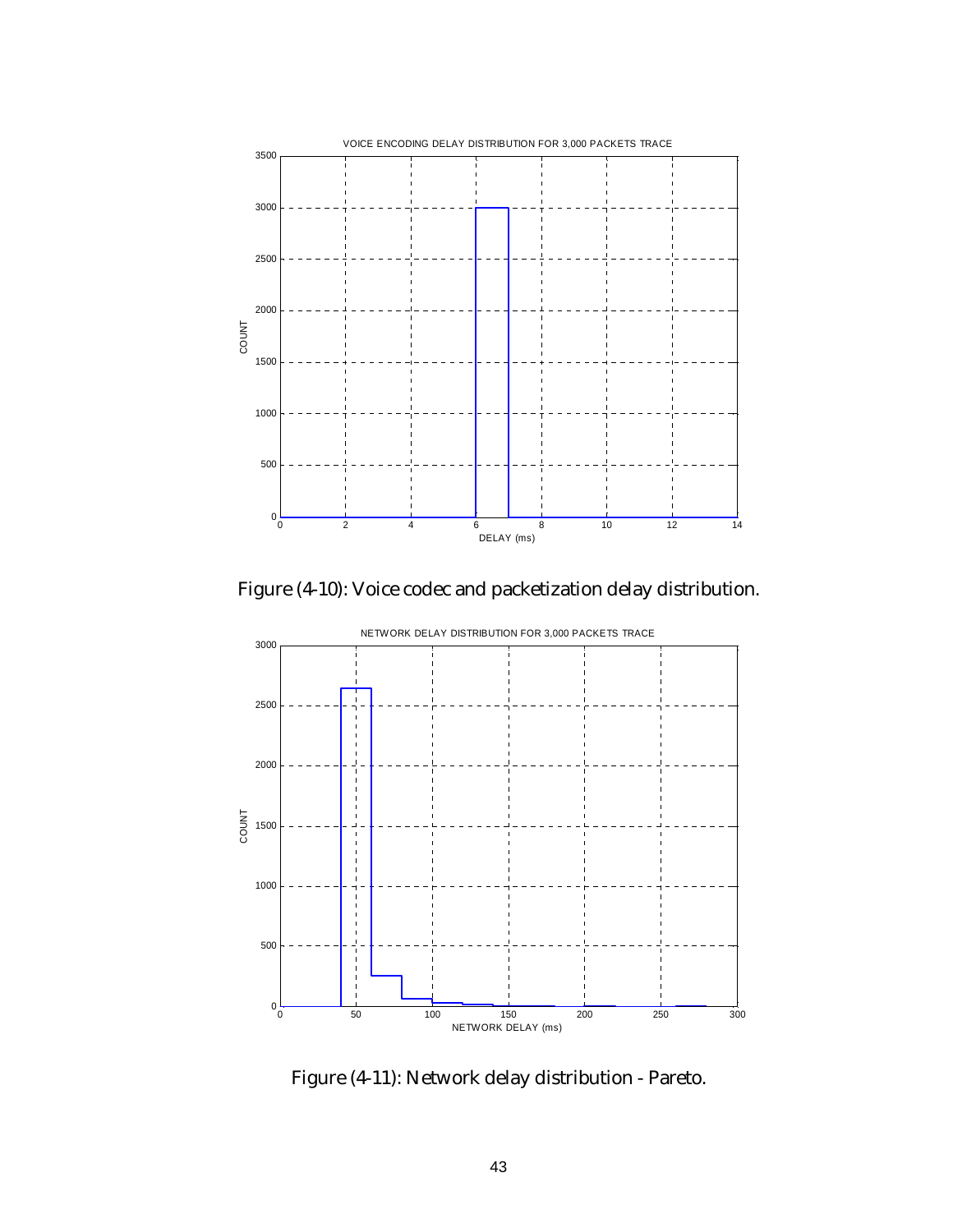Figure (4-10): Voice codec and packetization delay distribution.

Figure (4-11): Network delay distribution - Pareto.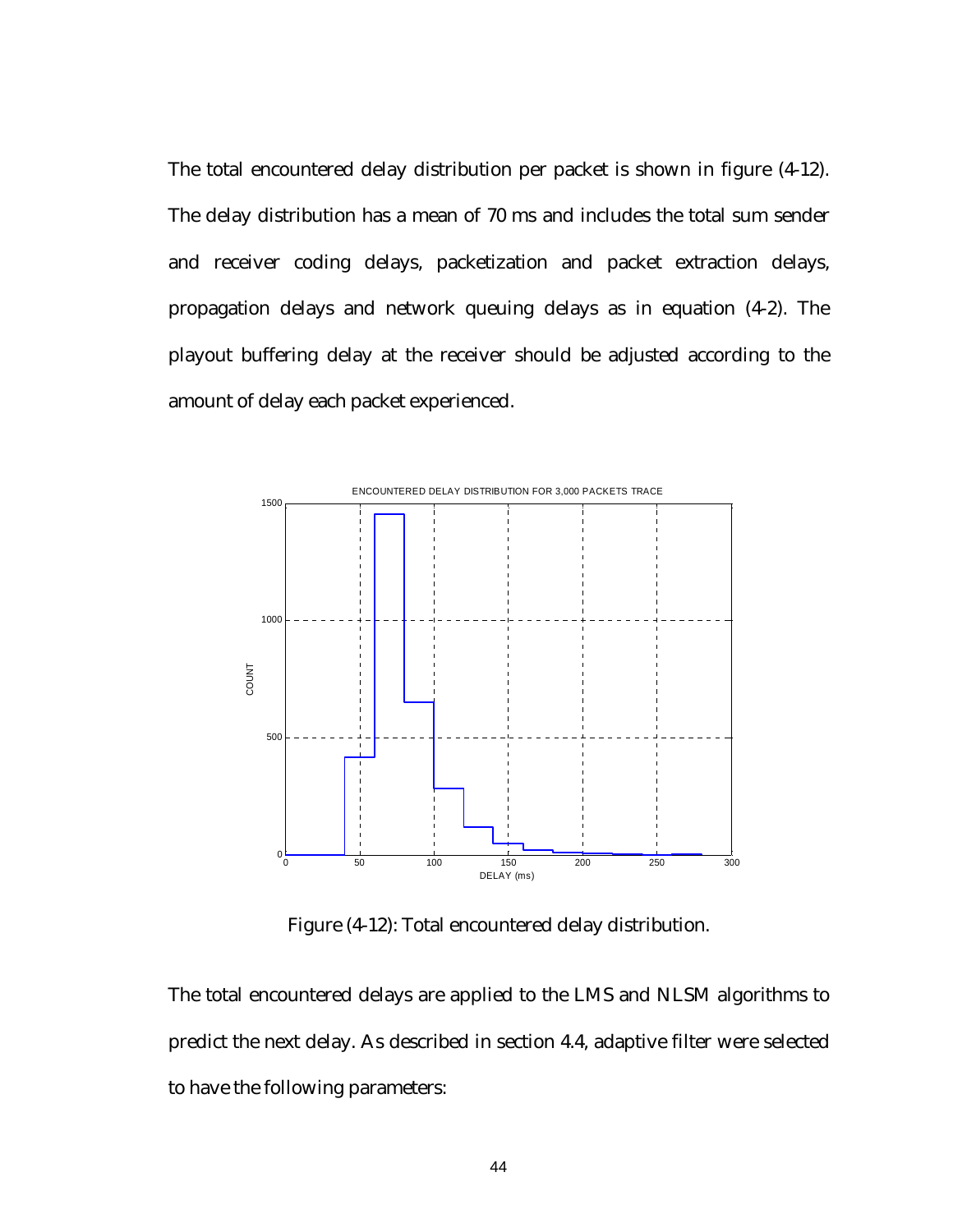The total encountered delay distribution per packet is shown in figure (4-12). The delay distribution has a mean of 70 ms and includes the total sum sender and receiver coding delays, packetization and packet extraction delays, propagation delays and network queuing delays as in equation (4-2). The playout buffering delay at the receiver should be adjusted according to the amount of delay each packet experienced.

Figure (4-12): Total encountered delay distribution.

The total encountered delays are applied to the LMS and NLSM algorithms to predict the next delay. As described in section 4.4, adaptive filter were selected to have the following parameters: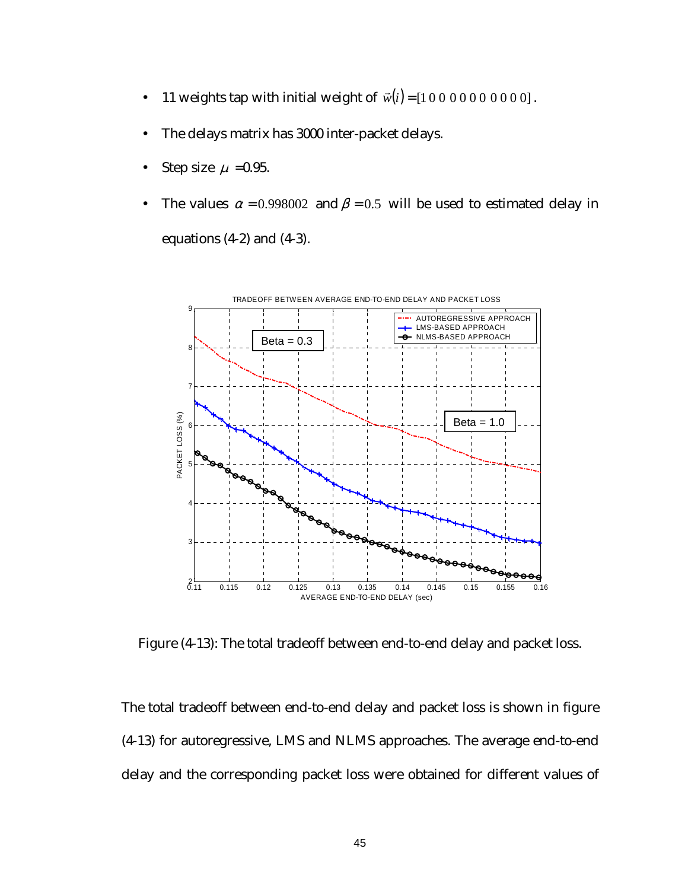- 11 weights tap with initial weight of $\vec{w}(i) = [1\ 0\ 0\ 0\ 0\ 0\ 0\ 0\ 0\ 0\ 0]$.
- The delays matrix has 3000 inter-packet delays.
- Step size $\mu = 0.95$.
- The values $\alpha = 0.998002$ and $\beta = 0.5$ will be used to estimated delay in equations (4-2) and (4-3).

Figure (4-13): The total tradeoff between end-to-end delay and packet loss.

The total tradeoff between end-to-end delay and packet loss is shown in figure (4-13) for autoregressive, LMS and NLMS approaches. The average end-to-end delay and the corresponding packet loss were obtained for different values of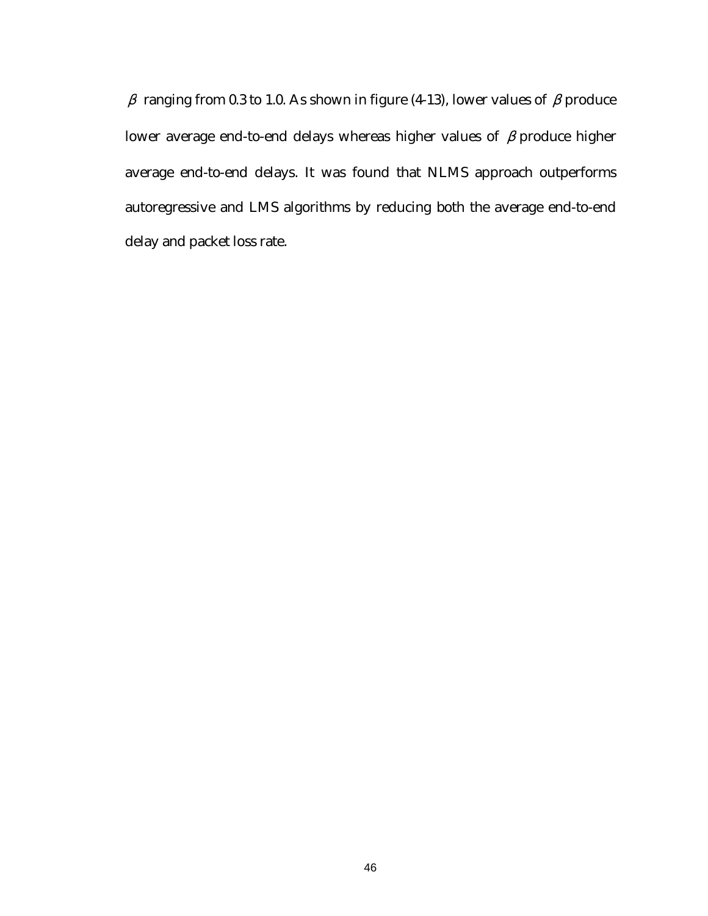$\beta$ ranging from 0.3 to 1.0. As shown in figure (4-13), lower values of $\beta$ produce lower average end-to-end delays whereas higher values of $\beta$ produce higher average end-to-end delays. It was found that NLMS approach outperforms autoregressive and LMS algorithms by reducing both the average end-to-end delay and packet loss rate.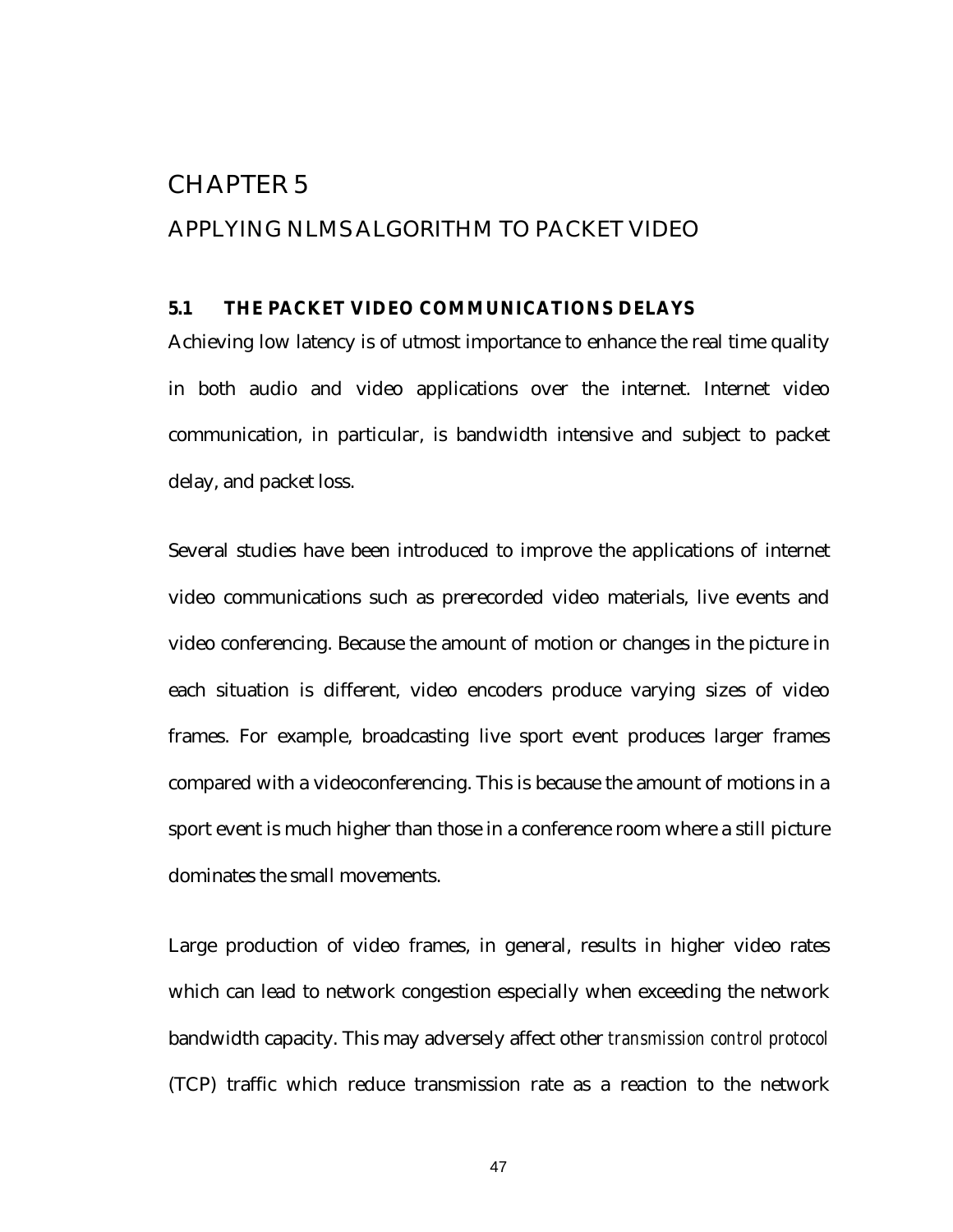# CHAPTER 5

# APPLYING NLMS ALGORITHM TO PACKET VIDEO

## 5.1 THE PACKET VIDEO COMMUNICATIONS DELAYS

Achieving low latency is of utmost importance to enhance the real time quality in both audio and video applications over the internet. Internet video communication, in particular, is bandwidth intensive and subject to packet delay, and packet loss.

Several studies have been introduced to improve the applications of internet video communications such as prerecorded video materials, live events and video conferencing. Because the amount of motion or changes in the picture in each situation is different, video encoders produce varying sizes of video frames. For example, broadcasting live sport event produces larger frames compared with a videoconferencing. This is because the amount of motions in a sport event is much higher than those in a conference room where a still picture dominates the small movements.

Large production of video frames, in general, results in higher video rates which can lead to network congestion especially when exceeding the network bandwidth capacity. This may adversely affect other *transmission control protocol* (TCP) traffic which reduce transmission rate as a reaction to the network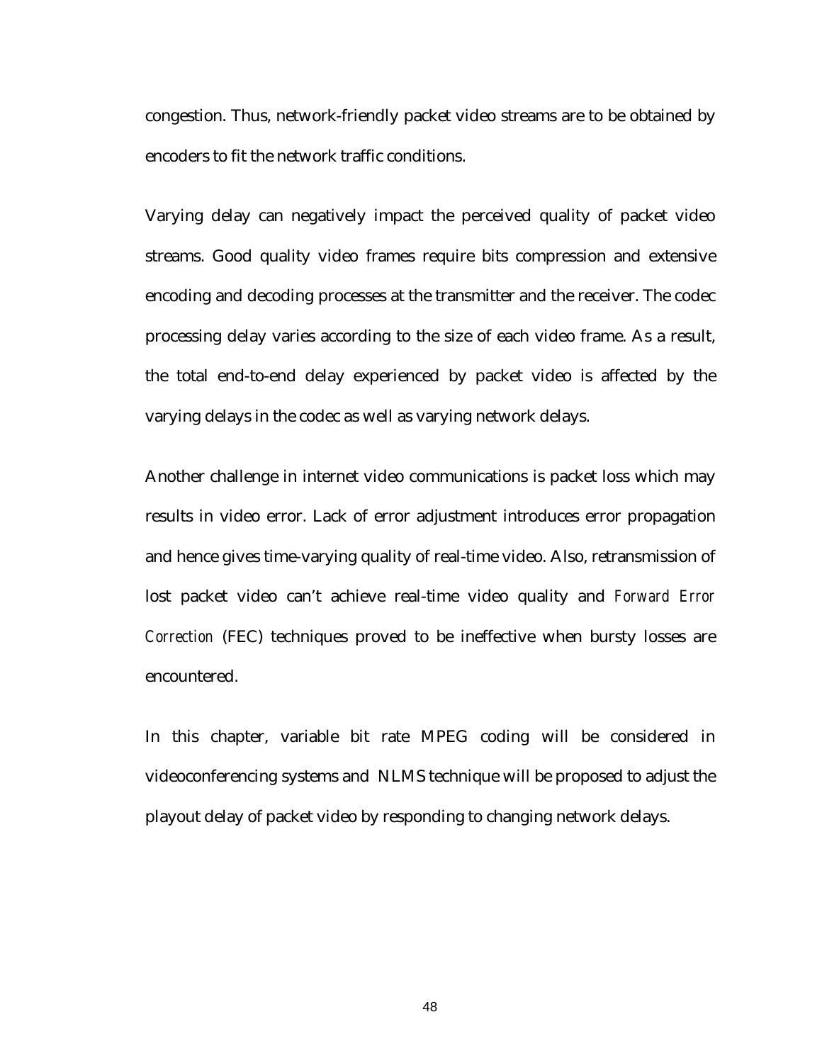congestion. Thus, network-friendly packet video streams are to be obtained by encoders to fit the network traffic conditions.

Varying delay can negatively impact the perceived quality of packet video streams. Good quality video frames require bits compression and extensive encoding and decoding processes at the transmitter and the receiver. The codec processing delay varies according to the size of each video frame. As a result, the total end-to-end delay experienced by packet video is affected by the varying delays in the codec as well as varying network delays.

Another challenge in internet video communications is packet loss which may results in video error. Lack of error adjustment introduces error propagation and hence gives time-varying quality of real-time video. Also, retransmission of lost packet video can't achieve real-time video quality and *Forward Error Correction* (FEC) techniques proved to be ineffective when bursty losses are encountered.

In this chapter, variable bit rate MPEG coding will be considered in videoconferencing systems and NLMS technique will be proposed to adjust the playout delay of packet video by responding to changing network delays.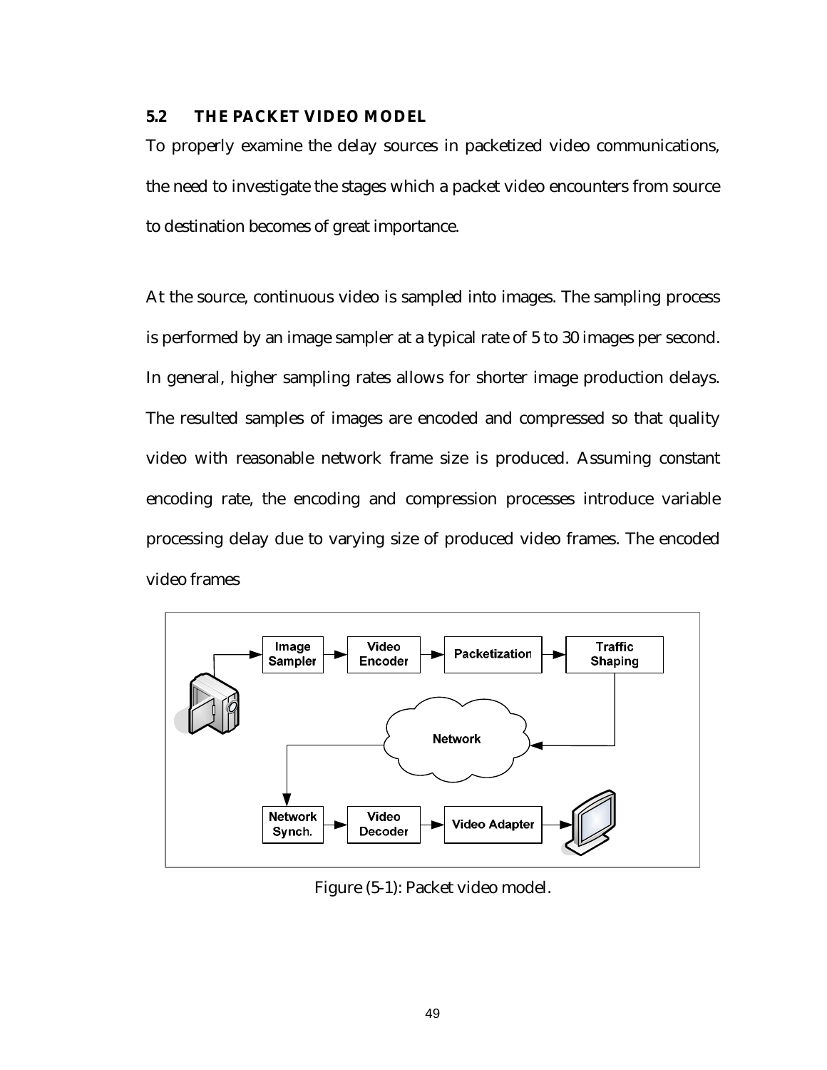### 5.2 THE PACKET VIDEO MODEL

To properly examine the delay sources in packetized video communications, the need to investigate the stages which a packet video encounters from source to destination becomes of great importance.

At the source, continuous video is sampled into images. The sampling process is performed by an image sampler at a typical rate of 5 to 30 images per second. In general, higher sampling rates allows for shorter image production delays. The resulted samples of images are encoded and compressed so that quality video with reasonable network frame size is produced. Assuming constant encoding rate, the encoding and compression processes introduce variable processing delay due to varying size of produced video frames. The encoded video frames

Figure (5-1): Packet video model.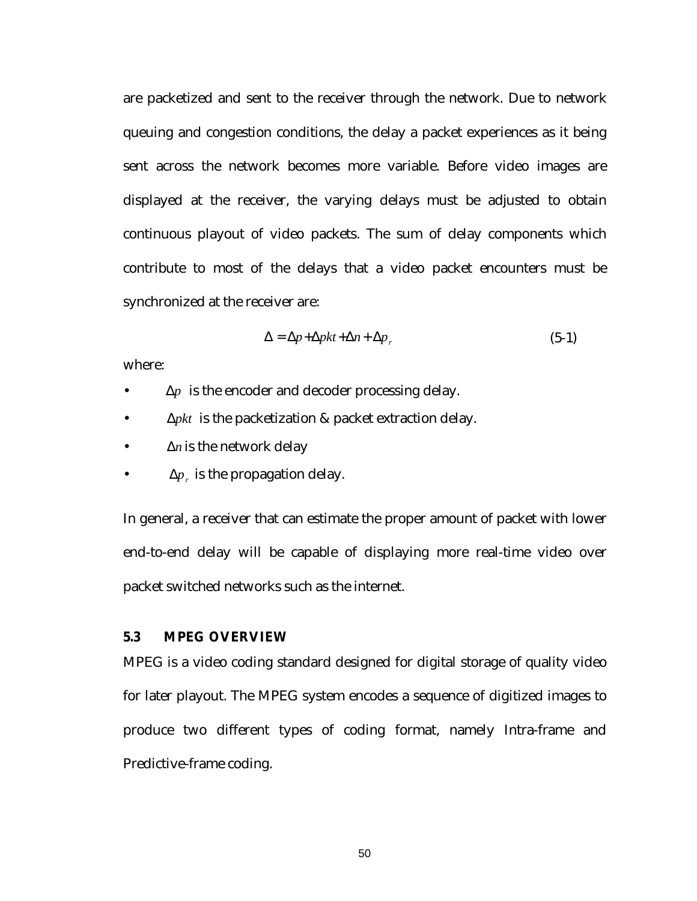are packetized and sent to the receiver through the network. Due to network queuing and congestion conditions, the delay a packet experiences as it being sent across the network becomes more variable. Before video images are displayed at the receiver, the varying delays must be adjusted to obtain continuous playout of video packets. The sum of delay components which contribute to most of the delays that a video packet encounters must be synchronized at the receiver are:

$$\Delta = \Delta p + \Delta pkt + \Delta n + \Delta p_r \tag{5-1}$$

where:

- $\Delta p$ is the encoder and decoder processing delay.
- $\Delta pkt$ is the packetization & packet extraction delay.
- $\Delta n$ is the network delay
- $\Delta p_r$ is the propagation delay.

In general, a receiver that can estimate the proper amount of packet with lower end-to-end delay will be capable of displaying more real-time video over packet switched networks such as the internet.

### 5.3 MPEG OVERVIEW

MPEG is a video coding standard designed for digital storage of quality video for later playout. The MPEG system encodes a sequence of digitized images to produce two different types of coding format, namely Intra-frame and Predictive-frame coding.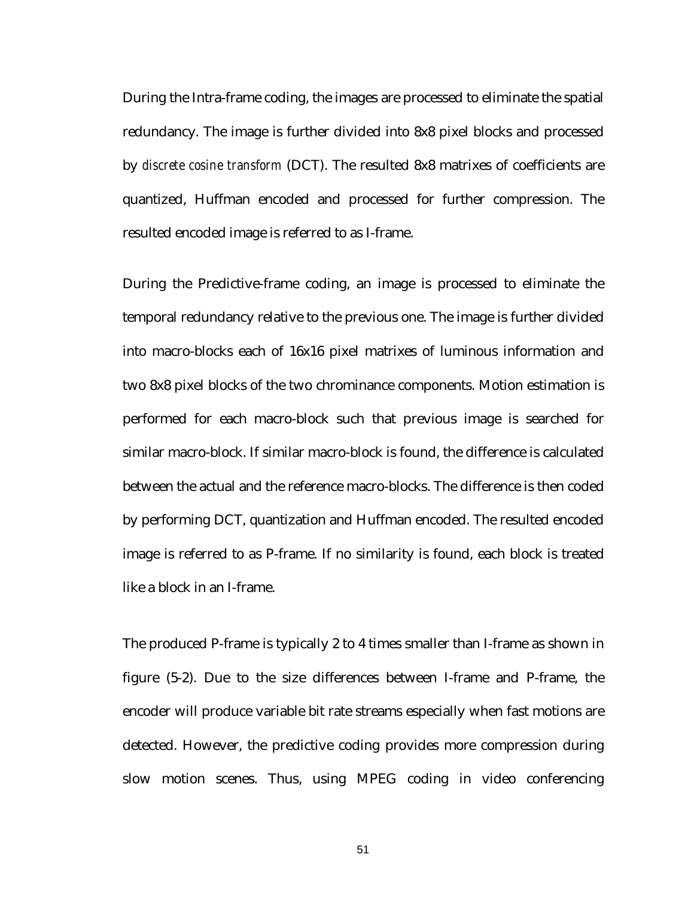During the Intra-frame coding, the images are processed to eliminate the spatial redundancy. The image is further divided into 8x8 pixel blocks and processed by *discrete cosine transform* (DCT). The resulted 8x8 matrixes of coefficients are quantized, Huffman encoded and processed for further compression. The resulted encoded image is referred to as I-frame.

During the Predictive-frame coding, an image is processed to eliminate the temporal redundancy relative to the previous one. The image is further divided into macro-blocks each of 16x16 pixel matrixes of luminous information and two 8x8 pixel blocks of the two chrominance components. Motion estimation is performed for each macro-block such that previous image is searched for similar macro-block. If similar macro-block is found, the difference is calculated between the actual and the reference macro-blocks. The difference is then coded by performing DCT, quantization and Huffman encoded. The resulted encoded image is referred to as P-frame. If no similarity is found, each block is treated like a block in an I-frame.

The produced P-frame is typically 2 to 4 times smaller than I-frame as shown in figure (5-2). Due to the size differences between I-frame and P-frame, the encoder will produce variable bit rate streams especially when fast motions are detected. However, the predictive coding provides more compression during slow motion scenes. Thus, using MPEG coding in video conferencing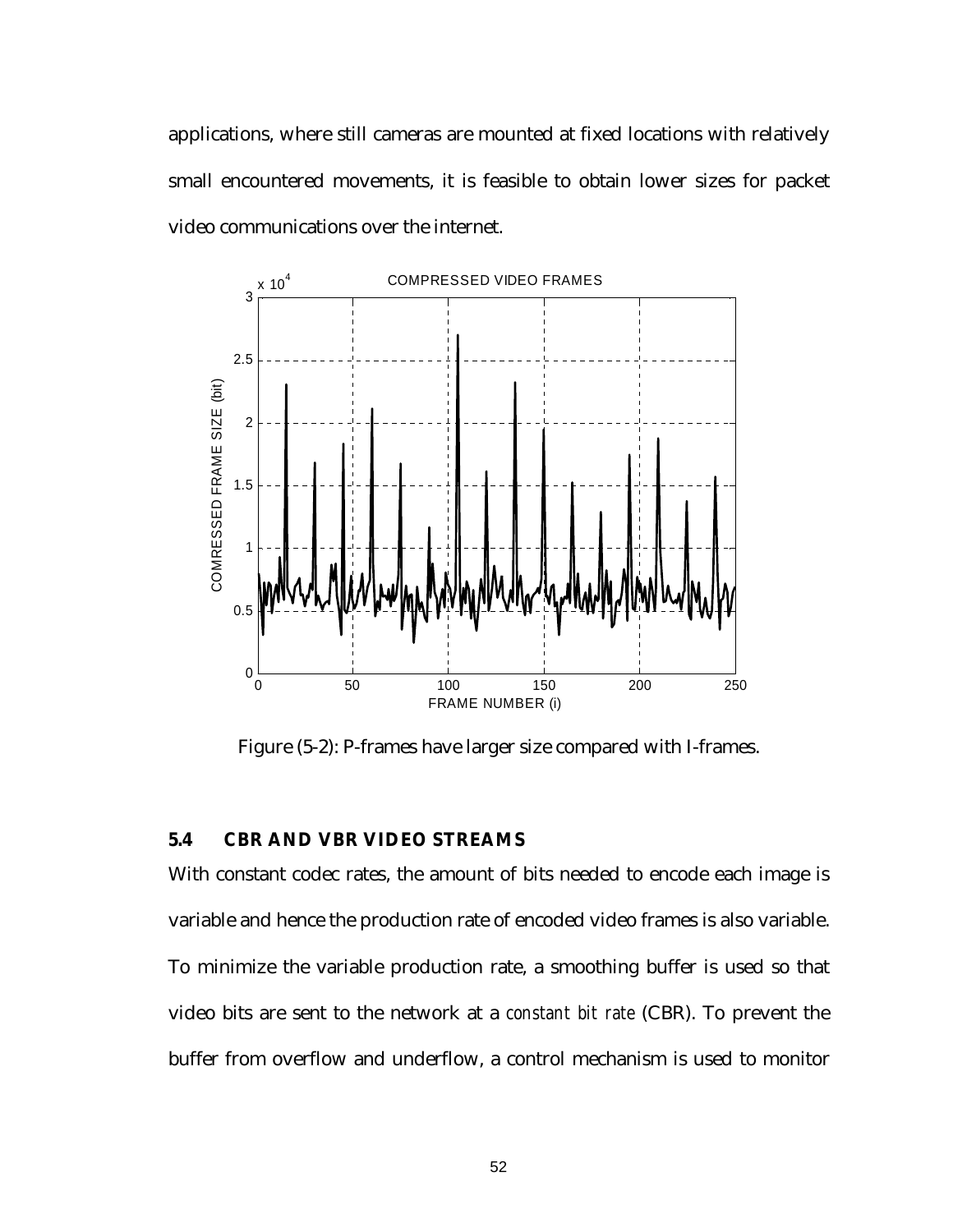applications, where still cameras are mounted at fixed locations with relatively small encountered movements, it is feasible to obtain lower sizes for packet video communications over the internet.

Figure (5-2): P-frames have larger size compared with I-frames.

### 5.4 CBR AND VBR VIDEO STREAMS

With constant codec rates, the amount of bits needed to encode each image is variable and hence the production rate of encoded video frames is also variable. To minimize the variable production rate, a smoothing buffer is used so that video bits are sent to the network at a *constant bit rate* (CBR). To prevent the buffer from overflow and underflow, a control mechanism is used to monitor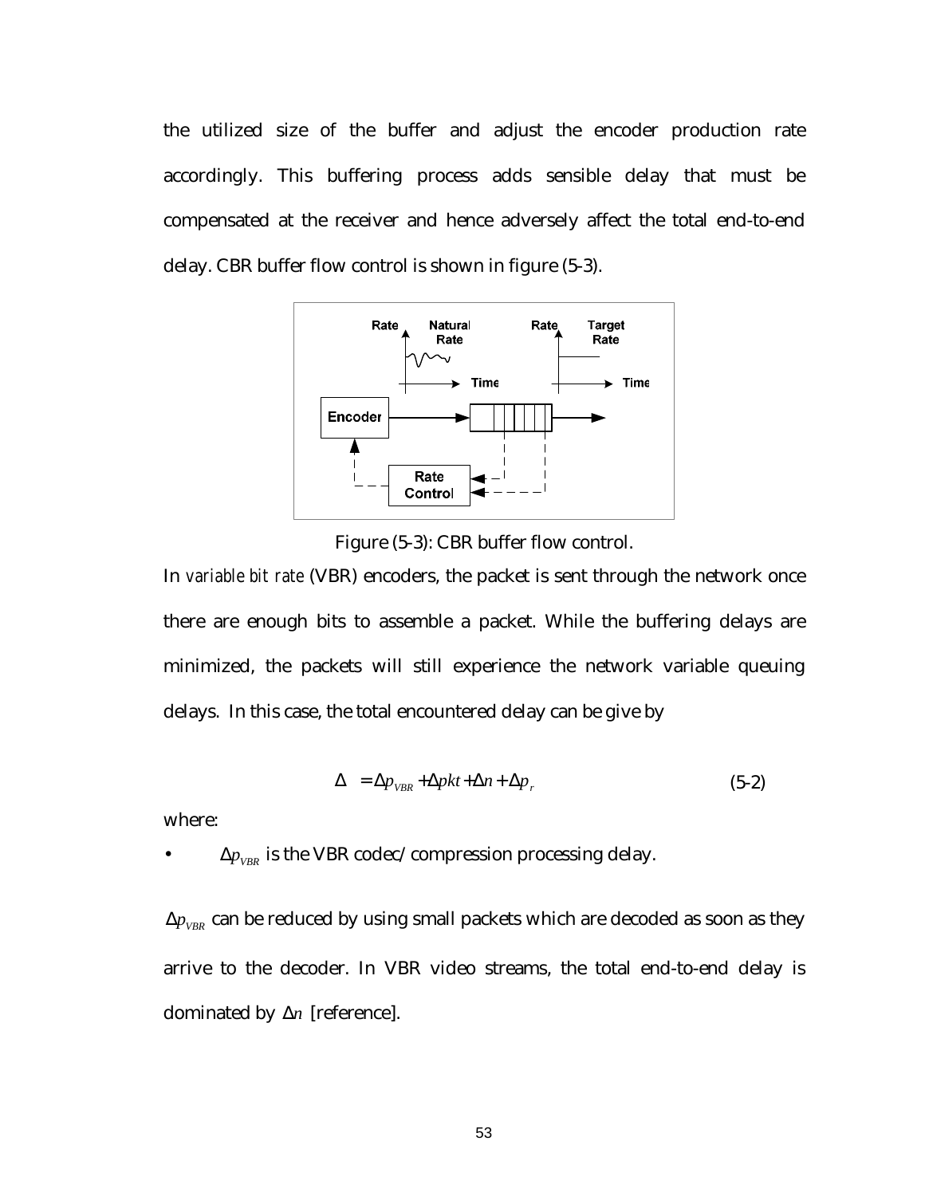the utilized size of the buffer and adjust the encoder production rate accordingly. This buffering process adds sensible delay that must be compensated at the receiver and hence adversely affect the total end-to-end delay. CBR buffer flow control is shown in figure (5-3).

Figure (5-3): CBR buffer flow control.

In *variable bit rate* (VBR) encoders, the packet is sent through the network once there are enough bits to assemble a packet. While the buffering delays are minimized, the packets will still experience the network variable queuing delays. In this case, the total encountered delay can be give by

$$\Delta = \Delta p_{VBR} + \Delta pkt + \Delta n + \Delta p_r \qquad (5\text{-}2)$$

where:

- $\Delta p_{VBR}$ is the VBR codec/compression processing delay.

$\Delta p_{VBR}$ can be reduced by using small packets which are decoded as soon as they arrive to the decoder. In VBR video streams, the total end-to-end delay is dominated by $\Delta n$ [reference].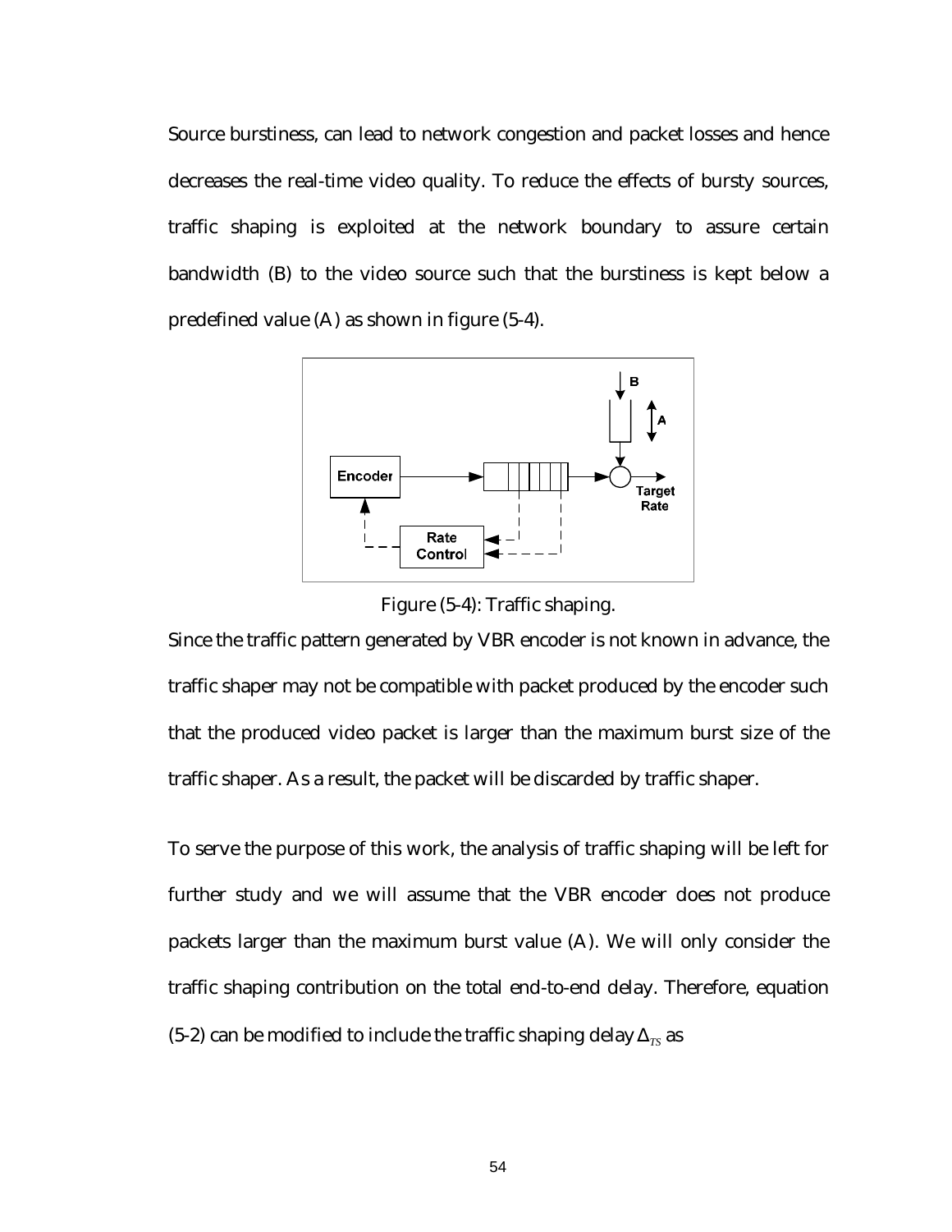Source burstiness, can lead to network congestion and packet losses and hence decreases the real-time video quality. To reduce the effects of bursty sources, traffic shaping is exploited at the network boundary to assure certain bandwidth (B) to the video source such that the burstiness is kept below a predefined value (A) as shown in figure (5-4).

Figure (5-4): Traffic shaping.

Since the traffic pattern generated by VBR encoder is not known in advance, the traffic shaper may not be compatible with packet produced by the encoder such that the produced video packet is larger than the maximum burst size of the traffic shaper. As a result, the packet will be discarded by traffic shaper.

To serve the purpose of this work, the analysis of traffic shaping will be left for further study and we will assume that the VBR encoder does not produce packets larger than the maximum burst value (A). We will only consider the traffic shaping contribution on the total end-to-end delay. Therefore, equation (5-2) can be modified to include the traffic shaping delay $\Delta_{TS}$ as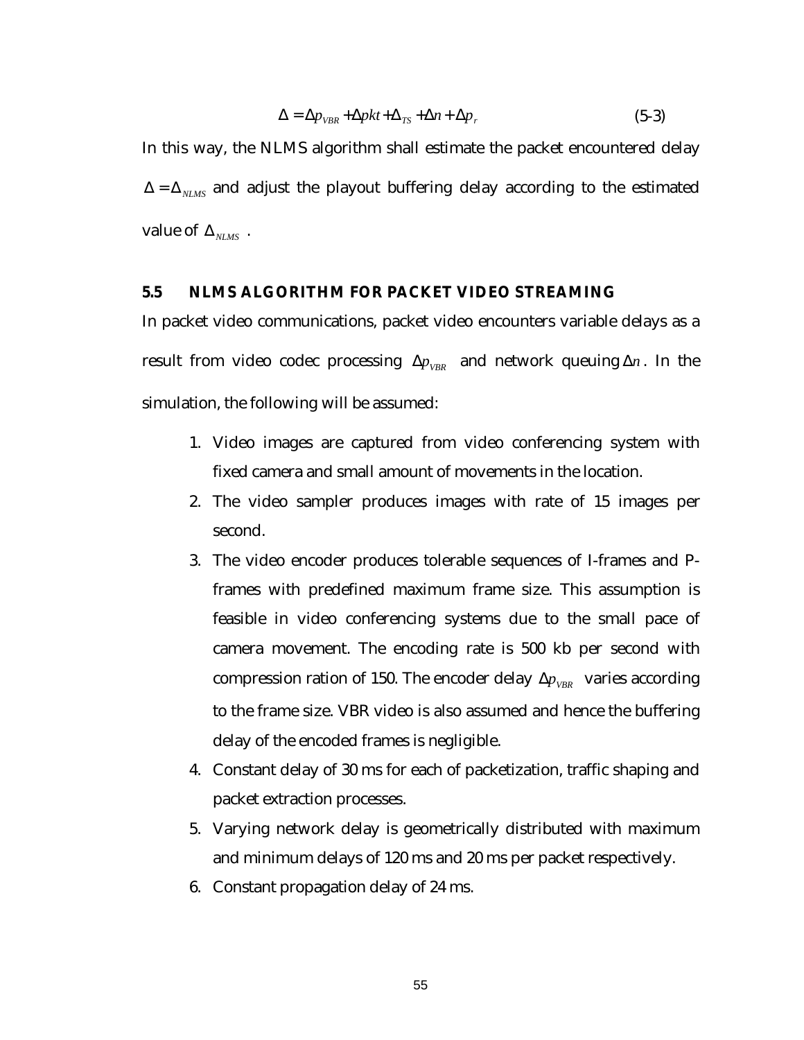$$\Delta = \Delta p_{VBR} + \Delta pkt + \Delta_{TS} + \Delta n + \Delta p_r \tag{5-3}$$

In this way, the NLMS algorithm shall estimate the packet encountered delay $\Delta = \Delta_{NLMS}$ and adjust the playout buffering delay according to the estimated value of $\Delta_{NLMS}$ .

### 5.5 NLMS ALGORITHM FOR PACKET VIDEO STREAMING

In packet video communications, packet video encounters variable delays as a result from video codec processing $\Delta p_{VBR}$ and network queuing $\Delta n$. In the simulation, the following will be assumed:

1. Video images are captured from video conferencing system with fixed camera and small amount of movements in the location.
2. The video sampler produces images with rate of 15 images per second.
3. The video encoder produces tolerable sequences of I-frames and P-frames with predefined maximum frame size. This assumption is feasible in video conferencing systems due to the small pace of camera movement. The encoding rate is 500 kb per second with compression ration of 150. The encoder delay $\Delta p_{VBR}$ varies according to the frame size. VBR video is also assumed and hence the buffering delay of the encoded frames is negligible.
4. Constant delay of 30 ms for each of packetization, traffic shaping and packet extraction processes.
5. Varying network delay is geometrically distributed with maximum and minimum delays of 120 ms and 20 ms per packet respectively.
6. Constant propagation delay of 24 ms.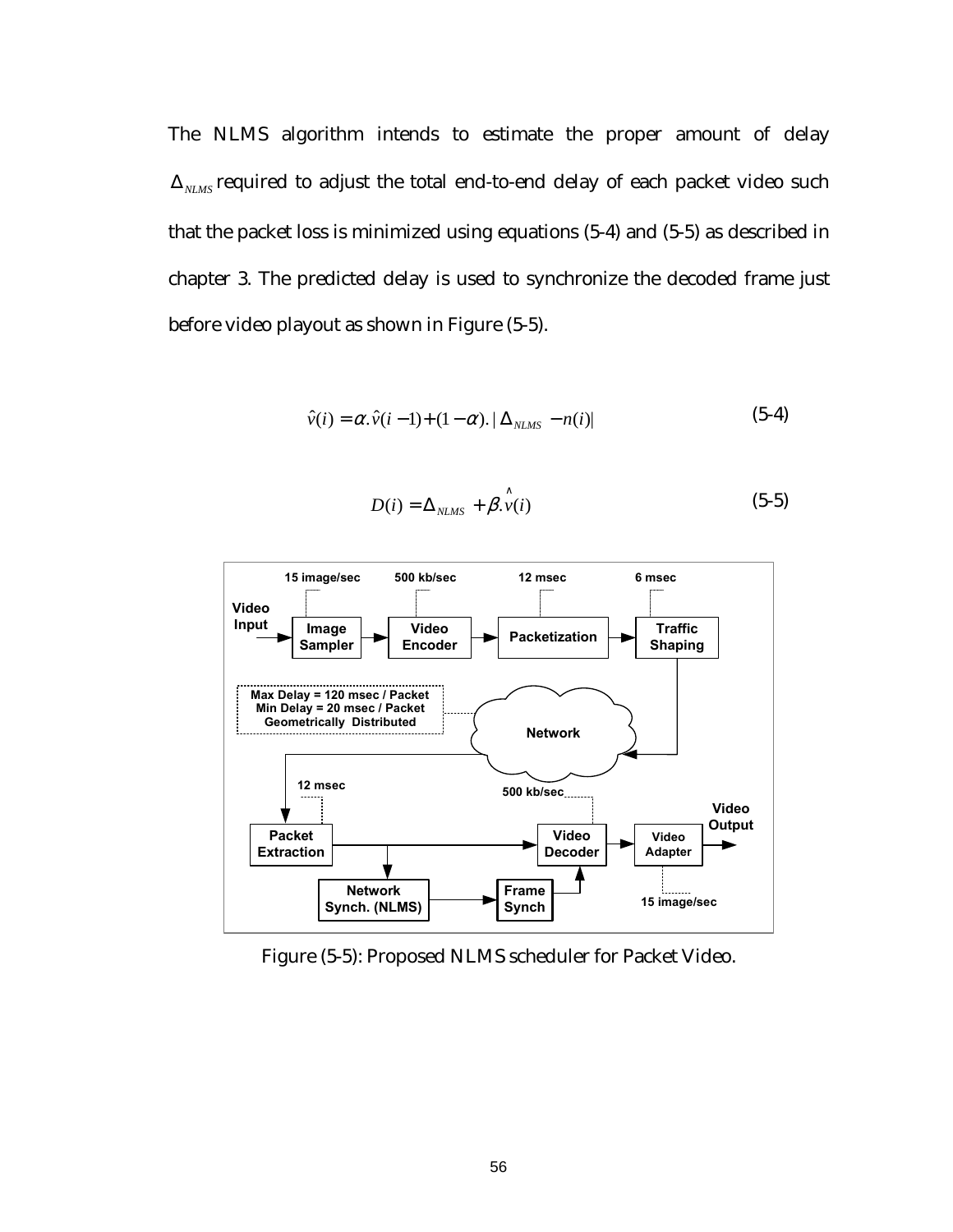The NLMS algorithm intends to estimate the proper amount of delay $\Delta_{NLMS}$ required to adjust the total end-to-end delay of each packet video such that the packet loss is minimized using equations (5-4) and (5-5) as described in chapter 3. The predicted delay is used to synchronize the decoded frame just before video playout as shown in Figure (5-5).

$$\hat{v}(i) = \alpha.\hat{v}(i-1) + (1-\alpha).|\Delta_{NLMS} - n(i)| \tag{5-4}$$

$$D(i) = \Delta_{NLMS} + \beta.\hat{v}(i) \tag{5-5}$$

Figure (5-5): Proposed NLMS scheduler for Packet Video.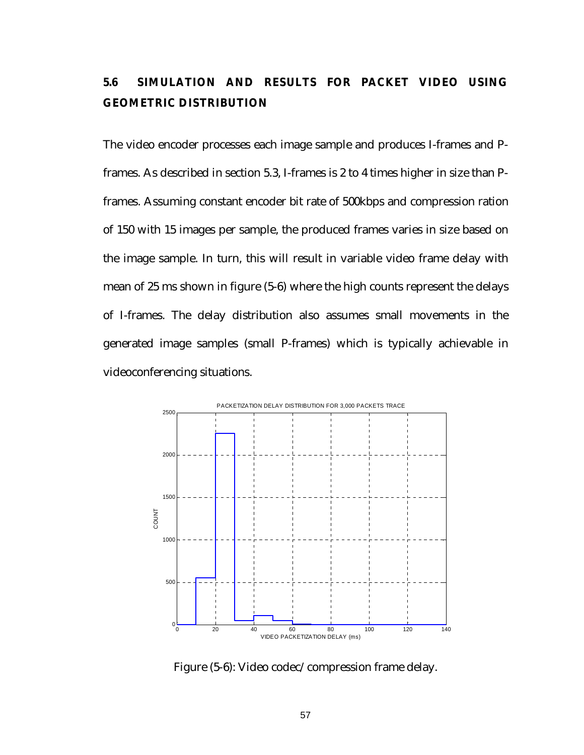## 5.6 SIMULATION AND RESULTS FOR PACKET VIDEO USING GEOMETRIC DISTRIBUTION

The video encoder processes each image sample and produces I-frames and P-frames. As described in section 5.3, I-frames is 2 to 4 times higher in size than P-frames. Assuming constant encoder bit rate of 500kbps and compression ration of 150 with 15 images per sample, the produced frames varies in size based on the image sample. In turn, this will result in variable video frame delay with mean of 25 ms shown in figure (5-6) where the high counts represent the delays of I-frames. The delay distribution also assumes small movements in the generated image samples (small P-frames) which is typically achievable in videoconferencing situations.

Figure (5-6): Video codec/compression frame delay.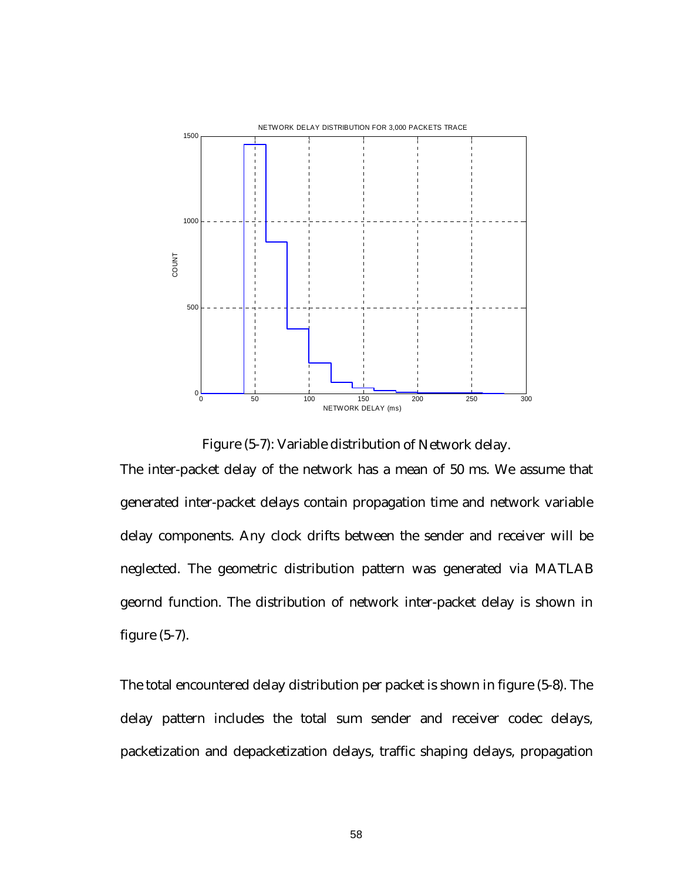Figure (5-7): Variable distribution of Network delay.

The inter-packet delay of the network has a mean of 50 ms. We assume that generated inter-packet delays contain propagation time and network variable delay components. Any clock drifts between the sender and receiver will be neglected. The geometric distribution pattern was generated via MATLAB geornd function. The distribution of network inter-packet delay is shown in figure (5-7).

The total encountered delay distribution per packet is shown in figure (5-8). The delay pattern includes the total sum sender and receiver codec delays, packetization and depacketization delays, traffic shaping delays, propagation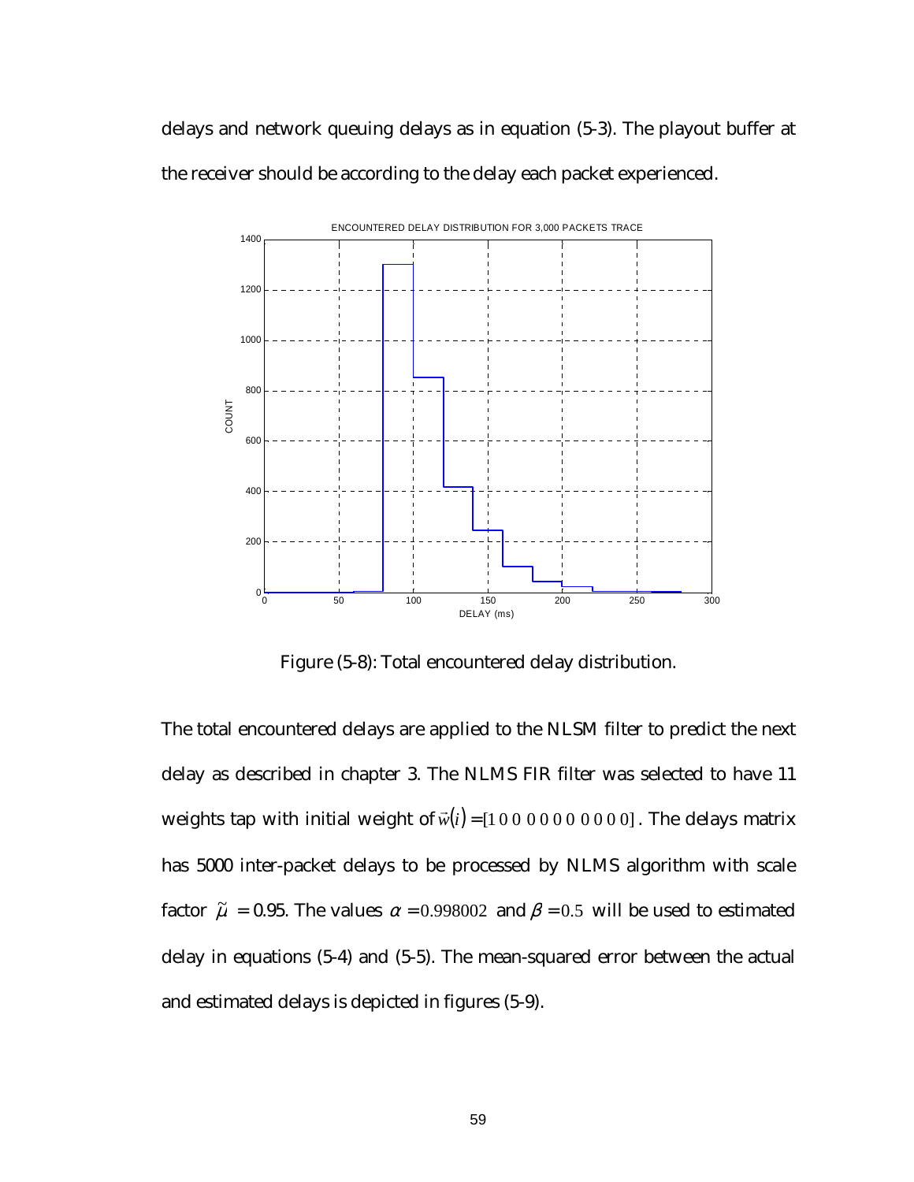delays and network queuing delays as in equation (5-3). The playout buffer at the receiver should be according to the delay each packet experienced.

Figure (5-8): Total encountered delay distribution.

The total encountered delays are applied to the NLSM filter to predict the next delay as described in chapter 3. The NLMS FIR filter was selected to have 11 weights tap with initial weight of $\vec{w}(i) = [1\ 0\ 0\ 0\ 0\ 0\ 0\ 0\ 0\ 0\ 0]$. The delays matrix has 5000 inter-packet delays to be processed by NLMS algorithm with scale factor $\tilde{\mu} = 0.95$. The values $\alpha = 0.998002$ and $\beta = 0.5$ will be used to estimated delay in equations (5-4) and (5-5). The mean-squared error between the actual and estimated delays is depicted in figures (5-9).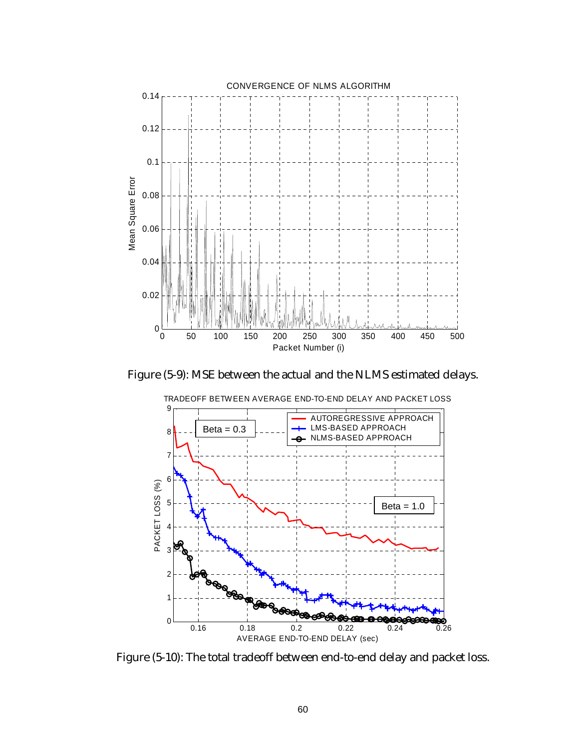Figure (5-9): MSE between the actual and the NLMS estimated delays.

Figure (5-10): The total tradeoff between end-to-end delay and packet loss.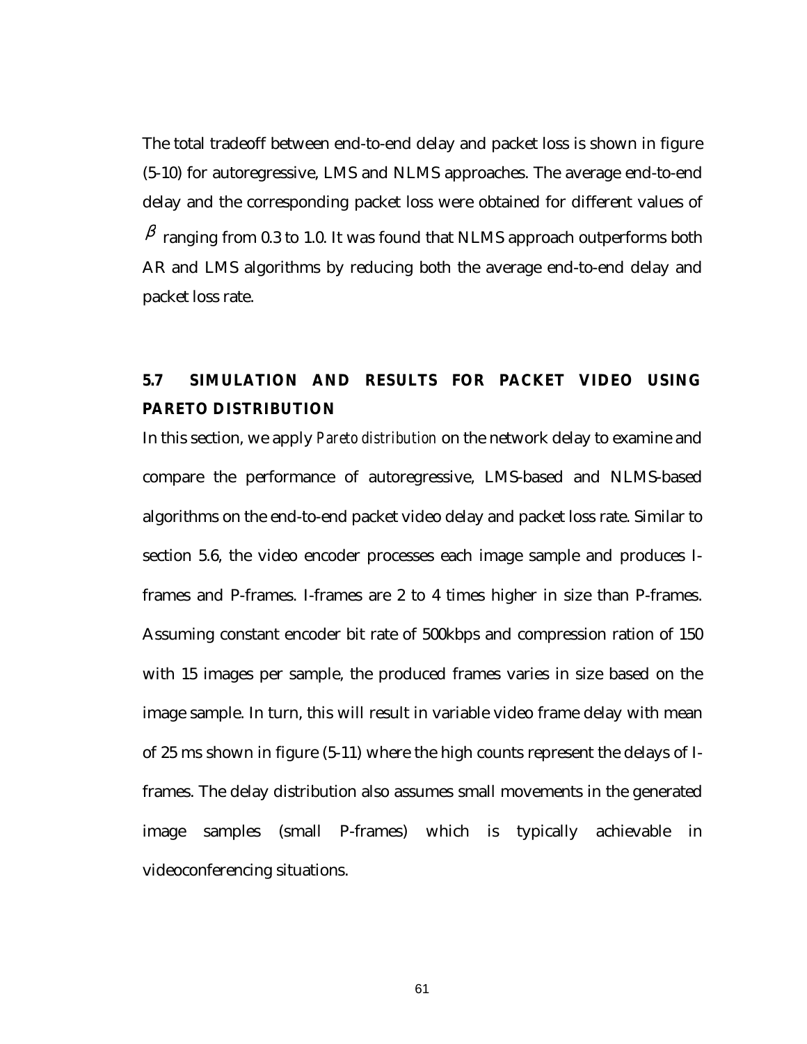The total tradeoff between end-to-end delay and packet loss is shown in figure (5-10) for autoregressive, LMS and NLMS approaches. The average end-to-end delay and the corresponding packet loss were obtained for different values of $\beta$ ranging from 0.3 to 1.0. It was found that NLMS approach outperforms both AR and LMS algorithms by reducing both the average end-to-end delay and packet loss rate.

## 5.7 SIMULATION AND RESULTS FOR PACKET VIDEO USING PARETO DISTRIBUTION

In this section, we apply *Pareto distribution* on the network delay to examine and compare the performance of autoregressive, LMS-based and NLMS-based algorithms on the end-to-end packet video delay and packet loss rate. Similar to section 5.6, the video encoder processes each image sample and produces I-frames and P-frames. I-frames are 2 to 4 times higher in size than P-frames. Assuming constant encoder bit rate of 500kbps and compression ration of 150 with 15 images per sample, the produced frames varies in size based on the image sample. In turn, this will result in variable video frame delay with mean of 25 ms shown in figure (5-11) where the high counts represent the delays of I-frames. The delay distribution also assumes small movements in the generated image samples (small P-frames) which is typically achievable in videoconferencing situations.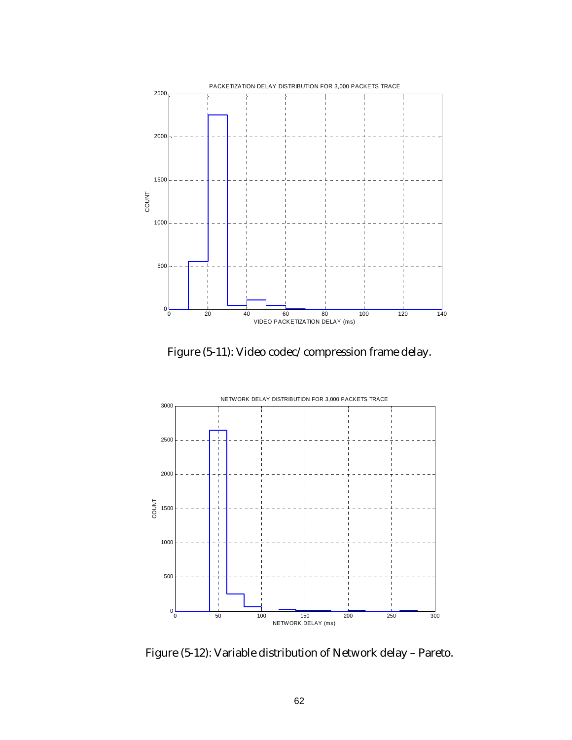Figure (5-11): Video codec/compression frame delay.

Figure (5-12): Variable distribution of Network delay – Pareto.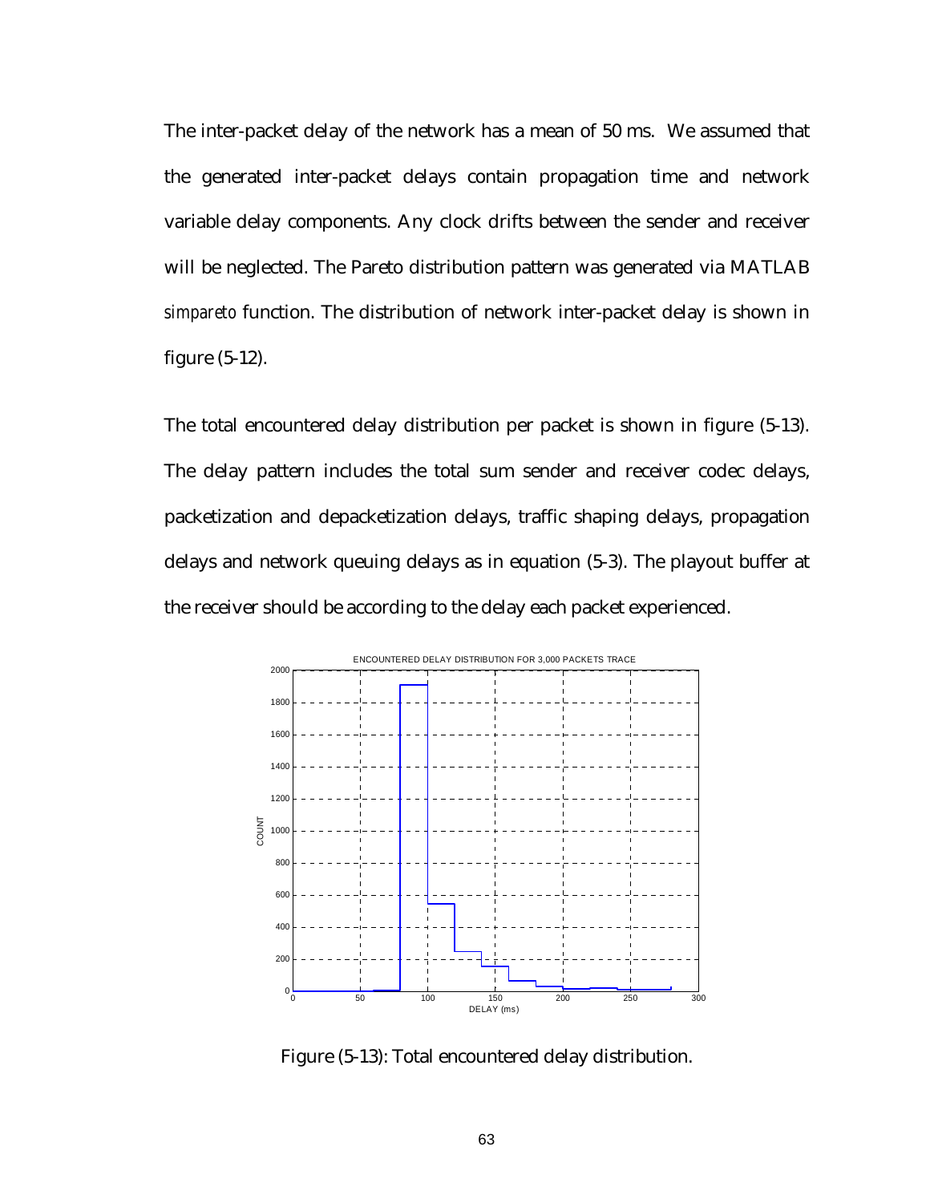The inter-packet delay of the network has a mean of 50 ms. We assumed that the generated inter-packet delays contain propagation time and network variable delay components. Any clock drifts between the sender and receiver will be neglected. The Pareto distribution pattern was generated via MATLAB *simpareto* function. The distribution of network inter-packet delay is shown in figure (5-12).

The total encountered delay distribution per packet is shown in figure (5-13). The delay pattern includes the total sum sender and receiver codec delays, packetization and depacketization delays, traffic shaping delays, propagation delays and network queuing delays as in equation (5-3). The playout buffer at the receiver should be according to the delay each packet experienced.

Figure (5-13): Total encountered delay distribution.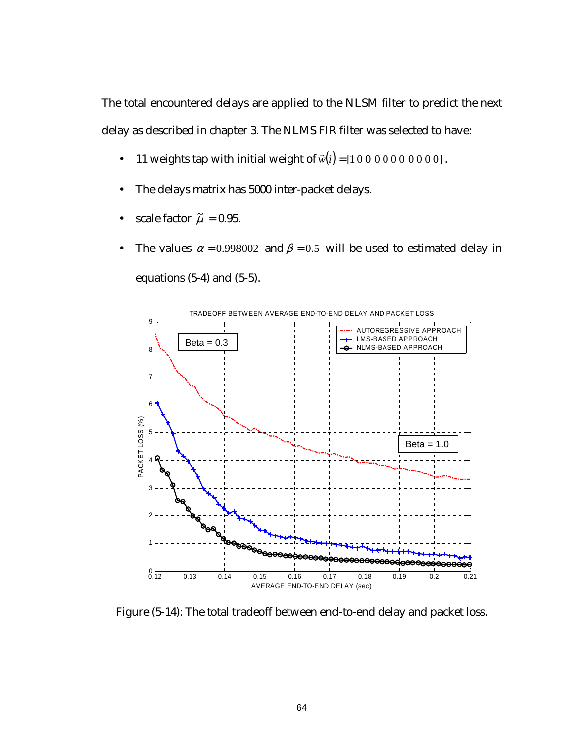The total encountered delays are applied to the NLSM filter to predict the next delay as described in chapter 3. The NLMS FIR filter was selected to have:

- 11 weights tap with initial weight of $\vec{w}(i) = [1\ 0\ 0\ 0\ 0\ 0\ 0\ 0\ 0\ 0\ 0]$.
- The delays matrix has 5000 inter-packet delays.
- scale factor $\tilde{\mu} = 0.95$.
- The values $\alpha = 0.998002$ and $\beta = 0.5$ will be used to estimated delay in equations (5-4) and (5-5).

Figure (5-14): The total tradeoff between end-to-end delay and packet loss.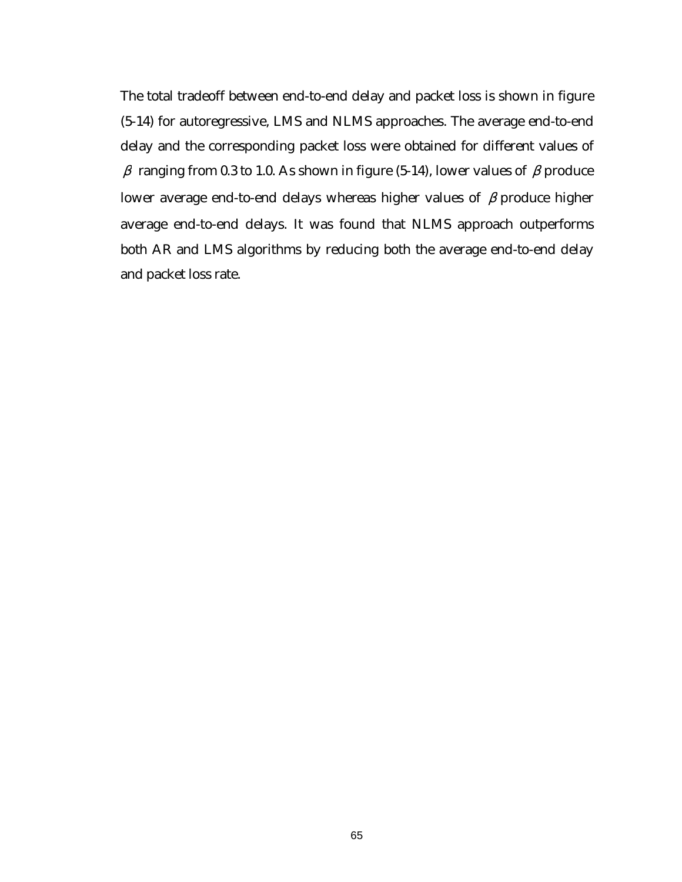The total tradeoff between end-to-end delay and packet loss is shown in figure (5-14) for autoregressive, LMS and NLMS approaches. The average end-to-end delay and the corresponding packet loss were obtained for different values of $\beta$ ranging from 0.3 to 1.0. As shown in figure (5-14), lower values of $\beta$ produce lower average end-to-end delays whereas higher values of $\beta$ produce higher average end-to-end delays. It was found that NLMS approach outperforms both AR and LMS algorithms by reducing both the average end-to-end delay and packet loss rate.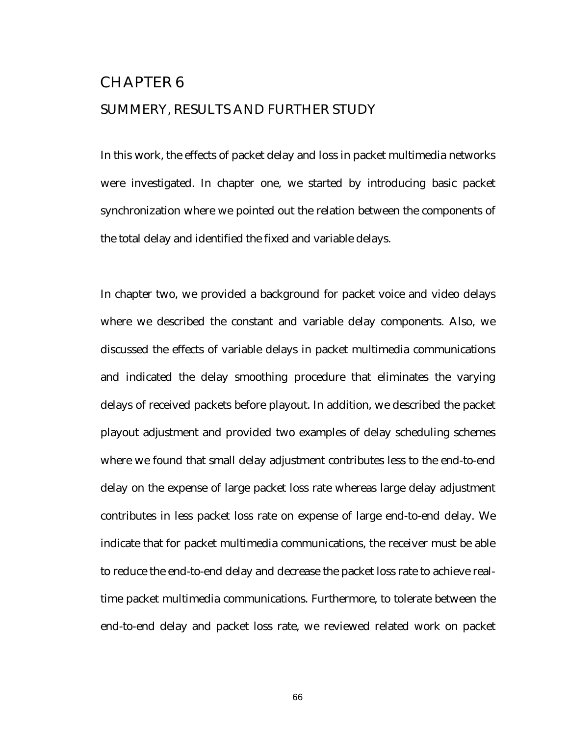# CHAPTER 6

## SUMMERY, RESULTS AND FURTHER STUDY

In this work, the effects of packet delay and loss in packet multimedia networks were investigated. In chapter one, we started by introducing basic packet synchronization where we pointed out the relation between the components of the total delay and identified the fixed and variable delays.

In chapter two, we provided a background for packet voice and video delays where we described the constant and variable delay components. Also, we discussed the effects of variable delays in packet multimedia communications and indicated the delay smoothing procedure that eliminates the varying delays of received packets before playout. In addition, we described the packet playout adjustment and provided two examples of delay scheduling schemes where we found that small delay adjustment contributes less to the end-to-end delay on the expense of large packet loss rate whereas large delay adjustment contributes in less packet loss rate on expense of large end-to-end delay. We indicate that for packet multimedia communications, the receiver must be able to reduce the end-to-end delay and decrease the packet loss rate to achieve real-time packet multimedia communications. Furthermore, to tolerate between the end-to-end delay and packet loss rate, we reviewed related work on packet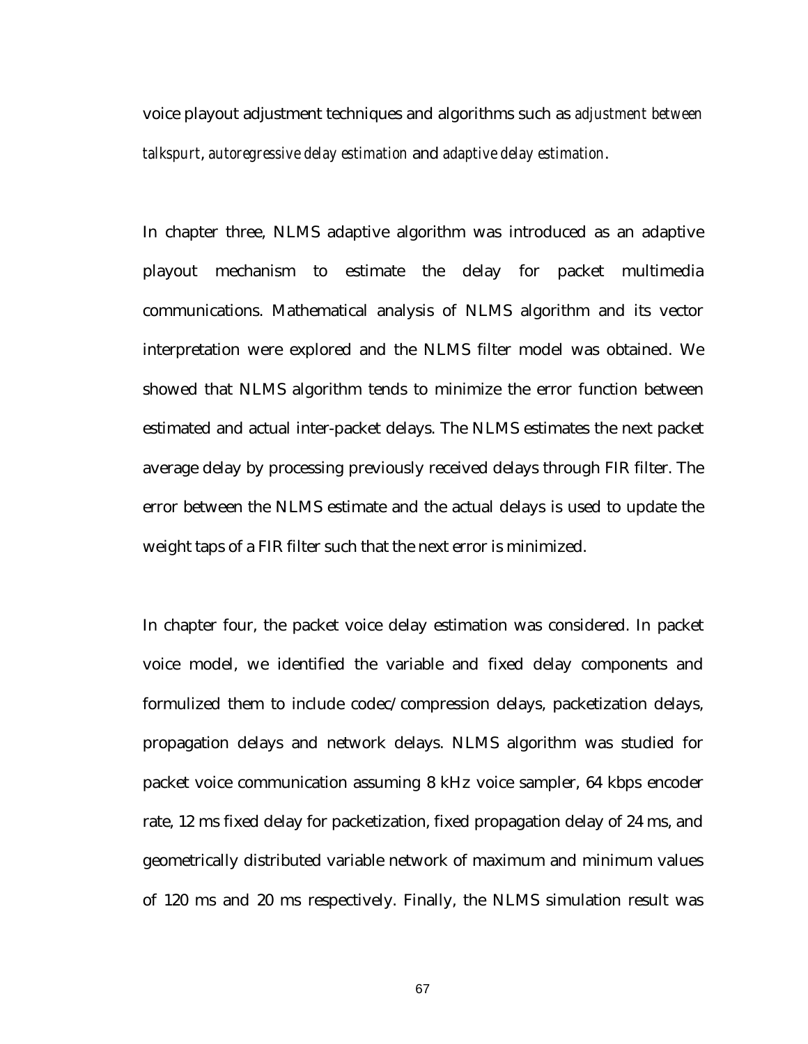voice playout adjustment techniques and algorithms such as *adjustment between talkspurt*, *autoregressive delay estimation* and *adaptive delay estimation*.

In chapter three, NLMS adaptive algorithm was introduced as an adaptive playout mechanism to estimate the delay for packet multimedia communications. Mathematical analysis of NLMS algorithm and its vector interpretation were explored and the NLMS filter model was obtained. We showed that NLMS algorithm tends to minimize the error function between estimated and actual inter-packet delays. The NLMS estimates the next packet average delay by processing previously received delays through FIR filter. The error between the NLMS estimate and the actual delays is used to update the weight taps of a FIR filter such that the next error is minimized.

In chapter four, the packet voice delay estimation was considered. In packet voice model, we identified the variable and fixed delay components and formulized them to include codec/compression delays, packetization delays, propagation delays and network delays. NLMS algorithm was studied for packet voice communication assuming 8 kHz voice sampler, 64 kbps encoder rate, 12 ms fixed delay for packetization, fixed propagation delay of 24 ms, and geometrically distributed variable network of maximum and minimum values of 120 ms and 20 ms respectively. Finally, the NLMS simulation result was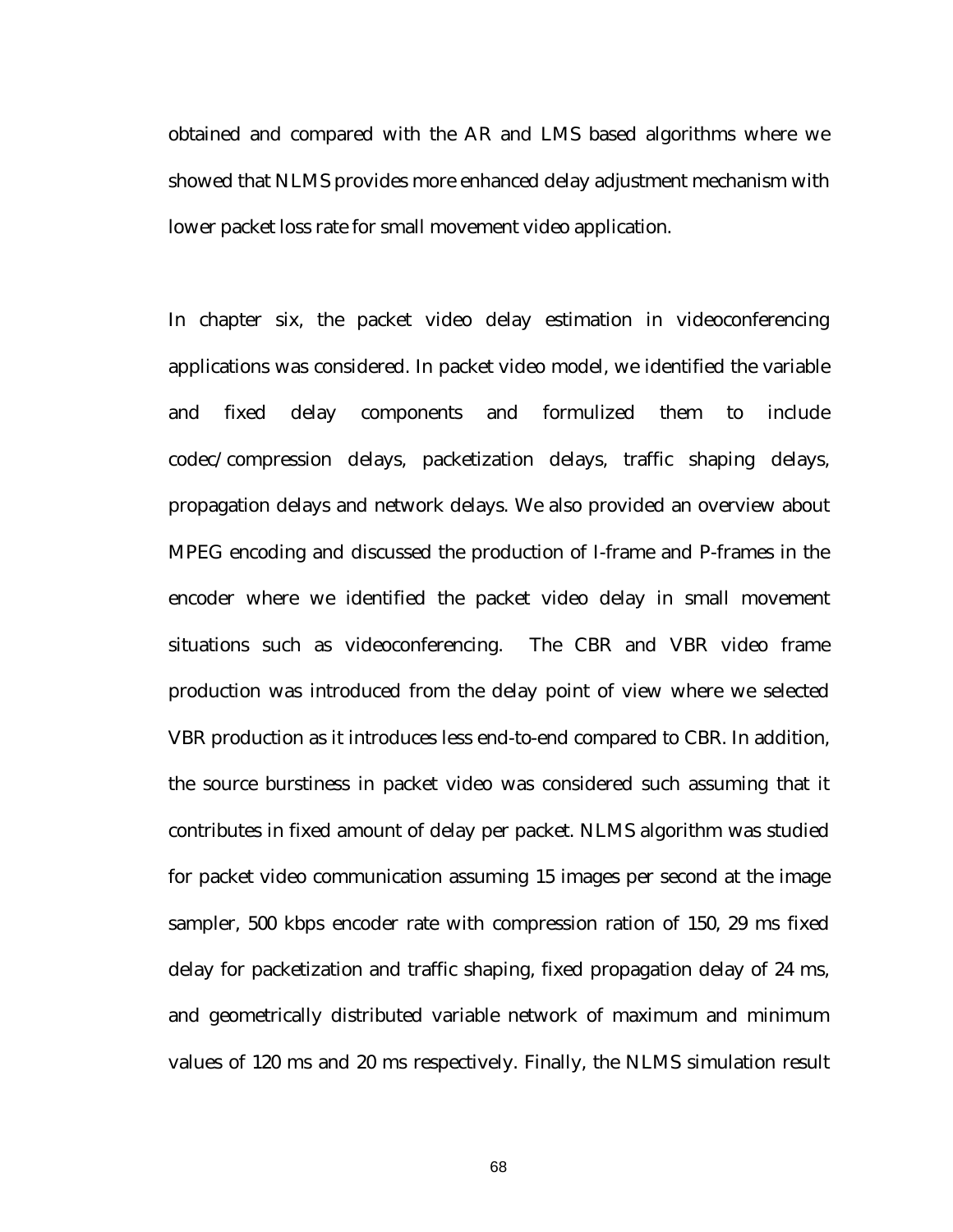obtained and compared with the AR and LMS based algorithms where we showed that NLMS provides more enhanced delay adjustment mechanism with lower packet loss rate for small movement video application.

In chapter six, the packet video delay estimation in videoconferencing applications was considered. In packet video model, we identified the variable and fixed delay components and formulized them to include codec/compression delays, packetization delays, traffic shaping delays, propagation delays and network delays. We also provided an overview about MPEG encoding and discussed the production of I-frame and P-frames in the encoder where we identified the packet video delay in small movement situations such as videoconferencing. The CBR and VBR video frame production was introduced from the delay point of view where we selected VBR production as it introduces less end-to-end compared to CBR. In addition, the source burstiness in packet video was considered such assuming that it contributes in fixed amount of delay per packet. NLMS algorithm was studied for packet video communication assuming 15 images per second at the image sampler, 500 kbps encoder rate with compression ration of 150, 29 ms fixed delay for packetization and traffic shaping, fixed propagation delay of 24 ms, and geometrically distributed variable network of maximum and minimum values of 120 ms and 20 ms respectively. Finally, the NLMS simulation result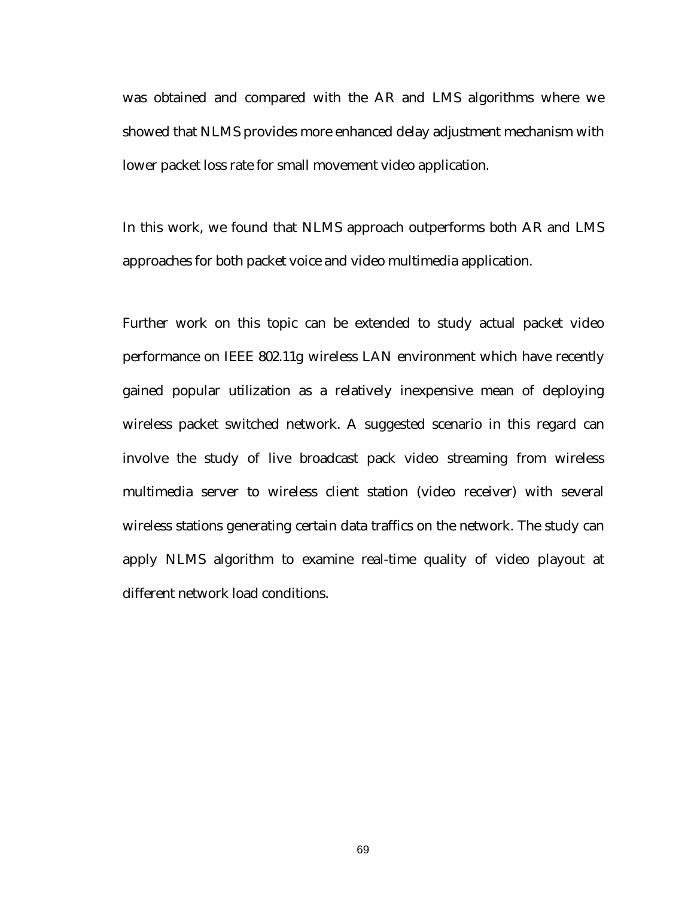was obtained and compared with the AR and LMS algorithms where we showed that NLMS provides more enhanced delay adjustment mechanism with lower packet loss rate for small movement video application.

In this work, we found that NLMS approach outperforms both AR and LMS approaches for both packet voice and video multimedia application.

Further work on this topic can be extended to study actual packet video performance on IEEE 802.11g wireless LAN environment which have recently gained popular utilization as a relatively inexpensive mean of deploying wireless packet switched network. A suggested scenario in this regard can involve the study of live broadcast pack video streaming from wireless multimedia server to wireless client station (video receiver) with several wireless stations generating certain data traffics on the network. The study can apply NLMS algorithm to examine real-time quality of video playout at different network load conditions.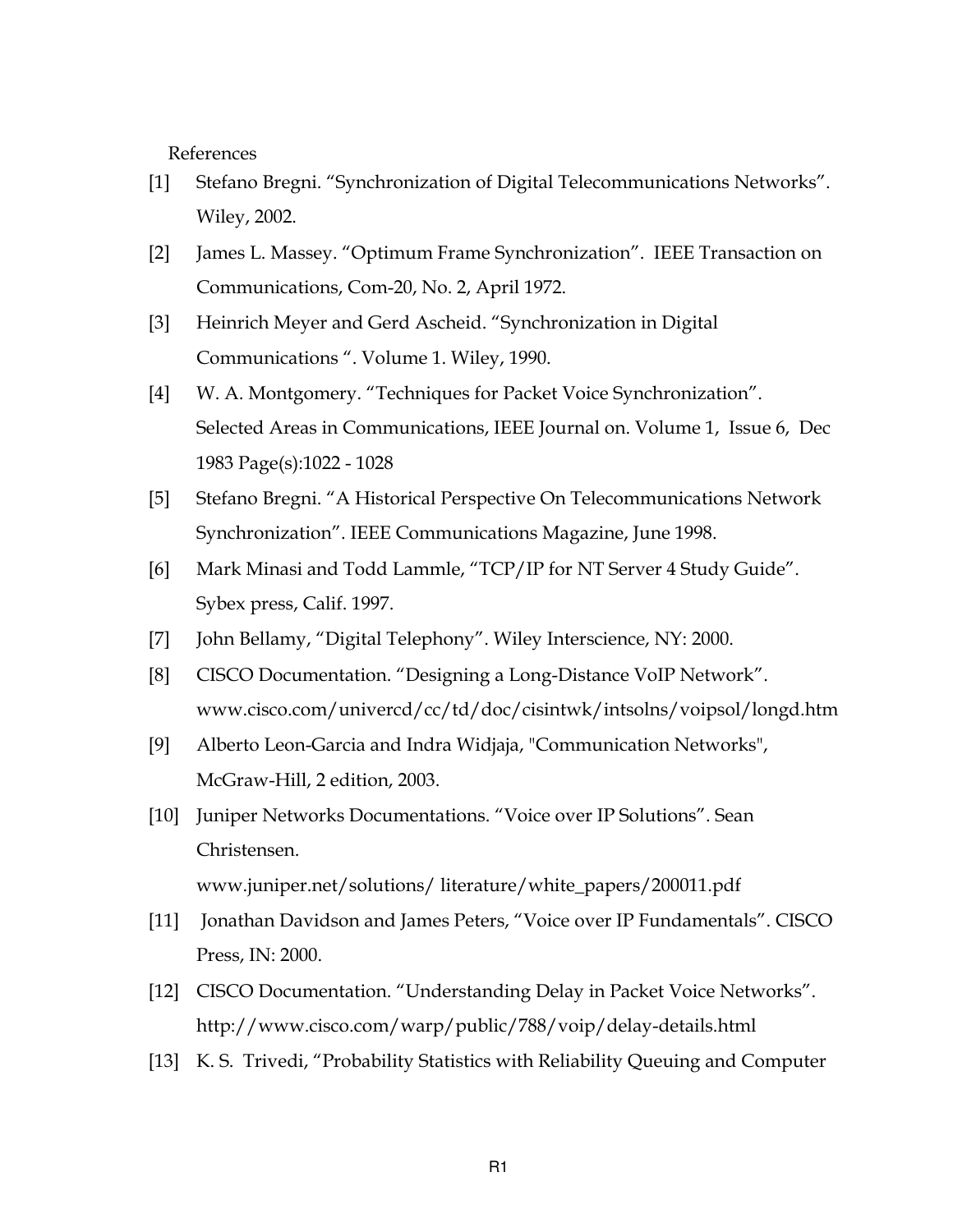References

[1] Stefano Bregni. “Synchronization of Digital Telecommunications Networks”. Wiley, 2002.

[2] James L. Massey. “Optimum Frame Synchronization”. IEEE Transaction on Communications, Com-20, No. 2, April 1972.

[3] Heinrich Meyer and Gerd Ascheid. “Synchronization in Digital Communications “. Volume 1. Wiley, 1990.

[4] W. A. Montgomery. “Techniques for Packet Voice Synchronization”. Selected Areas in Communications, IEEE Journal on. Volume 1, Issue 6, Dec 1983 Page(s):1022 - 1028

[5] Stefano Bregni. “A Historical Perspective On Telecommunications Network Synchronization”. IEEE Communications Magazine, June 1998.

[6] Mark Minasi and Todd Lammle, “TCP/IP for NT Server 4 Study Guide”. Sybex press, Calif. 1997.

[7] John Bellamy, “Digital Telephony”. Wiley Interscience, NY: 2000.

[8] CISCO Documentation. “Designing a Long-Distance VoIP Network”. www.cisco.com/univercd/cc/td/doc/cisintwk/intsolns/voipsol/longd.htm

[9] Alberto Leon-Garcia and Indra Widjaja, "Communication Networks", McGraw-Hill, 2 edition, 2003.

[10] Juniper Networks Documentations. “Voice over IP Solutions”. Sean Christensen. www.juniper.net/solutions/ literature/white_papers/200011.pdf

[11] Jonathan Davidson and James Peters, “Voice over IP Fundamentals”. CISCO Press, IN: 2000.

[12] CISCO Documentation. “Understanding Delay in Packet Voice Networks”. http://www.cisco.com/warp/public/788/voip/delay-details.html

[13] K. S. Trivedi, “Probability Statistics with Reliability Queuing and Computer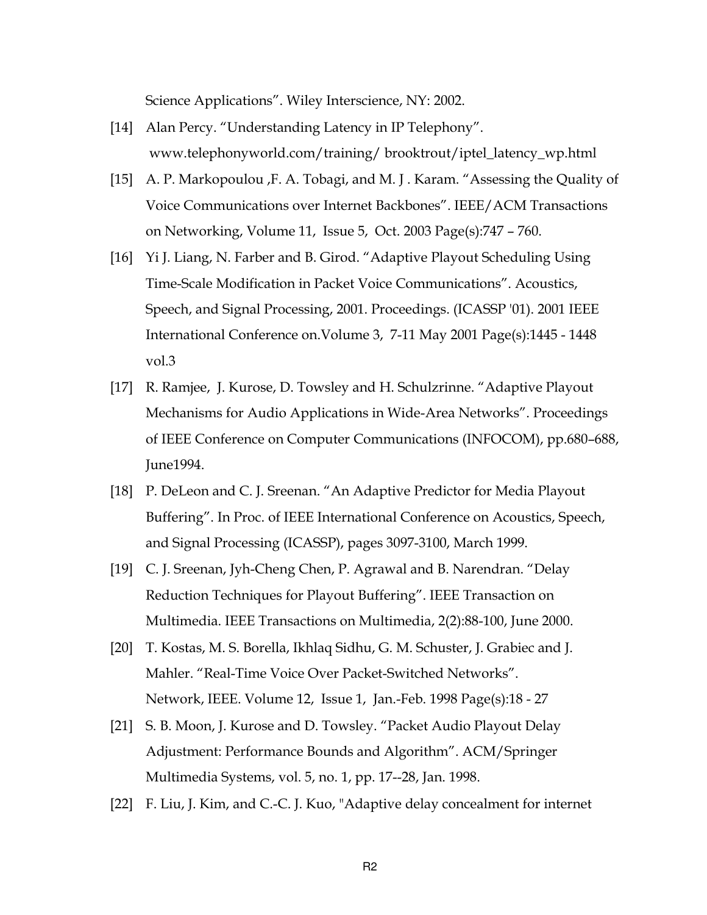Science Applications". Wiley Interscience, NY: 2002.

[14] Alan Percy. "Understanding Latency in IP Telephony". www.telephonyworld.com/training/ brooktrout/iptel_latency_wp.html

[15] A. P. Markopoulou ,F. A. Tobagi, and M. J . Karam. "Assessing the Quality of Voice Communications over Internet Backbones". IEEE/ACM Transactions on Networking, Volume 11, Issue 5, Oct. 2003 Page(s):747 – 760.

[16] Yi J. Liang, N. Farber and B. Girod. "Adaptive Playout Scheduling Using Time-Scale Modification in Packet Voice Communications". Acoustics, Speech, and Signal Processing, 2001. Proceedings. (ICASSP '01). 2001 IEEE International Conference on.Volume 3, 7-11 May 2001 Page(s):1445 - 1448 vol.3

[17] R. Ramjee, J. Kurose, D. Towsley and H. Schulzrinne. "Adaptive Playout Mechanisms for Audio Applications in Wide-Area Networks". Proceedings of IEEE Conference on Computer Communications (INFOCOM), pp.680–688, June1994.

[18] P. DeLeon and C. J. Sreenan. "An Adaptive Predictor for Media Playout Buffering". In Proc. of IEEE International Conference on Acoustics, Speech, and Signal Processing (ICASSP), pages 3097-3100, March 1999.

[19] C. J. Sreenan, Jyh-Cheng Chen, P. Agrawal and B. Narendran. "Delay Reduction Techniques for Playout Buffering". IEEE Transaction on Multimedia. IEEE Transactions on Multimedia, 2(2):88-100, June 2000.

[20] T. Kostas, M. S. Borella, Ikhlaq Sidhu, G. M. Schuster, J. Grabiec and J. Mahler. "Real-Time Voice Over Packet-Switched Networks". Network, IEEE. Volume 12, Issue 1, Jan.-Feb. 1998 Page(s):18 - 27

[21] S. B. Moon, J. Kurose and D. Towsley. "Packet Audio Playout Delay Adjustment: Performance Bounds and Algorithm". ACM/Springer Multimedia Systems, vol. 5, no. 1, pp. 17--28, Jan. 1998.

[22] F. Liu, J. Kim, and C.-C. J. Kuo, "Adaptive delay concealment for internet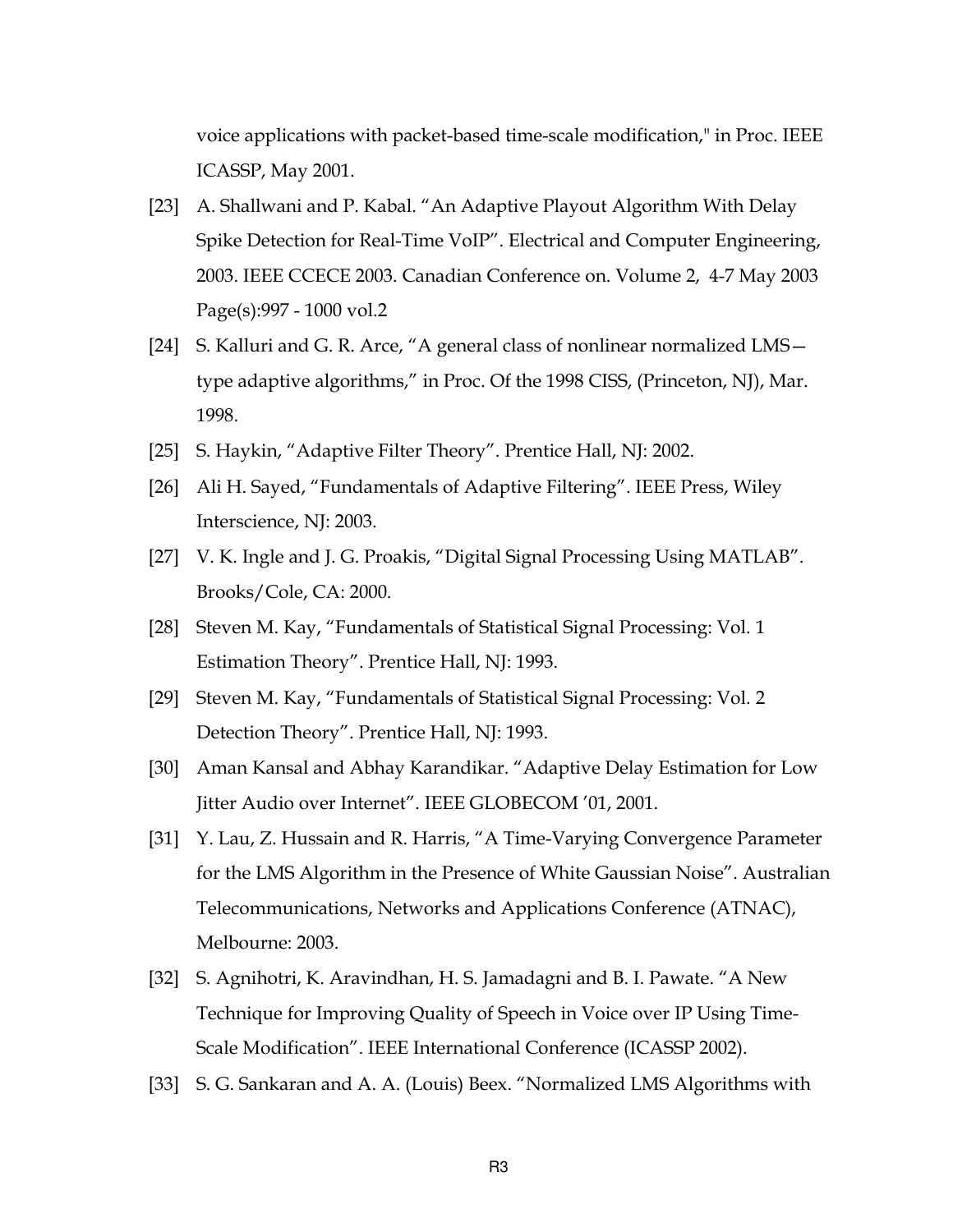voice applications with packet-based time-scale modification," in Proc. IEEE ICASSP, May 2001.

[23] A. Shallwani and P. Kabal. "An Adaptive Playout Algorithm With Delay Spike Detection for Real-Time VoIP". Electrical and Computer Engineering, 2003. IEEE CCECE 2003. Canadian Conference on. Volume 2, 4-7 May 2003 Page(s):997 - 1000 vol.2

[24] S. Kalluri and G. R. Arce, "A general class of nonlinear normalized LMS—type adaptive algorithms," in Proc. Of the 1998 CISS, (Princeton, NJ), Mar. 1998.

[25] S. Haykin, "Adaptive Filter Theory". Prentice Hall, NJ: 2002.

[26] Ali H. Sayed, "Fundamentals of Adaptive Filtering". IEEE Press, Wiley Interscience, NJ: 2003.

[27] V. K. Ingle and J. G. Proakis, "Digital Signal Processing Using MATLAB". Brooks/Cole, CA: 2000.

[28] Steven M. Kay, "Fundamentals of Statistical Signal Processing: Vol. 1 Estimation Theory". Prentice Hall, NJ: 1993.

[29] Steven M. Kay, "Fundamentals of Statistical Signal Processing: Vol. 2 Detection Theory". Prentice Hall, NJ: 1993.

[30] Aman Kansal and Abhay Karandikar. "Adaptive Delay Estimation for Low Jitter Audio over Internet". IEEE GLOBECOM '01, 2001.

[31] Y. Lau, Z. Hussain and R. Harris, "A Time-Varying Convergence Parameter for the LMS Algorithm in the Presence of White Gaussian Noise". Australian Telecommunications, Networks and Applications Conference (ATNAC), Melbourne: 2003.

[32] S. Agnihotri, K. Aravindhan, H. S. Jamadagni and B. I. Pawate. "A New Technique for Improving Quality of Speech in Voice over IP Using Time-Scale Modification". IEEE International Conference (ICASSP 2002).

[33] S. G. Sankaran and A. A. (Louis) Beex. "Normalized LMS Algorithms with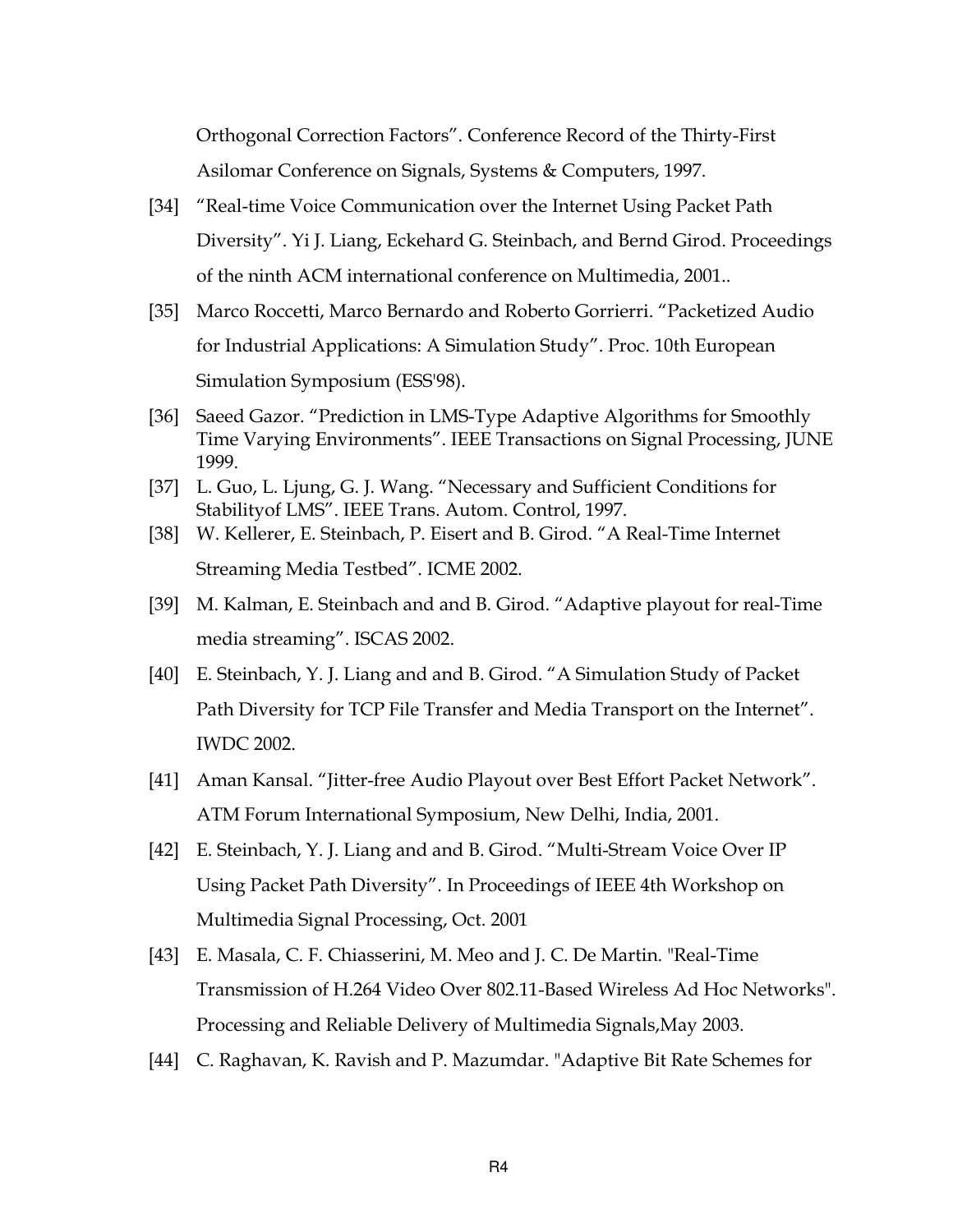Orthogonal Correction Factors". Conference Record of the Thirty-First Asilomar Conference on Signals, Systems & Computers, 1997.

[34] "Real-time Voice Communication over the Internet Using Packet Path Diversity". Yi J. Liang, Eckehard G. Steinbach, and Bernd Girod. Proceedings of the ninth ACM international conference on Multimedia, 2001..

[35] Marco Roccetti, Marco Bernardo and Roberto Gorrierri. "Packetized Audio for Industrial Applications: A Simulation Study". Proc. 10th European Simulation Symposium (ESS'98).

[36] Saeed Gazor. "Prediction in LMS-Type Adaptive Algorithms for Smoothly Time Varying Environments". IEEE Transactions on Signal Processing, JUNE 1999.

[37] L. Guo, L. Ljung, G. J. Wang. "Necessary and Sufficient Conditions for Stabilityof LMS". IEEE Trans. Autom. Control, 1997.

[38] W. Kellerer, E. Steinbach, P. Eisert and B. Girod. "A Real-Time Internet Streaming Media Testbed". ICME 2002.

[39] M. Kalman, E. Steinbach and and B. Girod. "Adaptive playout for real-Time media streaming". ISCAS 2002.

[40] E. Steinbach, Y. J. Liang and and B. Girod. "A Simulation Study of Packet Path Diversity for TCP File Transfer and Media Transport on the Internet". IWDC 2002.

[41] Aman Kansal. "Jitter-free Audio Playout over Best Effort Packet Network". ATM Forum International Symposium, New Delhi, India, 2001.

[42] E. Steinbach, Y. J. Liang and and B. Girod. "Multi-Stream Voice Over IP Using Packet Path Diversity". In Proceedings of IEEE 4th Workshop on Multimedia Signal Processing, Oct. 2001

[43] E. Masala, C. F. Chiasserini, M. Meo and J. C. De Martin. "Real-Time Transmission of H.264 Video Over 802.11-Based Wireless Ad Hoc Networks". Processing and Reliable Delivery of Multimedia Signals,May 2003.

[44] C. Raghavan, K. Ravish and P. Mazumdar. "Adaptive Bit Rate Schemes for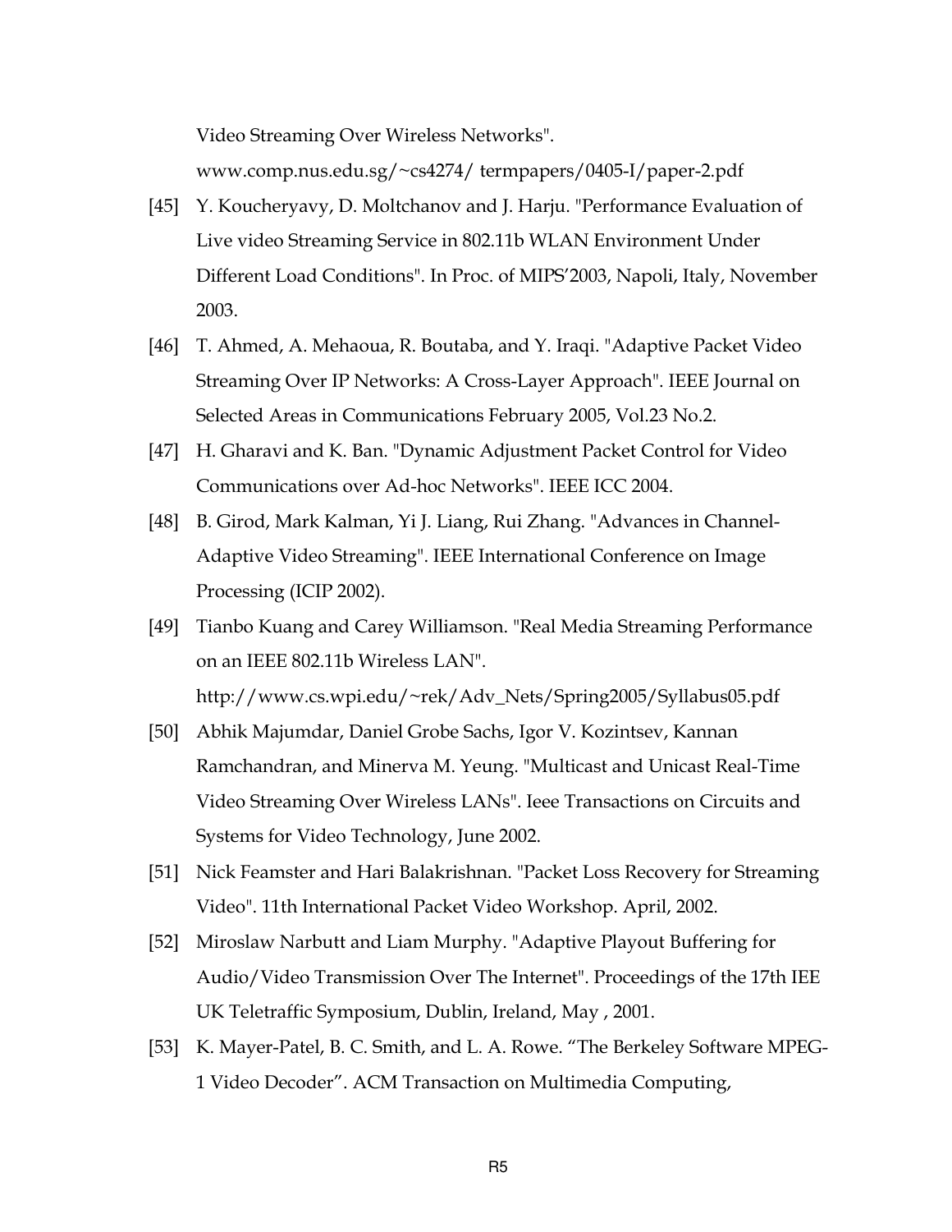Video Streaming Over Wireless Networks". www.comp.nus.edu.sg/~cs4274/ termpapers/0405-I/paper-2.pdf

[45] Y. Koucheryavy, D. Moltchanov and J. Harju. "Performance Evaluation of Live video Streaming Service in 802.11b WLAN Environment Under Different Load Conditions". In Proc. of MIPS'2003, Napoli, Italy, November 2003.

[46] T. Ahmed, A. Mehaoua, R. Boutaba, and Y. Iraqi. "Adaptive Packet Video Streaming Over IP Networks: A Cross-Layer Approach". IEEE Journal on Selected Areas in Communications February 2005, Vol.23 No.2.

[47] H. Gharavi and K. Ban. "Dynamic Adjustment Packet Control for Video Communications over Ad-hoc Networks". IEEE ICC 2004.

[48] B. Girod, Mark Kalman, Yi J. Liang, Rui Zhang. "Advances in Channel-Adaptive Video Streaming". IEEE International Conference on Image Processing (ICIP 2002).

[49] Tianbo Kuang and Carey Williamson. "Real Media Streaming Performance on an IEEE 802.11b Wireless LAN". http://www.cs.wpi.edu/~rek/Adv_Nets/Spring2005/Syllabus05.pdf

[50] Abhik Majumdar, Daniel Grobe Sachs, Igor V. Kozintsev, Kannan Ramchandran, and Minerva M. Yeung. "Multicast and Unicast Real-Time Video Streaming Over Wireless LANs". Ieee Transactions on Circuits and Systems for Video Technology, June 2002.

[51] Nick Feamster and Hari Balakrishnan. "Packet Loss Recovery for Streaming Video". 11th International Packet Video Workshop. April, 2002.

[52] Miroslaw Narbutt and Liam Murphy. "Adaptive Playout Buffering for Audio/Video Transmission Over The Internet". Proceedings of the 17th IEE UK Teletraffic Symposium, Dublin, Ireland, May , 2001.

[53] K. Mayer-Patel, B. C. Smith, and L. A. Rowe. "The Berkeley Software MPEG-1 Video Decoder". ACM Transaction on Multimedia Computing,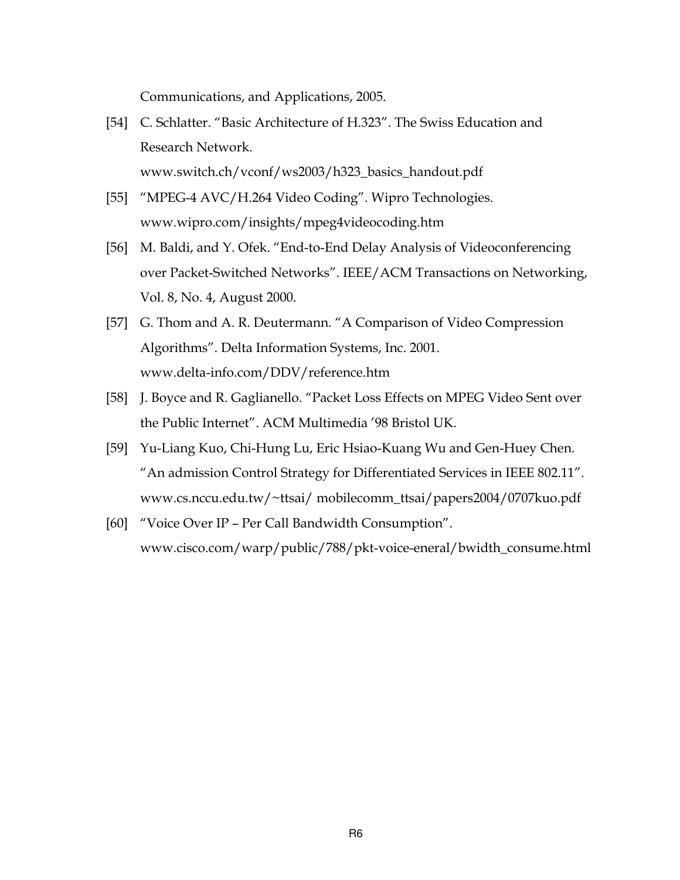Communications, and Applications, 2005.

[54] C. Schlatter. "Basic Architecture of H.323". The Swiss Education and Research Network. www.switch.ch/vconf/ws2003/h323_basics_handout.pdf

[55] "MPEG-4 AVC/H.264 Video Coding". Wipro Technologies. www.wipro.com/insights/mpeg4videocoding.htm

[56] M. Baldi, and Y. Ofek. "End-to-End Delay Analysis of Videoconferencing over Packet-Switched Networks". IEEE/ACM Transactions on Networking, Vol. 8, No. 4, August 2000.

[57] G. Thom and A. R. Deutermann. "A Comparison of Video Compression Algorithms". Delta Information Systems, Inc. 2001. www.delta-info.com/DDV/reference.htm

[58] J. Boyce and R. Gaglianello. "Packet Loss Effects on MPEG Video Sent over the Public Internet". ACM Multimedia '98 Bristol UK.

[59] Yu-Liang Kuo, Chi-Hung Lu, Eric Hsiao-Kuang Wu and Gen-Huey Chen. "An admission Control Strategy for Differentiated Services in IEEE 802.11". www.cs.nccu.edu.tw/~ttsai/ mobilecomm_ttsai/papers2004/0707kuo.pdf

[60] "Voice Over IP – Per Call Bandwidth Consumption". www.cisco.com/warp/public/788/pkt-voice-eneral/bwidth_consume.html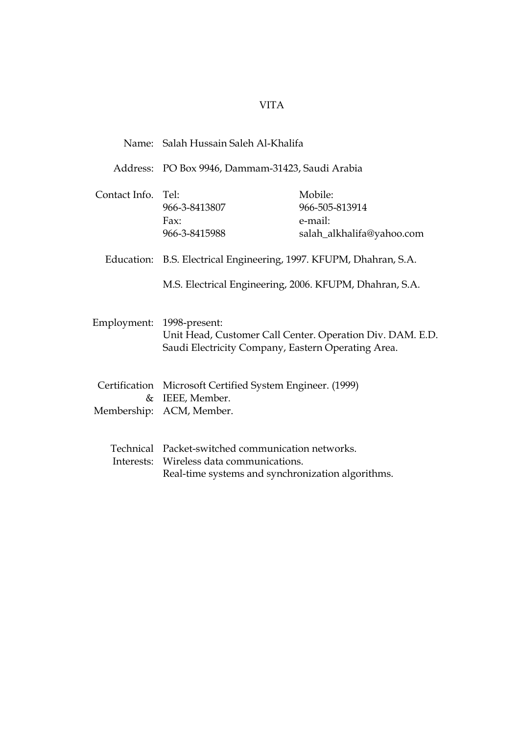# VITA

| | | |
|---|---|---|
| Name: | Salah Hussain Saleh Al-Khalifa | |
| Address: | PO Box 9946, Dammam-31423, Saudi Arabia | |
| Contact Info. | Tel:<br>966-3-8413807<br>Fax:<br>966-3-8415988 | Mobile:<br>966-505-813914<br>e-mail:<br>salah_alkhalifa@yahoo.com |
| Education: | B.S. Electrical Engineering, 1997. KFUPM, Dhahran, S.A.<br><br>M.S. Electrical Engineering, 2006. KFUPM, Dhahran, S.A. | |
| Employment: | 1998-present:<br>Unit Head, Customer Call Center. Operation Div. DAM. E.D.<br>Saudi Electricity Company, Eastern Operating Area. | |
| Certification & Membership: | Microsoft Certified System Engineer. (1999)<br>IEEE, Member.<br>ACM, Member. | |
| Technical Interests: | Packet-switched communication networks.<br>Wireless data communications.<br>Real-time systems and synchronization algorithms. | |